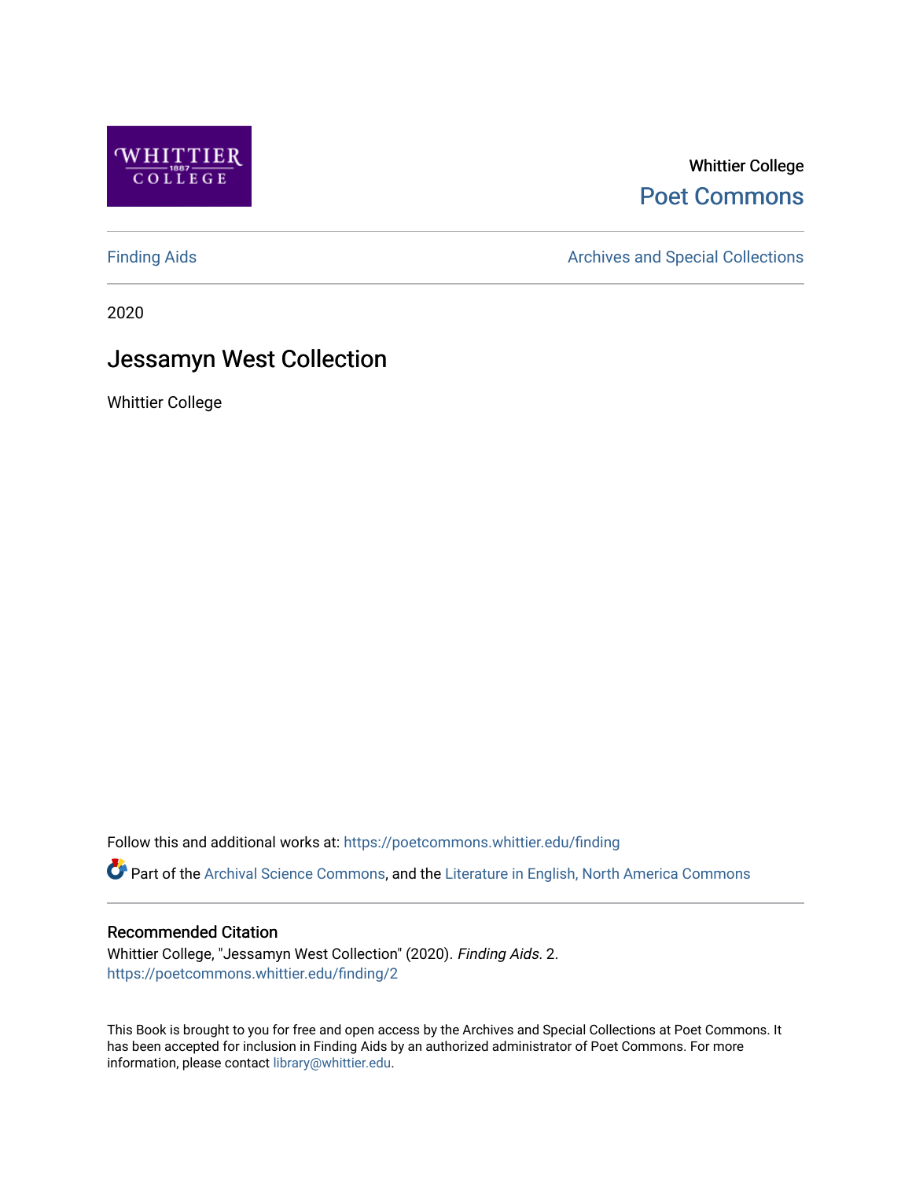Whittier College

Poet Commons

Finding Aids

Archives and Special Collections

2020

# Jessamyn West Collection

Whittier College

Follow this and additional works at: https://poetcommons.whittier.edu/finding

Part of the Archival Science Commons, and the Literature in English, North America Commons

## Recommended Citation

Whittier College, "Jessamyn West Collection" (2020). *Finding Aids*. 2.
https://poetcommons.whittier.edu/finding/2

This Book is brought to you for free and open access by the Archives and Special Collections at Poet Commons. It has been accepted for inclusion in Finding Aids by an authorized administrator of Poet Commons. For more information, please contact library@whittier.edu.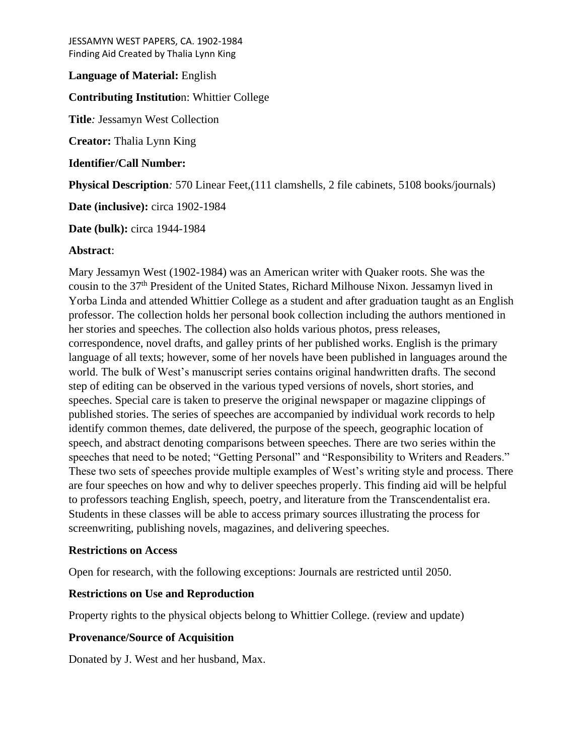JESSAMYN WEST PAPERS, CA. 1902-1984
Finding Aid Created by Thalia Lynn King

**Language of Material:** English

**Contributing Institutio**n: Whittier College

**Title***:* Jessamyn West Collection

**Creator:** Thalia Lynn King

**Identifier/Call Number:**

**Physical Description***:* 570 Linear Feet,(111 clamshells, 2 file cabinets, 5108 books/journals)

**Date (inclusive):** circa 1902-1984

**Date (bulk):** circa 1944-1984

**Abstract**:

Mary Jessamyn West (1902-1984) was an American writer with Quaker roots. She was the cousin to the 37th President of the United States, Richard Milhouse Nixon. Jessamyn lived in Yorba Linda and attended Whittier College as a student and after graduation taught as an English professor. The collection holds her personal book collection including the authors mentioned in her stories and speeches. The collection also holds various photos, press releases, correspondence, novel drafts, and galley prints of her published works. English is the primary language of all texts; however, some of her novels have been published in languages around the world. The bulk of West's manuscript series contains original handwritten drafts. The second step of editing can be observed in the various typed versions of novels, short stories, and speeches. Special care is taken to preserve the original newspaper or magazine clippings of published stories. The series of speeches are accompanied by individual work records to help identify common themes, date delivered, the purpose of the speech, geographic location of speech, and abstract denoting comparisons between speeches. There are two series within the speeches that need to be noted; "Getting Personal" and "Responsibility to Writers and Readers." These two sets of speeches provide multiple examples of West's writing style and process. There are four speeches on how and why to deliver speeches properly. This finding aid will be helpful to professors teaching English, speech, poetry, and literature from the Transcendentalist era. Students in these classes will be able to access primary sources illustrating the process for screenwriting, publishing novels, magazines, and delivering speeches.

**Restrictions on Access**

Open for research, with the following exceptions: Journals are restricted until 2050.

**Restrictions on Use and Reproduction**

Property rights to the physical objects belong to Whittier College. (review and update)

**Provenance/Source of Acquisition**

Donated by J. West and her husband, Max.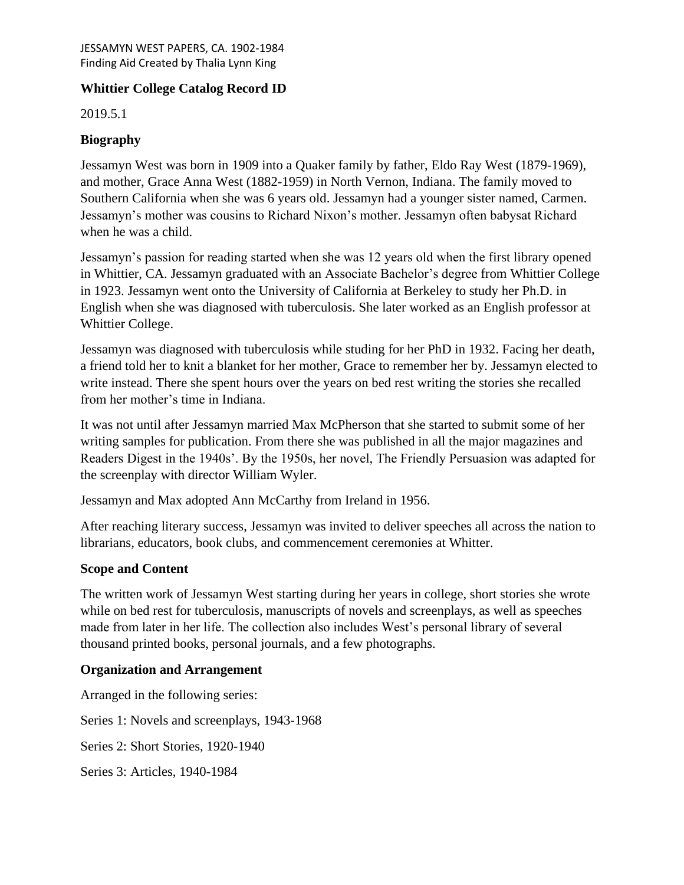JESSAMYN WEST PAPERS, CA. 1902-1984
Finding Aid Created by Thalia Lynn King

**Whittier College Catalog Record ID**

2019.5.1

**Biography**

Jessamyn West was born in 1909 into a Quaker family by father, Eldo Ray West (1879-1969), and mother, Grace Anna West (1882-1959) in North Vernon, Indiana. The family moved to Southern California when she was 6 years old. Jessamyn had a younger sister named, Carmen. Jessamyn's mother was cousins to Richard Nixon's mother. Jessamyn often babysat Richard when he was a child.

Jessamyn's passion for reading started when she was 12 years old when the first library opened in Whittier, CA. Jessamyn graduated with an Associate Bachelor's degree from Whittier College in 1923. Jessamyn went onto the University of California at Berkeley to study her Ph.D. in English when she was diagnosed with tuberculosis. She later worked as an English professor at Whittier College.

Jessamyn was diagnosed with tuberculosis while studing for her PhD in 1932. Facing her death, a friend told her to knit a blanket for her mother, Grace to remember her by. Jessamyn elected to write instead. There she spent hours over the years on bed rest writing the stories she recalled from her mother's time in Indiana.

It was not until after Jessamyn married Max McPherson that she started to submit some of her writing samples for publication. From there she was published in all the major magazines and Readers Digest in the 1940s'. By the 1950s, her novel, The Friendly Persuasion was adapted for the screenplay with director William Wyler.

Jessamyn and Max adopted Ann McCarthy from Ireland in 1956.

After reaching literary success, Jessamyn was invited to deliver speeches all across the nation to librarians, educators, book clubs, and commencement ceremonies at Whitter.

**Scope and Content**

The written work of Jessamyn West starting during her years in college, short stories she wrote while on bed rest for tuberculosis, manuscripts of novels and screenplays, as well as speeches made from later in her life. The collection also includes West's personal library of several thousand printed books, personal journals, and a few photographs.

**Organization and Arrangement**

Arranged in the following series:

Series 1: Novels and screenplays, 1943-1968

Series 2: Short Stories, 1920-1940

Series 3: Articles, 1940-1984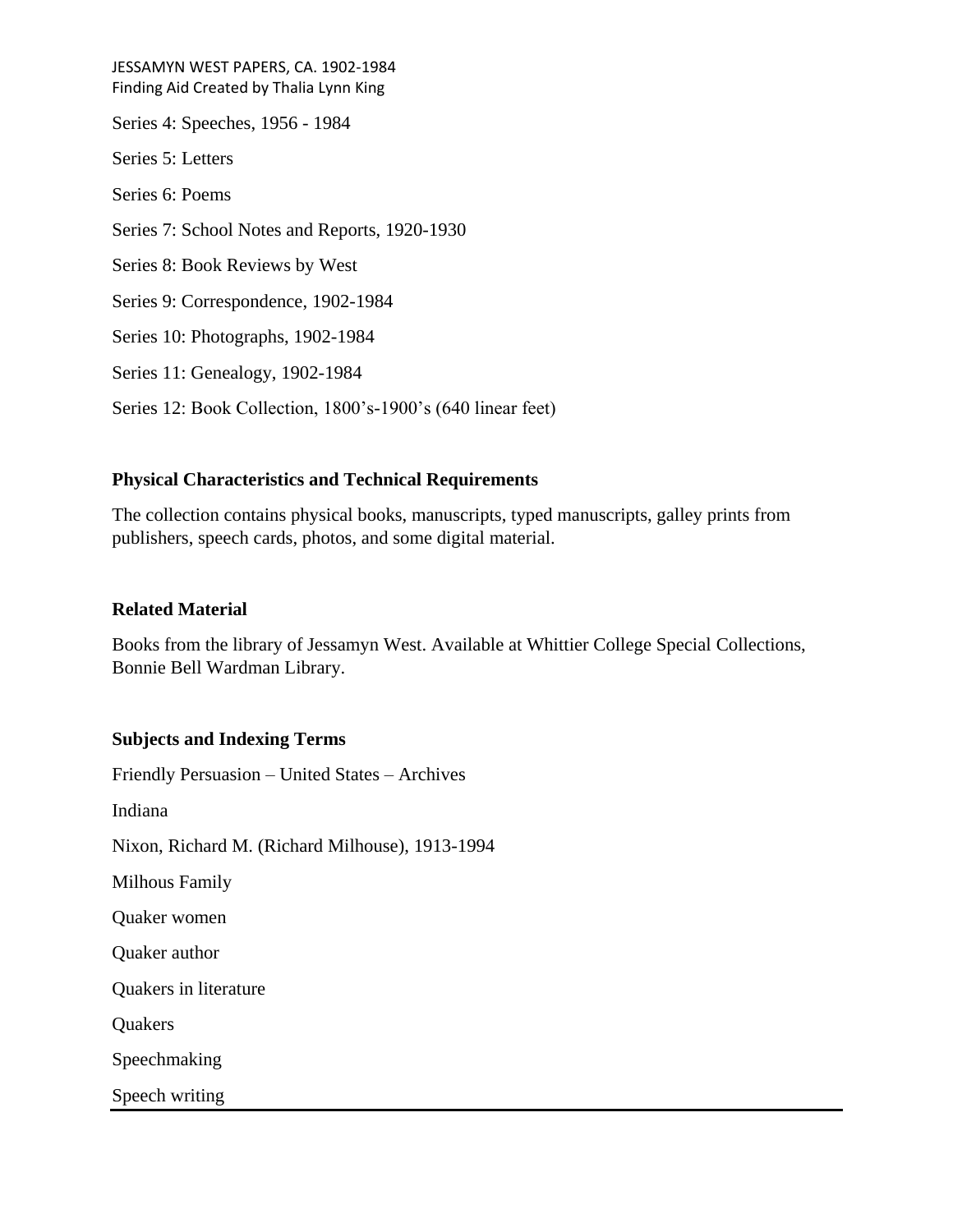Series 4: Speeches, 1956 - 1984

Series 5: Letters

Series 6: Poems

Series 7: School Notes and Reports, 1920-1930

Series 8: Book Reviews by West

Series 9: Correspondence, 1902-1984

Series 10: Photographs, 1902-1984

Series 11: Genealogy, 1902-1984

Series 12: Book Collection, 1800's-1900's (640 linear feet)

**Physical Characteristics and Technical Requirements**

The collection contains physical books, manuscripts, typed manuscripts, galley prints from publishers, speech cards, photos, and some digital material.

**Related Material**

Books from the library of Jessamyn West. Available at Whittier College Special Collections, Bonnie Bell Wardman Library.

**Subjects and Indexing Terms**

Friendly Persuasion – United States – Archives

Indiana

Nixon, Richard M. (Richard Milhouse), 1913-1994

Milhous Family

Quaker women

Quaker author

Quakers in literature

Quakers

Speechmaking

Speech writing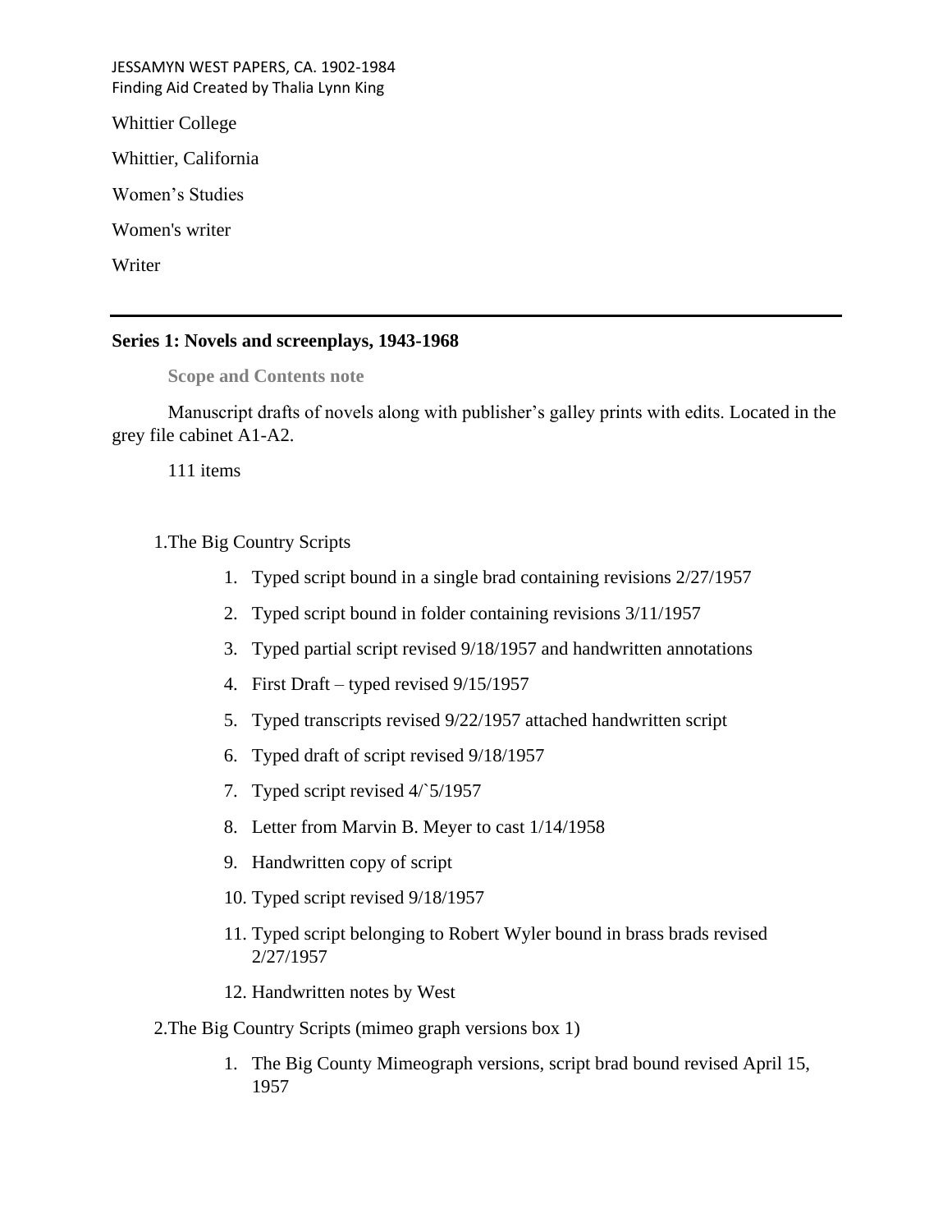Whittier College

Whittier, California

Women’s Studies

Women's writer

Writer

---

**Series 1: Novels and screenplays, 1943-1968**

**Scope and Contents note**

Manuscript drafts of novels along with publisher’s galley prints with edits. Located in the grey file cabinet A1-A2.

111 items

1.The Big Country Scripts

1. Typed script bound in a single brad containing revisions 2/27/1957
2. Typed script bound in folder containing revisions 3/11/1957
3. Typed partial script revised 9/18/1957 and handwritten annotations
4. First Draft – typed revised 9/15/1957
5. Typed transcripts revised 9/22/1957 attached handwritten script
6. Typed draft of script revised 9/18/1957
7. Typed script revised 4/`5/1957
8. Letter from Marvin B. Meyer to cast 1/14/1958
9. Handwritten copy of script
10. Typed script revised 9/18/1957
11. Typed script belonging to Robert Wyler bound in brass brads revised 2/27/1957
12. Handwritten notes by West

2.The Big Country Scripts (mimeo graph versions box 1)

1. The Big County Mimeograph versions, script brad bound revised April 15, 1957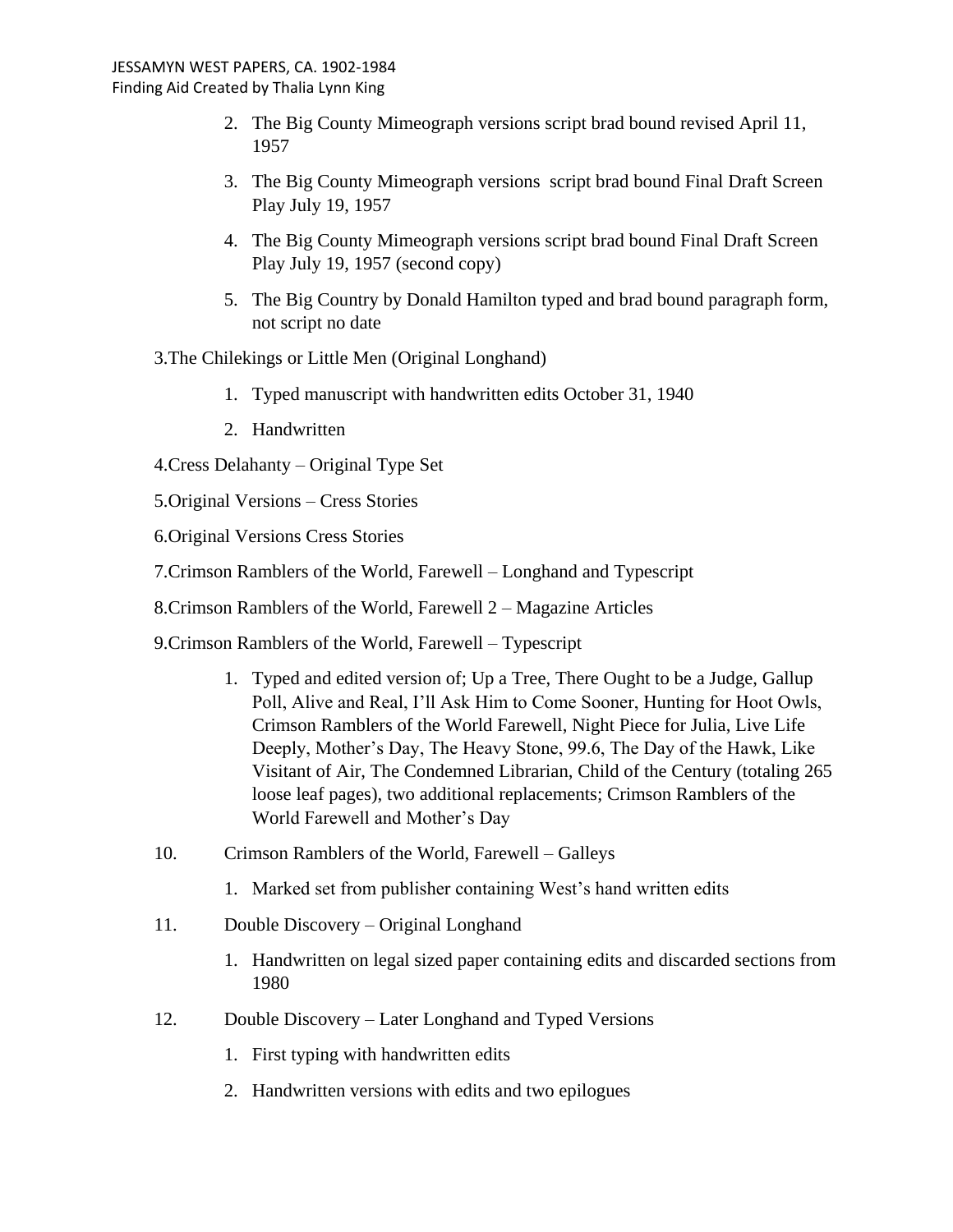2. The Big County Mimeograph versions script brad bound revised April 11, 1957
3. The Big County Mimeograph versions script brad bound Final Draft Screen Play July 19, 1957
4. The Big County Mimeograph versions script brad bound Final Draft Screen Play July 19, 1957 (second copy)
5. The Big Country by Donald Hamilton typed and brad bound paragraph form, not script no date

3.The Chilekings or Little Men (Original Longhand)

1. Typed manuscript with handwritten edits October 31, 1940
2. Handwritten

4.Cress Delahanty – Original Type Set

5.Original Versions – Cress Stories

6.Original Versions Cress Stories

7.Crimson Ramblers of the World, Farewell – Longhand and Typescript

8.Crimson Ramblers of the World, Farewell 2 – Magazine Articles

9.Crimson Ramblers of the World, Farewell – Typescript

1. Typed and edited version of; Up a Tree, There Ought to be a Judge, Gallup Poll, Alive and Real, I'll Ask Him to Come Sooner, Hunting for Hoot Owls, Crimson Ramblers of the World Farewell, Night Piece for Julia, Live Life Deeply, Mother's Day, The Heavy Stone, 99.6, The Day of the Hawk, Like Visitant of Air, The Condemned Librarian, Child of the Century (totaling 265 loose leaf pages), two additional replacements; Crimson Ramblers of the World Farewell and Mother's Day

10. Crimson Ramblers of the World, Farewell – Galleys

1. Marked set from publisher containing West's hand written edits

11. Double Discovery – Original Longhand

1. Handwritten on legal sized paper containing edits and discarded sections from 1980

12. Double Discovery – Later Longhand and Typed Versions

1. First typing with handwritten edits
2. Handwritten versions with edits and two epilogues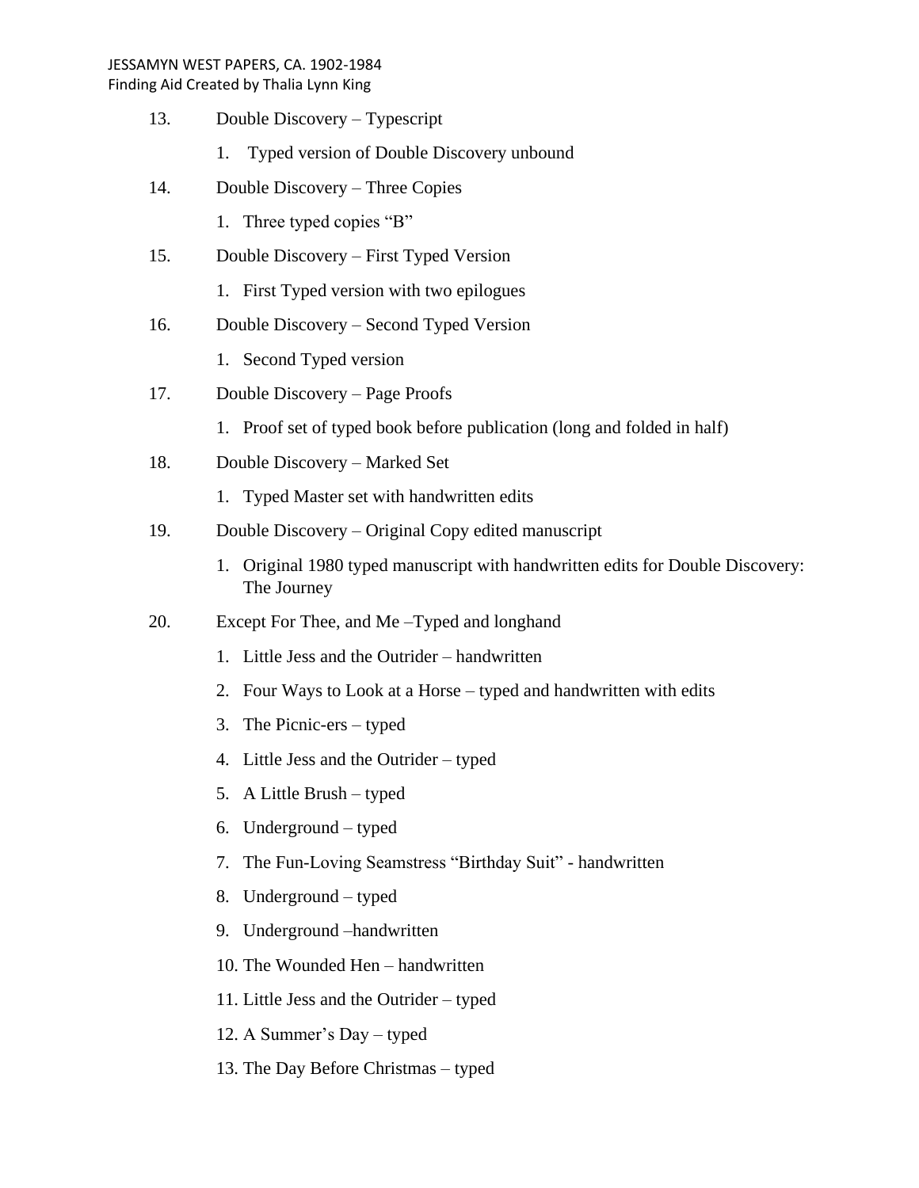13. Double Discovery – Typescript
    1. Typed version of Double Discovery unbound
14. Double Discovery – Three Copies
    1. Three typed copies "B"
15. Double Discovery – First Typed Version
    1. First Typed version with two epilogues
16. Double Discovery – Second Typed Version
    1. Second Typed version
17. Double Discovery – Page Proofs
    1. Proof set of typed book before publication (long and folded in half)
18. Double Discovery – Marked Set
    1. Typed Master set with handwritten edits
19. Double Discovery – Original Copy edited manuscript
    1. Original 1980 typed manuscript with handwritten edits for Double Discovery: The Journey
20. Except For Thee, and Me –Typed and longhand
    1. Little Jess and the Outrider – handwritten
    2. Four Ways to Look at a Horse – typed and handwritten with edits
    3. The Picnic-ers – typed
    4. Little Jess and the Outrider – typed
    5. A Little Brush – typed
    6. Underground – typed
    7. The Fun-Loving Seamstress "Birthday Suit" - handwritten
    8. Underground – typed
    9. Underground –handwritten
    10. The Wounded Hen – handwritten
    11. Little Jess and the Outrider – typed
    12. A Summer's Day – typed
    13. The Day Before Christmas – typed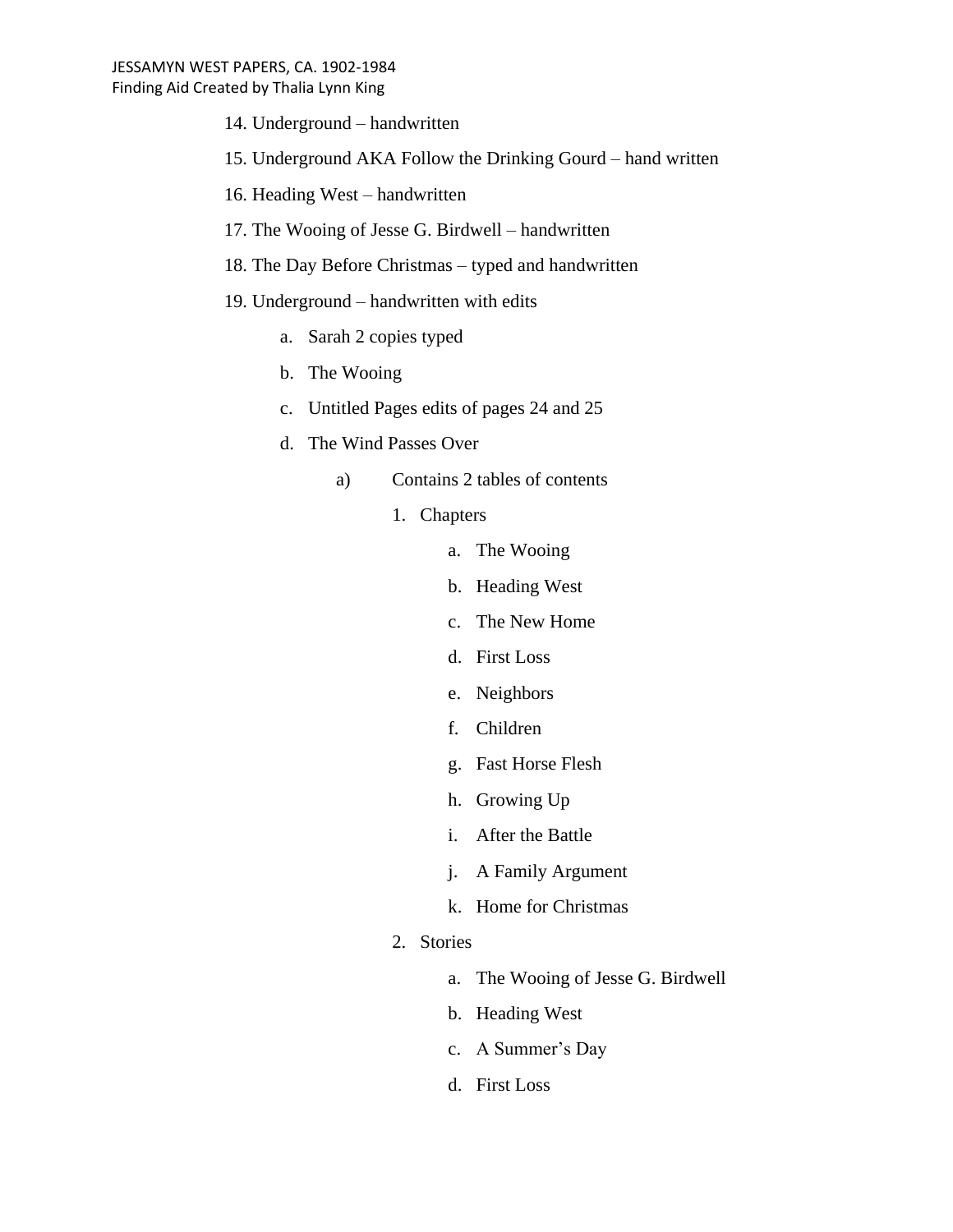14. Underground – handwritten
15. Underground AKA Follow the Drinking Gourd – hand written
16. Heading West – handwritten
17. The Wooing of Jesse G. Birdwell – handwritten
18. The Day Before Christmas – typed and handwritten
19. Underground – handwritten with edits
    - a. Sarah 2 copies typed
    - b. The Wooing
    - c. Untitled Pages edits of pages 24 and 25
    - d. The Wind Passes Over
        - a) Contains 2 tables of contents
            1. Chapters
                - a. The Wooing
                - b. Heading West
                - c. The New Home
                - d. First Loss
                - e. Neighbors
                - f. Children
                - g. Fast Horse Flesh
                - h. Growing Up
                - i. After the Battle
                - j. A Family Argument
                - k. Home for Christmas
            2. Stories
                - a. The Wooing of Jesse G. Birdwell
                - b. Heading West
                - c. A Summer's Day
                - d. First Loss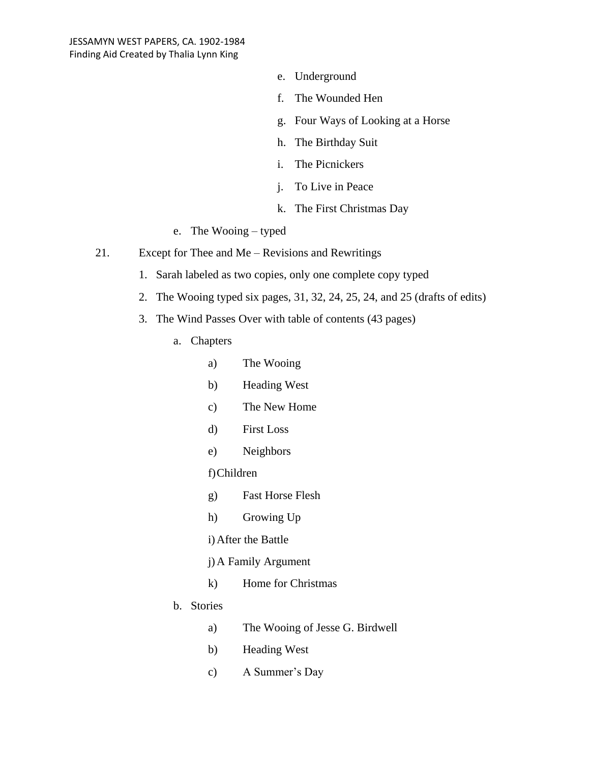e. Underground
f. The Wounded Hen
g. Four Ways of Looking at a Horse
h. The Birthday Suit
i. The Picnickers
j. To Live in Peace
k. The First Christmas Day

e. The Wooing – typed

21. Except for Thee and Me – Revisions and Rewritings

1. Sarah labeled as two copies, only one complete copy typed
2. The Wooing typed six pages, 31, 32, 24, 25, 24, and 25 (drafts of edits)
3. The Wind Passes Over with table of contents (43 pages)

   a. Chapters

      a) The Wooing
      b) Heading West
      c) The New Home
      d) First Loss
      e) Neighbors
      f) Children
      g) Fast Horse Flesh
      h) Growing Up
      i) After the Battle
      j) A Family Argument
      k) Home for Christmas

   b. Stories

      a) The Wooing of Jesse G. Birdwell
      b) Heading West
      c) A Summer's Day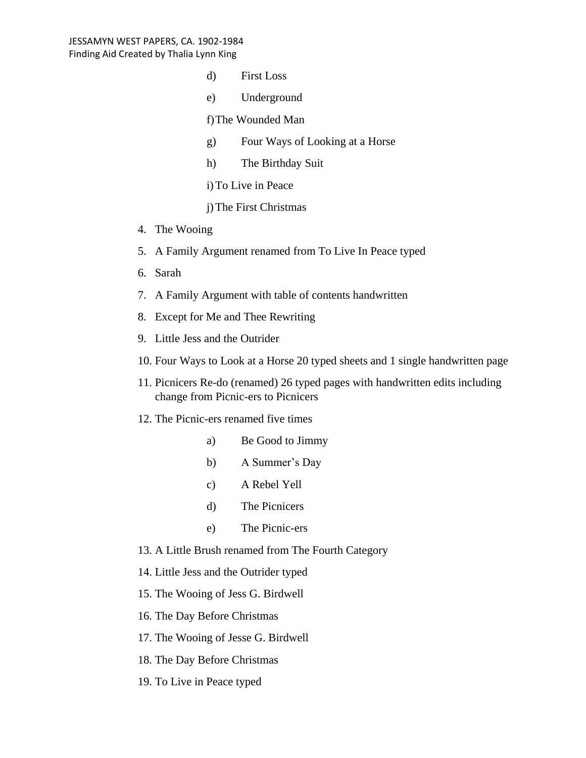d) First Loss

   e) Underground

   f) The Wounded Man

   g) Four Ways of Looking at a Horse

   h) The Birthday Suit

   i) To Live in Peace

   j) The First Christmas

4. The Wooing
5. A Family Argument renamed from To Live In Peace typed
6. Sarah
7. A Family Argument with table of contents handwritten
8. Except for Me and Thee Rewriting
9. Little Jess and the Outrider
10. Four Ways to Look at a Horse 20 typed sheets and 1 single handwritten page
11. Picnicers Re-do (renamed) 26 typed pages with handwritten edits including change from Picnic-ers to Picnicers
12. The Picnic-ers renamed five times

   a) Be Good to Jimmy

   b) A Summer's Day

   c) A Rebel Yell

   d) The Picnicers

   e) The Picnic-ers

13. A Little Brush renamed from The Fourth Category
14. Little Jess and the Outrider typed
15. The Wooing of Jess G. Birdwell
16. The Day Before Christmas
17. The Wooing of Jesse G. Birdwell
18. The Day Before Christmas
19. To Live in Peace typed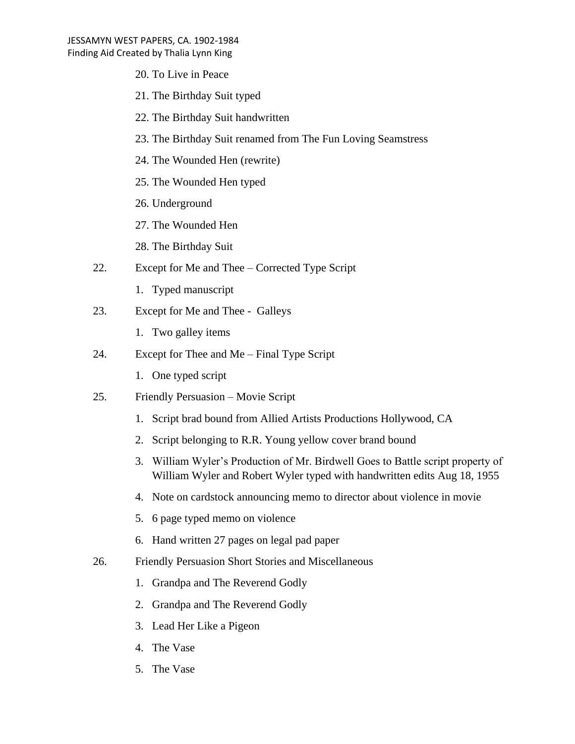20. To Live in Peace

21. The Birthday Suit typed

22. The Birthday Suit handwritten

23. The Birthday Suit renamed from The Fun Loving Seamstress

24. The Wounded Hen (rewrite)

25. The Wounded Hen typed

26. Underground

27. The Wounded Hen

28. The Birthday Suit

22. Except for Me and Thee – Corrected Type Script

    1. Typed manuscript

23. Except for Me and Thee - Galleys

    1. Two galley items

24. Except for Thee and Me – Final Type Script

    1. One typed script

25. Friendly Persuasion – Movie Script

    1. Script brad bound from Allied Artists Productions Hollywood, CA
    2. Script belonging to R.R. Young yellow cover brand bound
    3. William Wyler's Production of Mr. Birdwell Goes to Battle script property of William Wyler and Robert Wyler typed with handwritten edits Aug 18, 1955
    4. Note on cardstock announcing memo to director about violence in movie
    5. 6 page typed memo on violence
    6. Hand written 27 pages on legal pad paper

26. Friendly Persuasion Short Stories and Miscellaneous

    1. Grandpa and The Reverend Godly
    2. Grandpa and The Reverend Godly
    3. Lead Her Like a Pigeon
    4. The Vase
    5. The Vase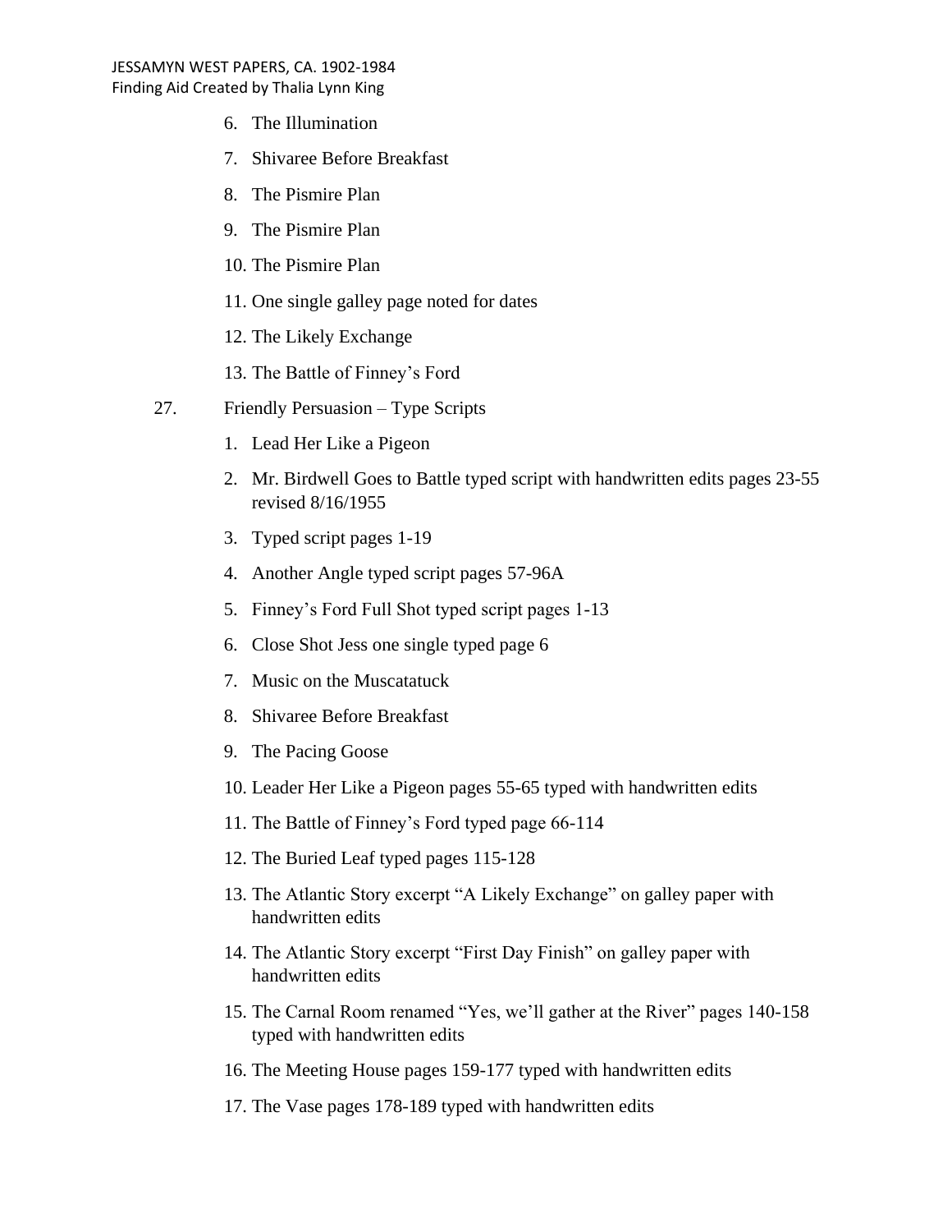6. The Illumination
7. Shivaree Before Breakfast
8. The Pismire Plan
9. The Pismire Plan
10. The Pismire Plan
11. One single galley page noted for dates
12. The Likely Exchange
13. The Battle of Finney's Ford

27. Friendly Persuasion – Type Scripts

1. Lead Her Like a Pigeon
2. Mr. Birdwell Goes to Battle typed script with handwritten edits pages 23-55 revised 8/16/1955
3. Typed script pages 1-19
4. Another Angle typed script pages 57-96A
5. Finney's Ford Full Shot typed script pages 1-13
6. Close Shot Jess one single typed page 6
7. Music on the Muscatatuck
8. Shivaree Before Breakfast
9. The Pacing Goose
10. Leader Her Like a Pigeon pages 55-65 typed with handwritten edits
11. The Battle of Finney's Ford typed page 66-114
12. The Buried Leaf typed pages 115-128
13. The Atlantic Story excerpt "A Likely Exchange" on galley paper with handwritten edits
14. The Atlantic Story excerpt "First Day Finish" on galley paper with handwritten edits
15. The Carnal Room renamed "Yes, we'll gather at the River" pages 140-158 typed with handwritten edits
16. The Meeting House pages 159-177 typed with handwritten edits
17. The Vase pages 178-189 typed with handwritten edits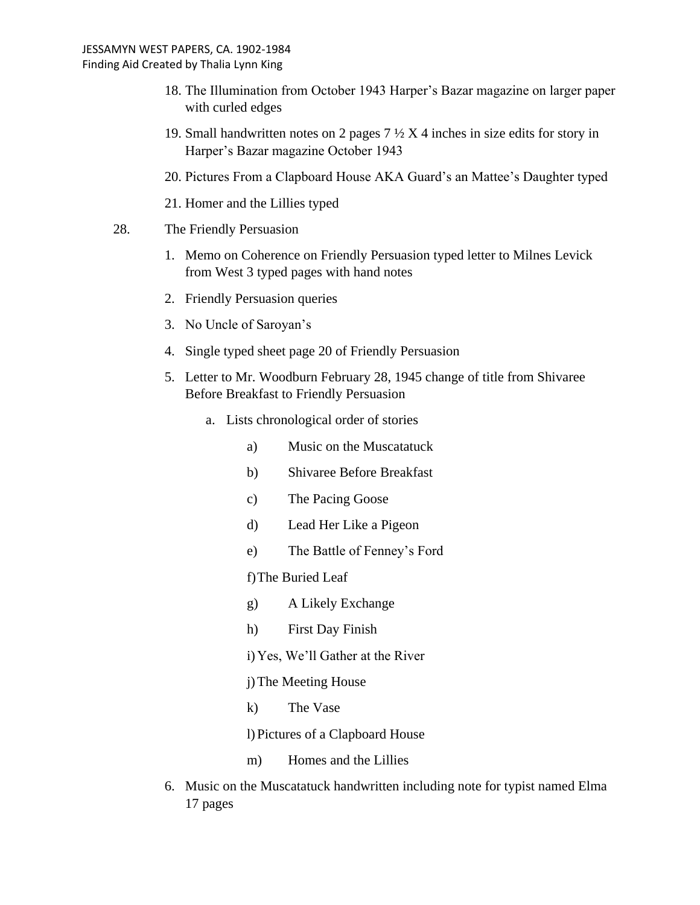18. The Illumination from October 1943 Harper's Bazar magazine on larger paper with curled edges
19. Small handwritten notes on 2 pages 7 ½ X 4 inches in size edits for story in Harper's Bazar magazine October 1943
20. Pictures From a Clapboard House AKA Guard's an Mattee's Daughter typed
21. Homer and the Lillies typed

28. The Friendly Persuasion

1. Memo on Coherence on Friendly Persuasion typed letter to Milnes Levick from West 3 typed pages with hand notes
2. Friendly Persuasion queries
3. No Uncle of Saroyan's
4. Single typed sheet page 20 of Friendly Persuasion
5. Letter to Mr. Woodburn February 28, 1945 change of title from Shivaree Before Breakfast to Friendly Persuasion
   a. Lists chronological order of stories
      a) Music on the Muscatatuck
      b) Shivaree Before Breakfast
      c) The Pacing Goose
      d) Lead Her Like a Pigeon
      e) The Battle of Fenney's Ford
      f) The Buried Leaf
      g) A Likely Exchange
      h) First Day Finish
      i) Yes, We'll Gather at the River
      j) The Meeting House
      k) The Vase
      l) Pictures of a Clapboard House
      m) Homes and the Lillies
6. Music on the Muscatatuck handwritten including note for typist named Elma 17 pages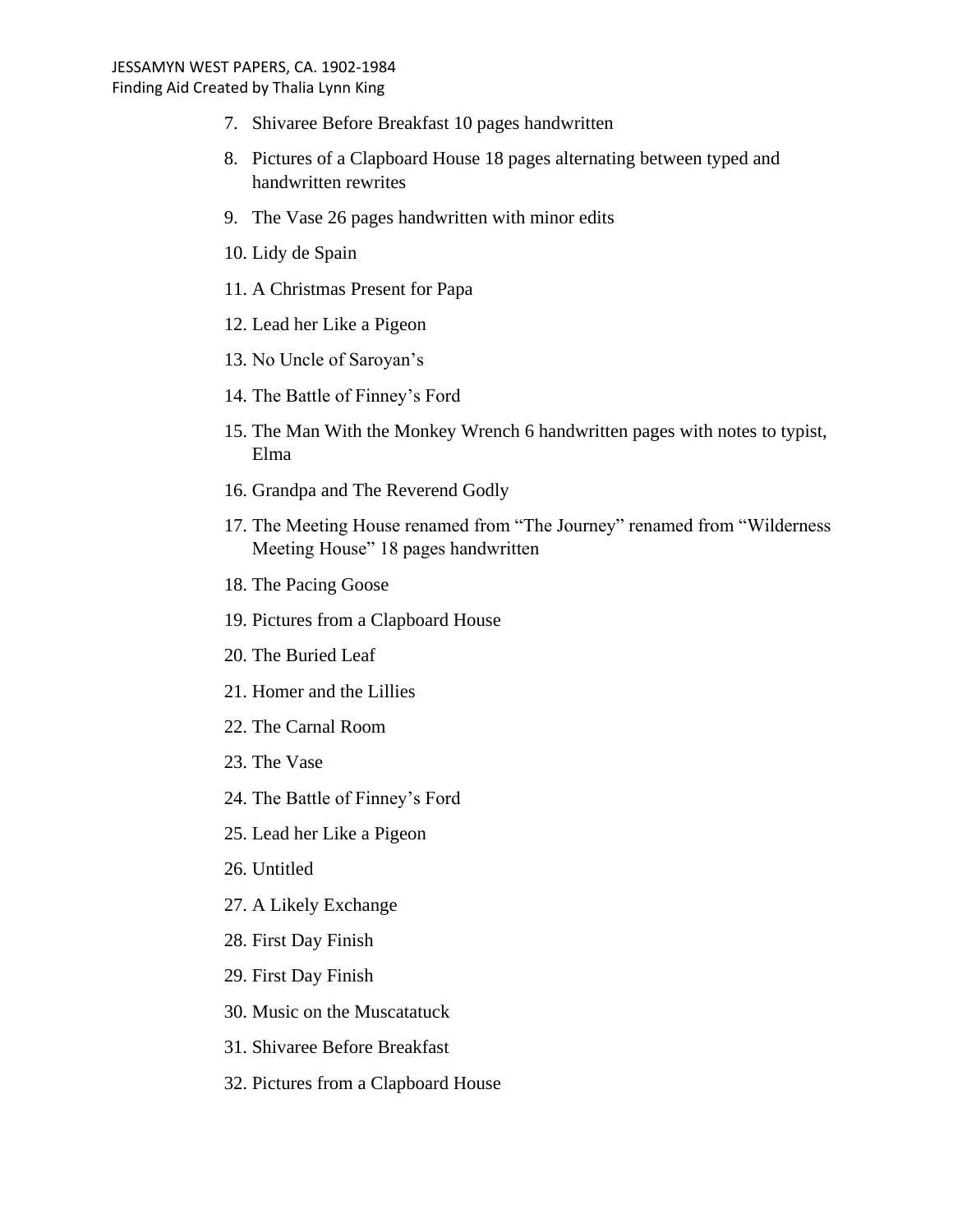7. Shivaree Before Breakfast 10 pages handwritten
8. Pictures of a Clapboard House 18 pages alternating between typed and handwritten rewrites
9. The Vase 26 pages handwritten with minor edits
10. Lidy de Spain
11. A Christmas Present for Papa
12. Lead her Like a Pigeon
13. No Uncle of Saroyan's
14. The Battle of Finney's Ford
15. The Man With the Monkey Wrench 6 handwritten pages with notes to typist, Elma
16. Grandpa and The Reverend Godly
17. The Meeting House renamed from "The Journey" renamed from "Wilderness Meeting House" 18 pages handwritten
18. The Pacing Goose
19. Pictures from a Clapboard House
20. The Buried Leaf
21. Homer and the Lillies
22. The Carnal Room
23. The Vase
24. The Battle of Finney's Ford
25. Lead her Like a Pigeon
26. Untitled
27. A Likely Exchange
28. First Day Finish
29. First Day Finish
30. Music on the Muscatatuck
31. Shivaree Before Breakfast
32. Pictures from a Clapboard House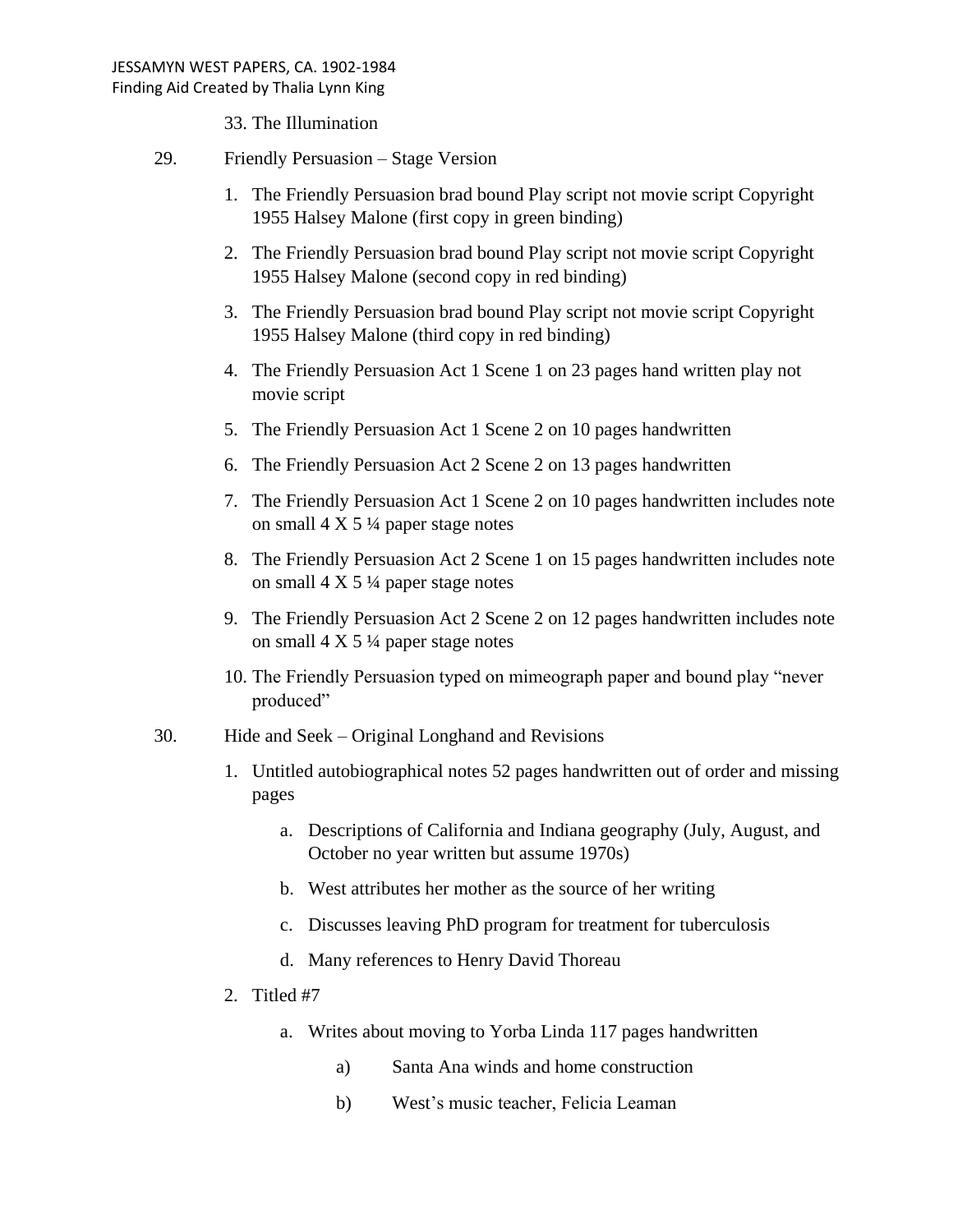33. The Illumination

29. Friendly Persuasion – Stage Version

    1. The Friendly Persuasion brad bound Play script not movie script Copyright 1955 Halsey Malone (first copy in green binding)
    2. The Friendly Persuasion brad bound Play script not movie script Copyright 1955 Halsey Malone (second copy in red binding)
    3. The Friendly Persuasion brad bound Play script not movie script Copyright 1955 Halsey Malone (third copy in red binding)
    4. The Friendly Persuasion Act 1 Scene 1 on 23 pages hand written play not movie script
    5. The Friendly Persuasion Act 1 Scene 2 on 10 pages handwritten
    6. The Friendly Persuasion Act 2 Scene 2 on 13 pages handwritten
    7. The Friendly Persuasion Act 1 Scene 2 on 10 pages handwritten includes note on small 4 X 5 ¼ paper stage notes
    8. The Friendly Persuasion Act 2 Scene 1 on 15 pages handwritten includes note on small 4 X 5 ¼ paper stage notes
    9. The Friendly Persuasion Act 2 Scene 2 on 12 pages handwritten includes note on small 4 X 5 ¼ paper stage notes
    10. The Friendly Persuasion typed on mimeograph paper and bound play "never produced"

30. Hide and Seek – Original Longhand and Revisions

    1. Untitled autobiographical notes 52 pages handwritten out of order and missing pages
        a. Descriptions of California and Indiana geography (July, August, and October no year written but assume 1970s)
        b. West attributes her mother as the source of her writing
        c. Discusses leaving PhD program for treatment for tuberculosis
        d. Many references to Henry David Thoreau
    2. Titled #7
        a. Writes about moving to Yorba Linda 117 pages handwritten
            a) Santa Ana winds and home construction
            b) West's music teacher, Felicia Leaman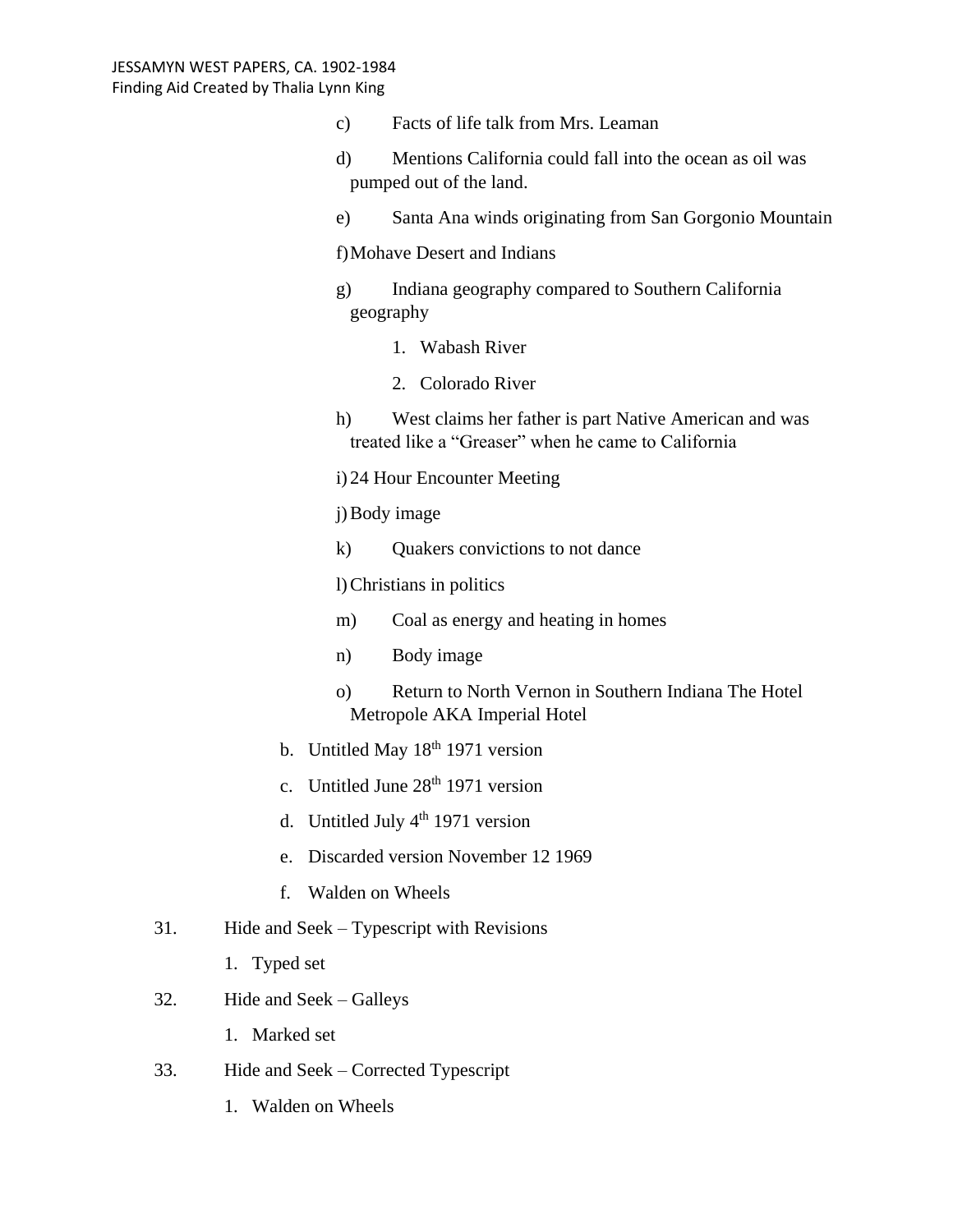c) Facts of life talk from Mrs. Leaman

d) Mentions California could fall into the ocean as oil was pumped out of the land.

e) Santa Ana winds originating from San Gorgonio Mountain

f) Mohave Desert and Indians

g) Indiana geography compared to Southern California geography

1. Wabash River
2. Colorado River

h) West claims her father is part Native American and was treated like a "Greaser" when he came to California

i) 24 Hour Encounter Meeting

j) Body image

k) Quakers convictions to not dance

l) Christians in politics

m) Coal as energy and heating in homes

n) Body image

o) Return to North Vernon in Southern Indiana The Hotel Metropole AKA Imperial Hotel

b. Untitled May 18th 1971 version
c. Untitled June 28th 1971 version
d. Untitled July 4th 1971 version
e. Discarded version November 12 1969
f. Walden on Wheels

31. Hide and Seek – Typescript with Revisions
    1. Typed set
32. Hide and Seek – Galleys
    1. Marked set
33. Hide and Seek – Corrected Typescript
    1. Walden on Wheels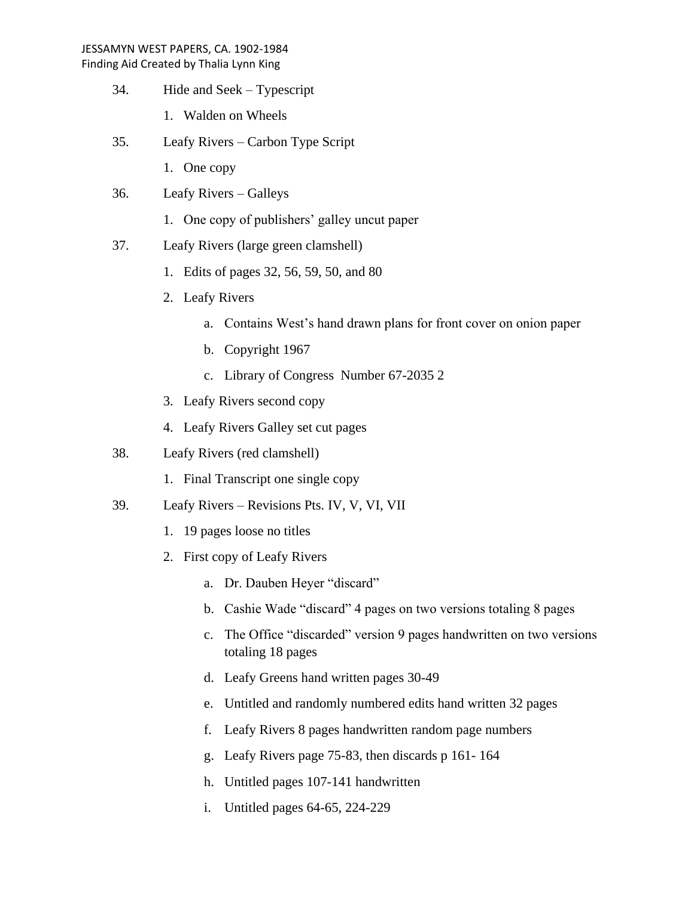34. Hide and Seek – Typescript
    1. Walden on Wheels
35. Leafy Rivers – Carbon Type Script
    1. One copy
36. Leafy Rivers – Galleys
    1. One copy of publishers' galley uncut paper
37. Leafy Rivers (large green clamshell)
    1. Edits of pages 32, 56, 59, 50, and 80
    2. Leafy Rivers
        a. Contains West's hand drawn plans for front cover on onion paper
        b. Copyright 1967
        c. Library of Congress Number 67-2035 2
    3. Leafy Rivers second copy
    4. Leafy Rivers Galley set cut pages
38. Leafy Rivers (red clamshell)
    1. Final Transcript one single copy
39. Leafy Rivers – Revisions Pts. IV, V, VI, VII
    1. 19 pages loose no titles
    2. First copy of Leafy Rivers
        a. Dr. Dauben Heyer "discard"
        b. Cashie Wade "discard" 4 pages on two versions totaling 8 pages
        c. The Office "discarded" version 9 pages handwritten on two versions totaling 18 pages
        d. Leafy Greens hand written pages 30-49
        e. Untitled and randomly numbered edits hand written 32 pages
        f. Leafy Rivers 8 pages handwritten random page numbers
        g. Leafy Rivers page 75-83, then discards p 161- 164
        h. Untitled pages 107-141 handwritten
        i. Untitled pages 64-65, 224-229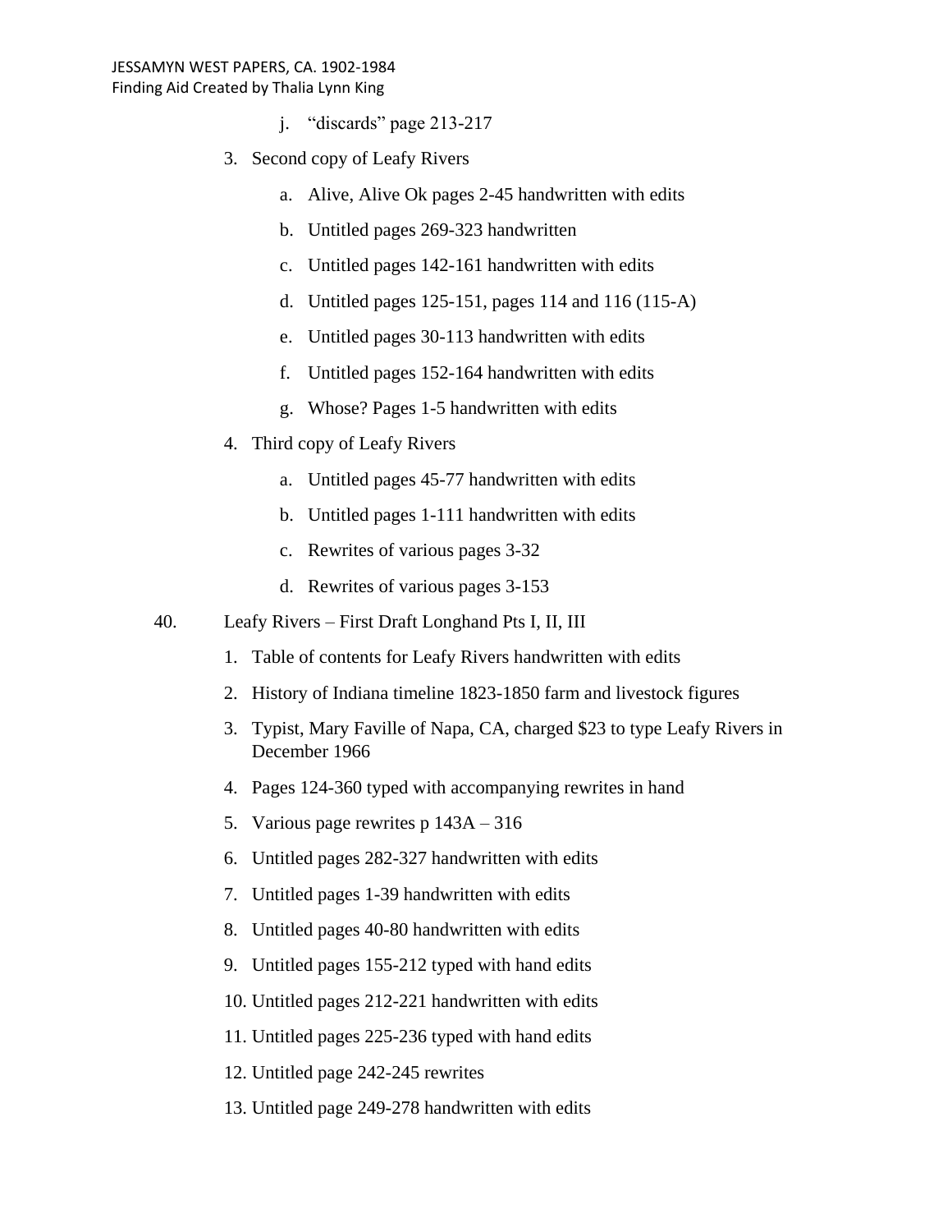j. "discards" page 213-217

3. Second copy of Leafy Rivers
    a. Alive, Alive Ok pages 2-45 handwritten with edits
    b. Untitled pages 269-323 handwritten
    c. Untitled pages 142-161 handwritten with edits
    d. Untitled pages 125-151, pages 114 and 116 (115-A)
    e. Untitled pages 30-113 handwritten with edits
    f. Untitled pages 152-164 handwritten with edits
    g. Whose? Pages 1-5 handwritten with edits
4. Third copy of Leafy Rivers
    a. Untitled pages 45-77 handwritten with edits
    b. Untitled pages 1-111 handwritten with edits
    c. Rewrites of various pages 3-32
    d. Rewrites of various pages 3-153

40. Leafy Rivers – First Draft Longhand Pts I, II, III

1. Table of contents for Leafy Rivers handwritten with edits
2. History of Indiana timeline 1823-1850 farm and livestock figures
3. Typist, Mary Faville of Napa, CA, charged $23 to type Leafy Rivers in December 1966
4. Pages 124-360 typed with accompanying rewrites in hand
5. Various page rewrites p 143A – 316
6. Untitled pages 282-327 handwritten with edits
7. Untitled pages 1-39 handwritten with edits
8. Untitled pages 40-80 handwritten with edits
9. Untitled pages 155-212 typed with hand edits
10. Untitled pages 212-221 handwritten with edits
11. Untitled pages 225-236 typed with hand edits
12. Untitled page 242-245 rewrites
13. Untitled page 249-278 handwritten with edits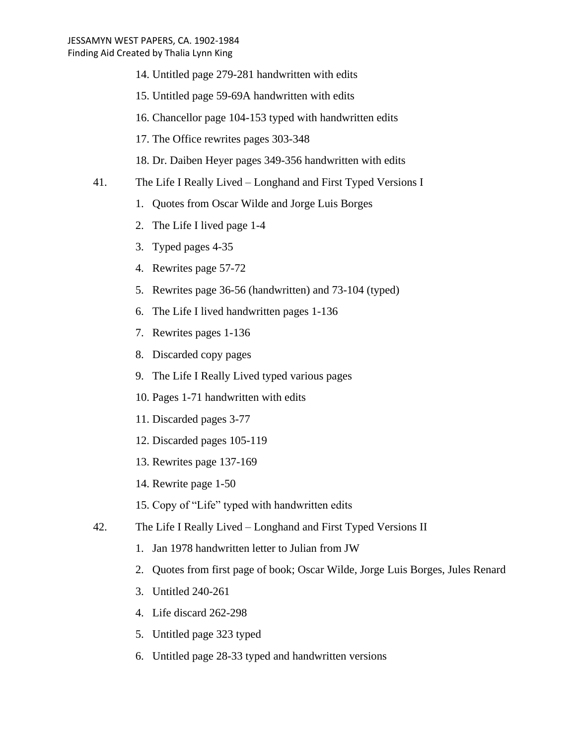14. Untitled page 279-281 handwritten with edits
15. Untitled page 59-69A handwritten with edits
16. Chancellor page 104-153 typed with handwritten edits
17. The Office rewrites pages 303-348
18. Dr. Daiben Heyer pages 349-356 handwritten with edits

41. The Life I Really Lived – Longhand and First Typed Versions I

    1. Quotes from Oscar Wilde and Jorge Luis Borges
    2. The Life I lived page 1-4
    3. Typed pages 4-35
    4. Rewrites page 57-72
    5. Rewrites page 36-56 (handwritten) and 73-104 (typed)
    6. The Life I lived handwritten pages 1-136
    7. Rewrites pages 1-136
    8. Discarded copy pages
    9. The Life I Really Lived typed various pages
    10. Pages 1-71 handwritten with edits
    11. Discarded pages 3-77
    12. Discarded pages 105-119
    13. Rewrites page 137-169
    14. Rewrite page 1-50
    15. Copy of "Life" typed with handwritten edits

42. The Life I Really Lived – Longhand and First Typed Versions II

    1. Jan 1978 handwritten letter to Julian from JW
    2. Quotes from first page of book; Oscar Wilde, Jorge Luis Borges, Jules Renard
    3. Untitled 240-261
    4. Life discard 262-298
    5. Untitled page 323 typed
    6. Untitled page 28-33 typed and handwritten versions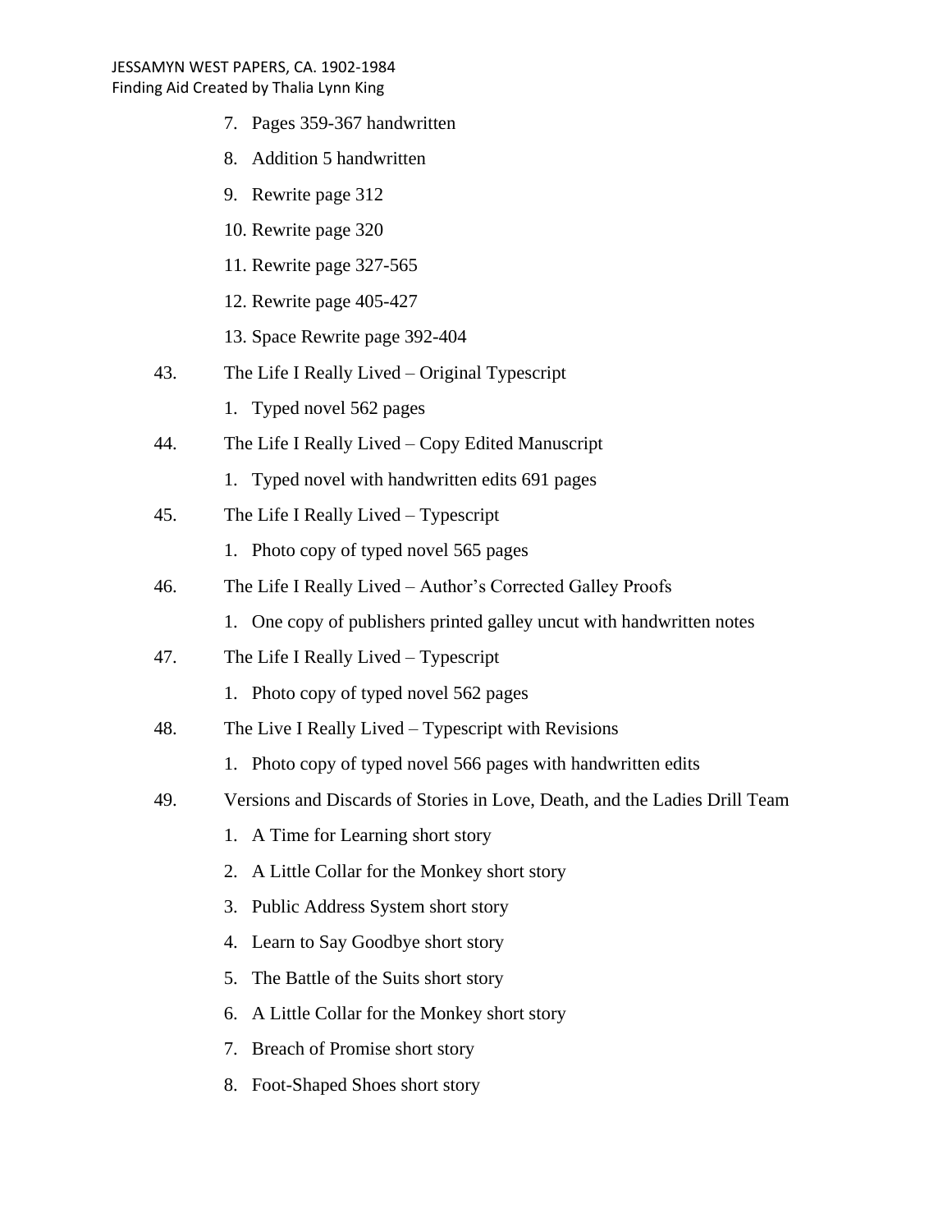7. Pages 359-367 handwritten
8. Addition 5 handwritten
9. Rewrite page 312
10. Rewrite page 320
11. Rewrite page 327-565
12. Rewrite page 405-427
13. Space Rewrite page 392-404

43. The Life I Really Lived – Original Typescript
    1. Typed novel 562 pages

44. The Life I Really Lived – Copy Edited Manuscript
    1. Typed novel with handwritten edits 691 pages

45. The Life I Really Lived – Typescript
    1. Photo copy of typed novel 565 pages

46. The Life I Really Lived – Author's Corrected Galley Proofs
    1. One copy of publishers printed galley uncut with handwritten notes

47. The Life I Really Lived – Typescript
    1. Photo copy of typed novel 562 pages

48. The Live I Really Lived – Typescript with Revisions
    1. Photo copy of typed novel 566 pages with handwritten edits

49. Versions and Discards of Stories in Love, Death, and the Ladies Drill Team
    1. A Time for Learning short story
    2. A Little Collar for the Monkey short story
    3. Public Address System short story
    4. Learn to Say Goodbye short story
    5. The Battle of the Suits short story
    6. A Little Collar for the Monkey short story
    7. Breach of Promise short story
    8. Foot-Shaped Shoes short story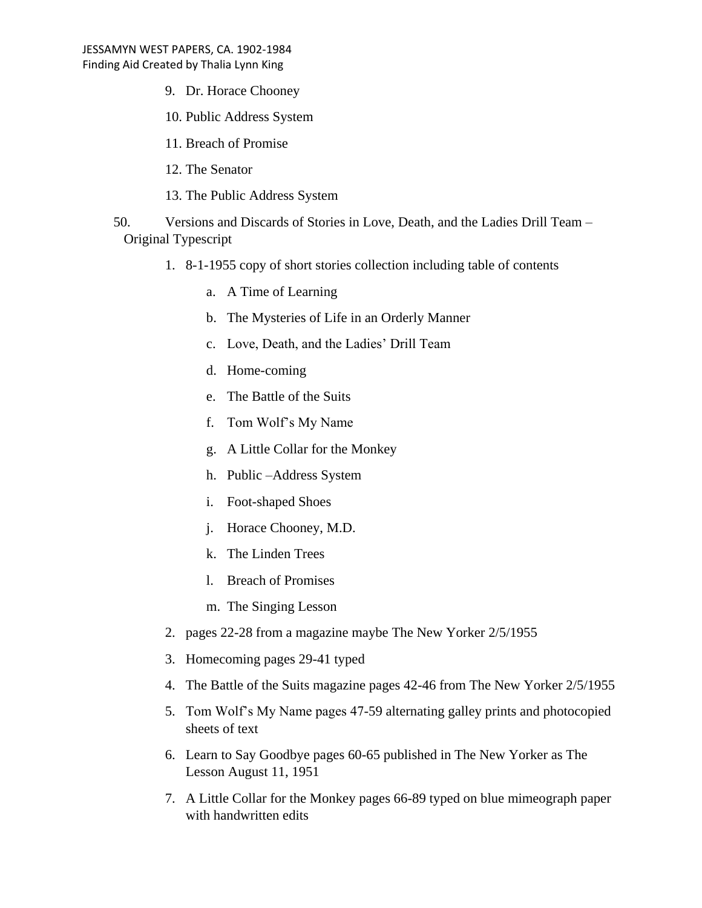9. Dr. Horace Chooney
10. Public Address System
11. Breach of Promise
12. The Senator
13. The Public Address System

50. Versions and Discards of Stories in Love, Death, and the Ladies Drill Team – Original Typescript

    1. 8-1-1955 copy of short stories collection including table of contents
        a. A Time of Learning
        b. The Mysteries of Life in an Orderly Manner
        c. Love, Death, and the Ladies' Drill Team
        d. Home-coming
        e. The Battle of the Suits
        f. Tom Wolf's My Name
        g. A Little Collar for the Monkey
        h. Public –Address System
        i. Foot-shaped Shoes
        j. Horace Chooney, M.D.
        k. The Linden Trees
        l. Breach of Promises
        m. The Singing Lesson
    2. pages 22-28 from a magazine maybe The New Yorker 2/5/1955
    3. Homecoming pages 29-41 typed
    4. The Battle of the Suits magazine pages 42-46 from The New Yorker 2/5/1955
    5. Tom Wolf's My Name pages 47-59 alternating galley prints and photocopied sheets of text
    6. Learn to Say Goodbye pages 60-65 published in The New Yorker as The Lesson August 11, 1951
    7. A Little Collar for the Monkey pages 66-89 typed on blue mimeograph paper with handwritten edits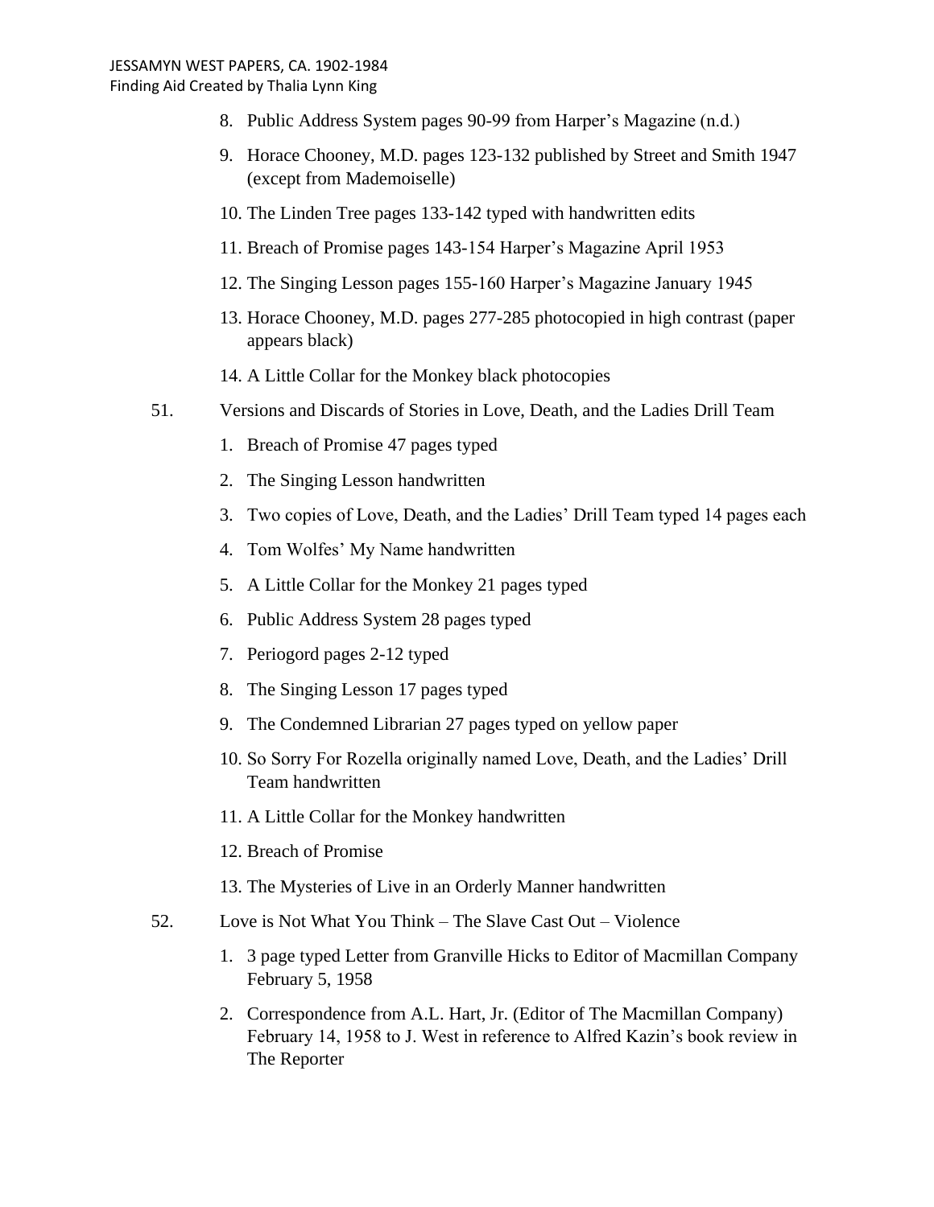8. Public Address System pages 90-99 from Harper's Magazine (n.d.)
9. Horace Chooney, M.D. pages 123-132 published by Street and Smith 1947 (except from Mademoiselle)
10. The Linden Tree pages 133-142 typed with handwritten edits
11. Breach of Promise pages 143-154 Harper's Magazine April 1953
12. The Singing Lesson pages 155-160 Harper's Magazine January 1945
13. Horace Chooney, M.D. pages 277-285 photocopied in high contrast (paper appears black)
14. A Little Collar for the Monkey black photocopies

51. Versions and Discards of Stories in Love, Death, and the Ladies Drill Team

1. Breach of Promise 47 pages typed
2. The Singing Lesson handwritten
3. Two copies of Love, Death, and the Ladies' Drill Team typed 14 pages each
4. Tom Wolfes' My Name handwritten
5. A Little Collar for the Monkey 21 pages typed
6. Public Address System 28 pages typed
7. Periogord pages 2-12 typed
8. The Singing Lesson 17 pages typed
9. The Condemned Librarian 27 pages typed on yellow paper
10. So Sorry For Rozella originally named Love, Death, and the Ladies' Drill Team handwritten
11. A Little Collar for the Monkey handwritten
12. Breach of Promise
13. The Mysteries of Live in an Orderly Manner handwritten

52. Love is Not What You Think – The Slave Cast Out – Violence

1. 3 page typed Letter from Granville Hicks to Editor of Macmillan Company February 5, 1958
2. Correspondence from A.L. Hart, Jr. (Editor of The Macmillan Company) February 14, 1958 to J. West in reference to Alfred Kazin's book review in The Reporter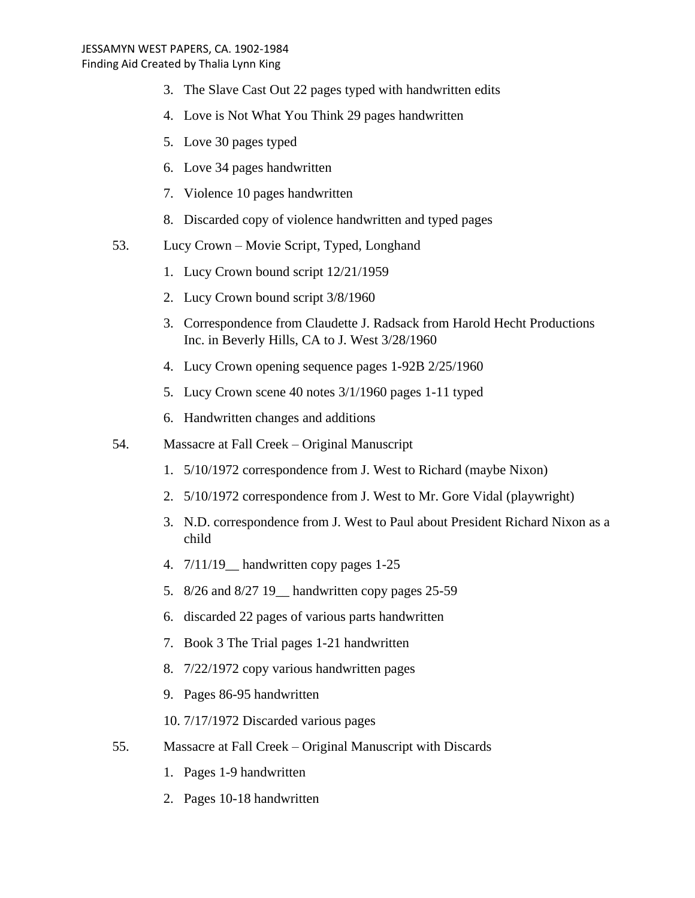3. The Slave Cast Out 22 pages typed with handwritten edits
4. Love is Not What You Think 29 pages handwritten
5. Love 30 pages typed
6. Love 34 pages handwritten
7. Violence 10 pages handwritten
8. Discarded copy of violence handwritten and typed pages

53. Lucy Crown – Movie Script, Typed, Longhand

1. Lucy Crown bound script 12/21/1959
2. Lucy Crown bound script 3/8/1960
3. Correspondence from Claudette J. Radsack from Harold Hecht Productions Inc. in Beverly Hills, CA to J. West 3/28/1960
4. Lucy Crown opening sequence pages 1-92B 2/25/1960
5. Lucy Crown scene 40 notes 3/1/1960 pages 1-11 typed
6. Handwritten changes and additions

54. Massacre at Fall Creek – Original Manuscript

1. 5/10/1972 correspondence from J. West to Richard (maybe Nixon)
2. 5/10/1972 correspondence from J. West to Mr. Gore Vidal (playwright)
3. N.D. correspondence from J. West to Paul about President Richard Nixon as a child
4. 7/11/19__ handwritten copy pages 1-25
5. 8/26 and 8/27 19__ handwritten copy pages 25-59
6. discarded 22 pages of various parts handwritten
7. Book 3 The Trial pages 1-21 handwritten
8. 7/22/1972 copy various handwritten pages
9. Pages 86-95 handwritten
10. 7/17/1972 Discarded various pages

55. Massacre at Fall Creek – Original Manuscript with Discards

1. Pages 1-9 handwritten
2. Pages 10-18 handwritten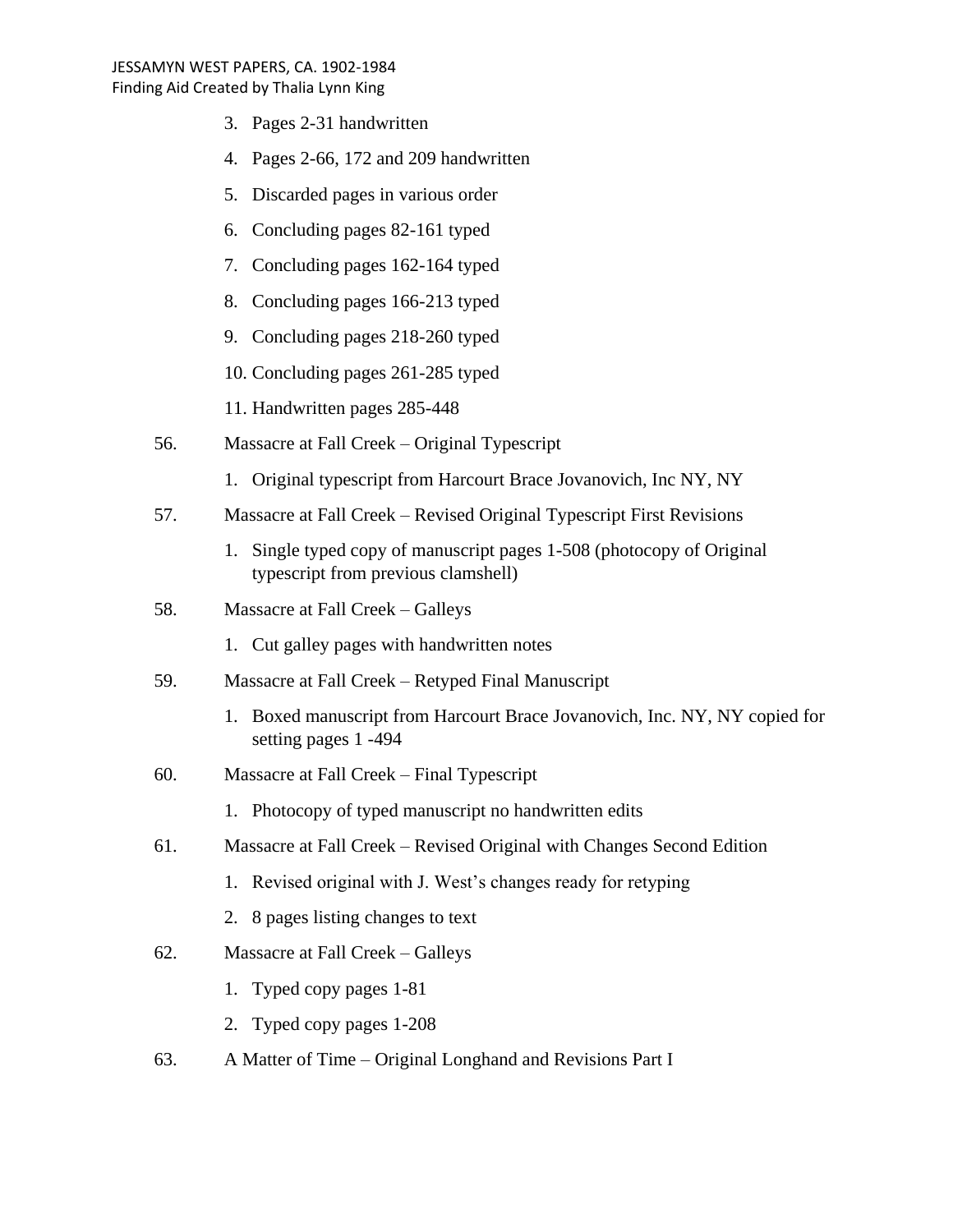3. Pages 2-31 handwritten
4. Pages 2-66, 172 and 209 handwritten
5. Discarded pages in various order
6. Concluding pages 82-161 typed
7. Concluding pages 162-164 typed
8. Concluding pages 166-213 typed
9. Concluding pages 218-260 typed
10. Concluding pages 261-285 typed
11. Handwritten pages 285-448

56. Massacre at Fall Creek – Original Typescript
    1. Original typescript from Harcourt Brace Jovanovich, Inc NY, NY

57. Massacre at Fall Creek – Revised Original Typescript First Revisions
    1. Single typed copy of manuscript pages 1-508 (photocopy of Original typescript from previous clamshell)

58. Massacre at Fall Creek – Galleys
    1. Cut galley pages with handwritten notes

59. Massacre at Fall Creek – Retyped Final Manuscript
    1. Boxed manuscript from Harcourt Brace Jovanovich, Inc. NY, NY copied for setting pages 1 -494

60. Massacre at Fall Creek – Final Typescript
    1. Photocopy of typed manuscript no handwritten edits

61. Massacre at Fall Creek – Revised Original with Changes Second Edition
    1. Revised original with J. West's changes ready for retyping
    2. 8 pages listing changes to text

62. Massacre at Fall Creek – Galleys
    1. Typed copy pages 1-81
    2. Typed copy pages 1-208

63. A Matter of Time – Original Longhand and Revisions Part I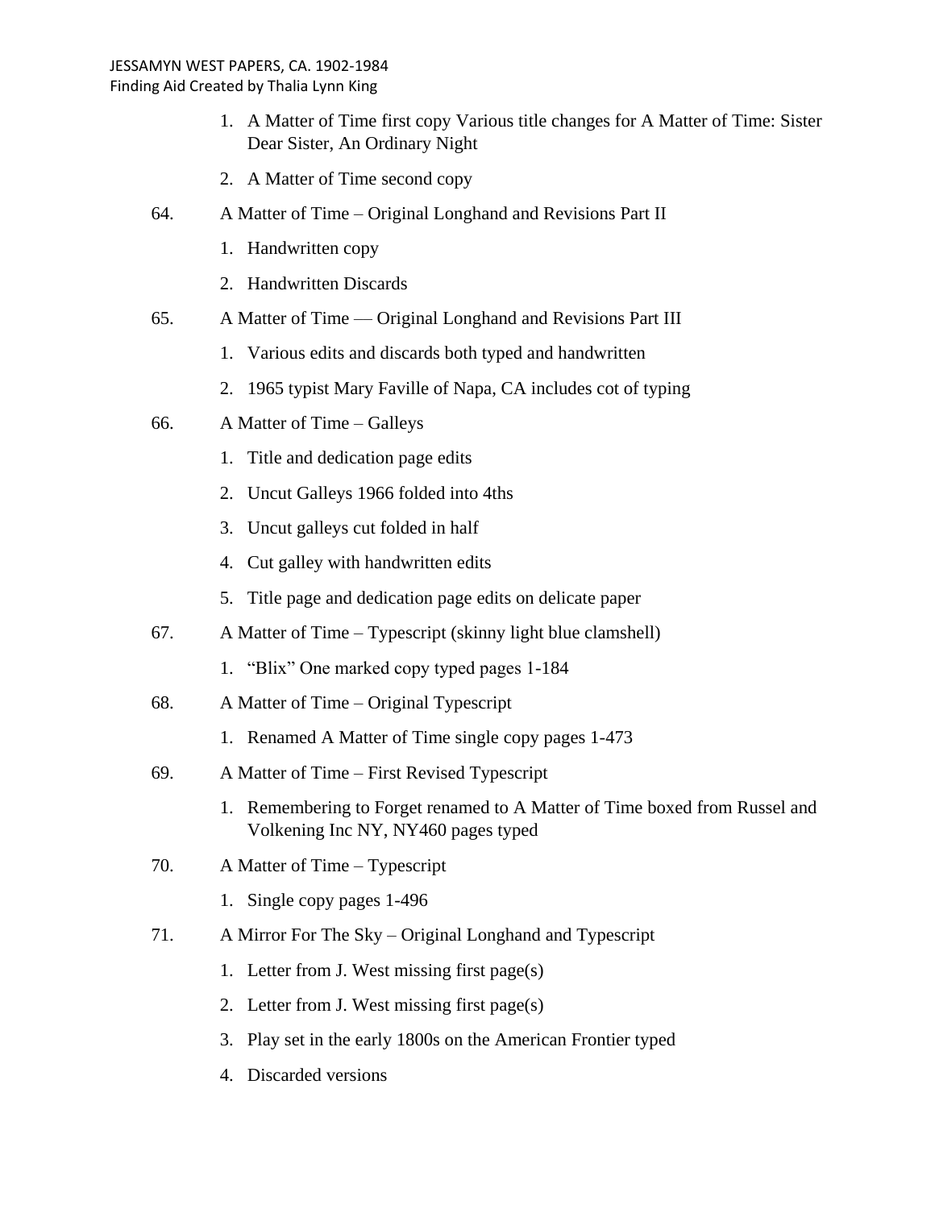1. A Matter of Time first copy Various title changes for A Matter of Time: Sister Dear Sister, An Ordinary Night
2. A Matter of Time second copy

64. A Matter of Time – Original Longhand and Revisions Part II
    1. Handwritten copy
    2. Handwritten Discards

65. A Matter of Time — Original Longhand and Revisions Part III
    1. Various edits and discards both typed and handwritten
    2. 1965 typist Mary Faville of Napa, CA includes cot of typing

66. A Matter of Time – Galleys
    1. Title and dedication page edits
    2. Uncut Galleys 1966 folded into 4ths
    3. Uncut galleys cut folded in half
    4. Cut galley with handwritten edits
    5. Title page and dedication page edits on delicate paper

67. A Matter of Time – Typescript (skinny light blue clamshell)
    1. "Blix" One marked copy typed pages 1-184

68. A Matter of Time – Original Typescript
    1. Renamed A Matter of Time single copy pages 1-473

69. A Matter of Time – First Revised Typescript
    1. Remembering to Forget renamed to A Matter of Time boxed from Russel and Volkening Inc NY, NY460 pages typed

70. A Matter of Time – Typescript
    1. Single copy pages 1-496

71. A Mirror For The Sky – Original Longhand and Typescript
    1. Letter from J. West missing first page(s)
    2. Letter from J. West missing first page(s)
    3. Play set in the early 1800s on the American Frontier typed
    4. Discarded versions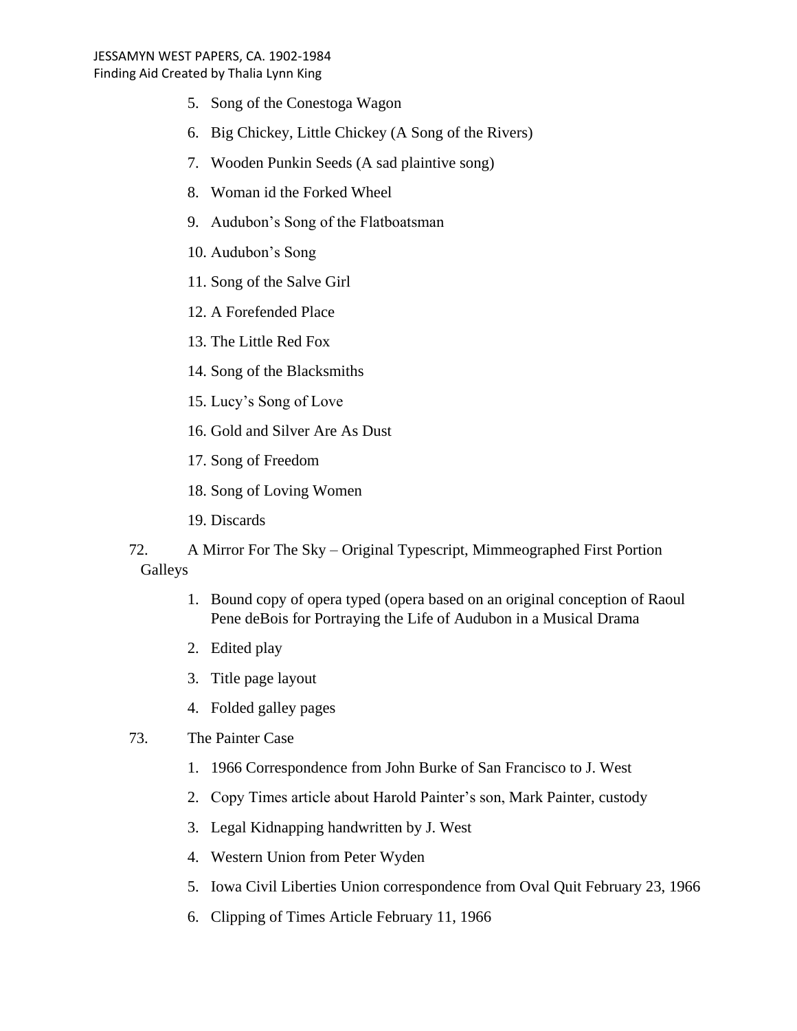5. Song of the Conestoga Wagon
6. Big Chickey, Little Chickey (A Song of the Rivers)
7. Wooden Punkin Seeds (A sad plaintive song)
8. Woman id the Forked Wheel
9. Audubon's Song of the Flatboatsman
10. Audubon's Song
11. Song of the Salve Girl
12. A Forefended Place
13. The Little Red Fox
14. Song of the Blacksmiths
15. Lucy's Song of Love
16. Gold and Silver Are As Dust
17. Song of Freedom
18. Song of Loving Women
19. Discards

72. A Mirror For The Sky – Original Typescript, Mimmeographed First Portion Galleys

1. Bound copy of opera typed (opera based on an original conception of Raoul Pene deBois for Portraying the Life of Audubon in a Musical Drama
2. Edited play
3. Title page layout
4. Folded galley pages

73. The Painter Case

1. 1966 Correspondence from John Burke of San Francisco to J. West
2. Copy Times article about Harold Painter's son, Mark Painter, custody
3. Legal Kidnapping handwritten by J. West
4. Western Union from Peter Wyden
5. Iowa Civil Liberties Union correspondence from Oval Quit February 23, 1966
6. Clipping of Times Article February 11, 1966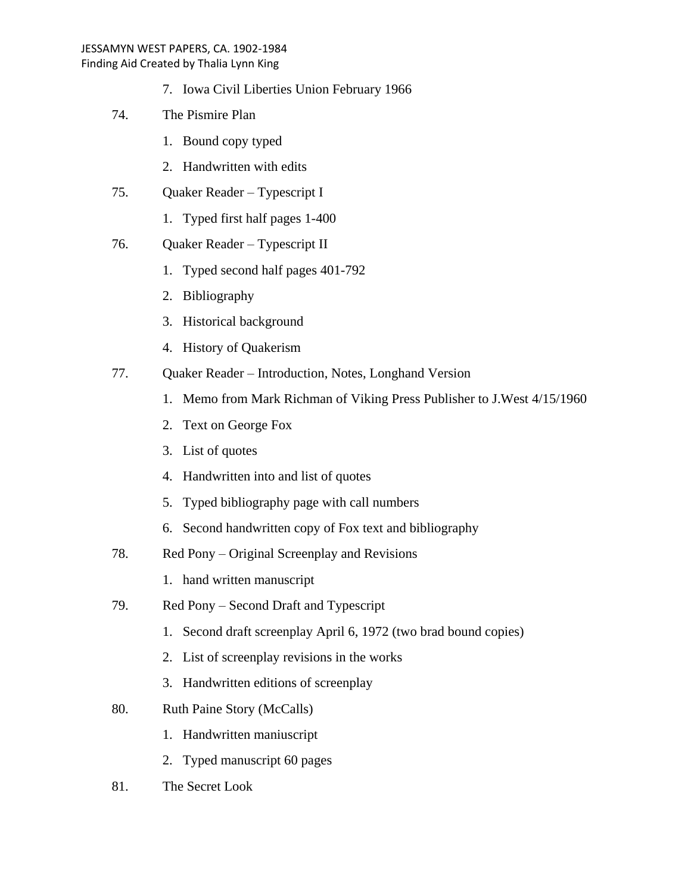7. Iowa Civil Liberties Union February 1966

74. The Pismire Plan

  1. Bound copy typed
  2. Handwritten with edits

75. Quaker Reader – Typescript I

  1. Typed first half pages 1-400

76. Quaker Reader – Typescript II

  1. Typed second half pages 401-792
  2. Bibliography
  3. Historical background
  4. History of Quakerism

77. Quaker Reader – Introduction, Notes, Longhand Version

  1. Memo from Mark Richman of Viking Press Publisher to J.West 4/15/1960
  2. Text on George Fox
  3. List of quotes
  4. Handwritten into and list of quotes
  5. Typed bibliography page with call numbers
  6. Second handwritten copy of Fox text and bibliography

78. Red Pony – Original Screenplay and Revisions

  1. hand written manuscript

79. Red Pony – Second Draft and Typescript

  1. Second draft screenplay April 6, 1972 (two brad bound copies)
  2. List of screenplay revisions in the works
  3. Handwritten editions of screenplay

80. Ruth Paine Story (McCalls)

  1. Handwritten maniuscript
  2. Typed manuscript 60 pages

81. The Secret Look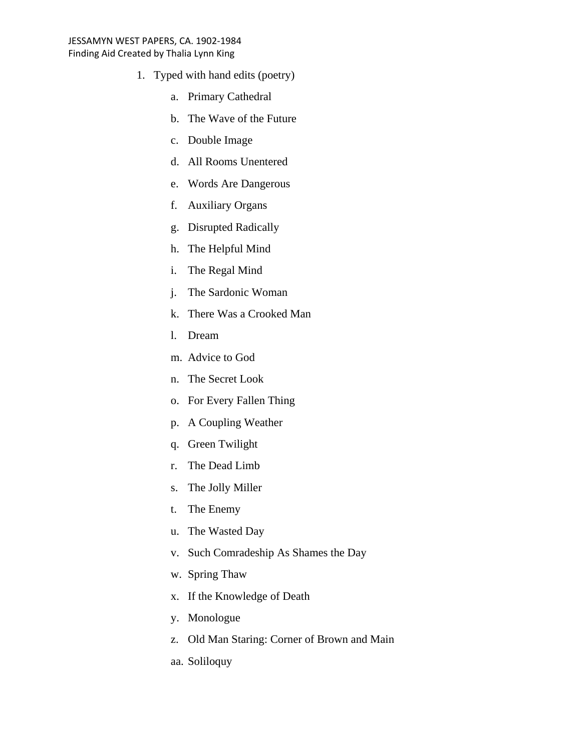1. Typed with hand edits (poetry)
    a. Primary Cathedral
    b. The Wave of the Future
    c. Double Image
    d. All Rooms Unentered
    e. Words Are Dangerous
    f. Auxiliary Organs
    g. Disrupted Radically
    h. The Helpful Mind
    i. The Regal Mind
    j. The Sardonic Woman
    k. There Was a Crooked Man
    l. Dream
    m. Advice to God
    n. The Secret Look
    o. For Every Fallen Thing
    p. A Coupling Weather
    q. Green Twilight
    r. The Dead Limb
    s. The Jolly Miller
    t. The Enemy
    u. The Wasted Day
    v. Such Comradeship As Shames the Day
    w. Spring Thaw
    x. If the Knowledge of Death
    y. Monologue
    z. Old Man Staring: Corner of Brown and Main
    aa. Soliloquy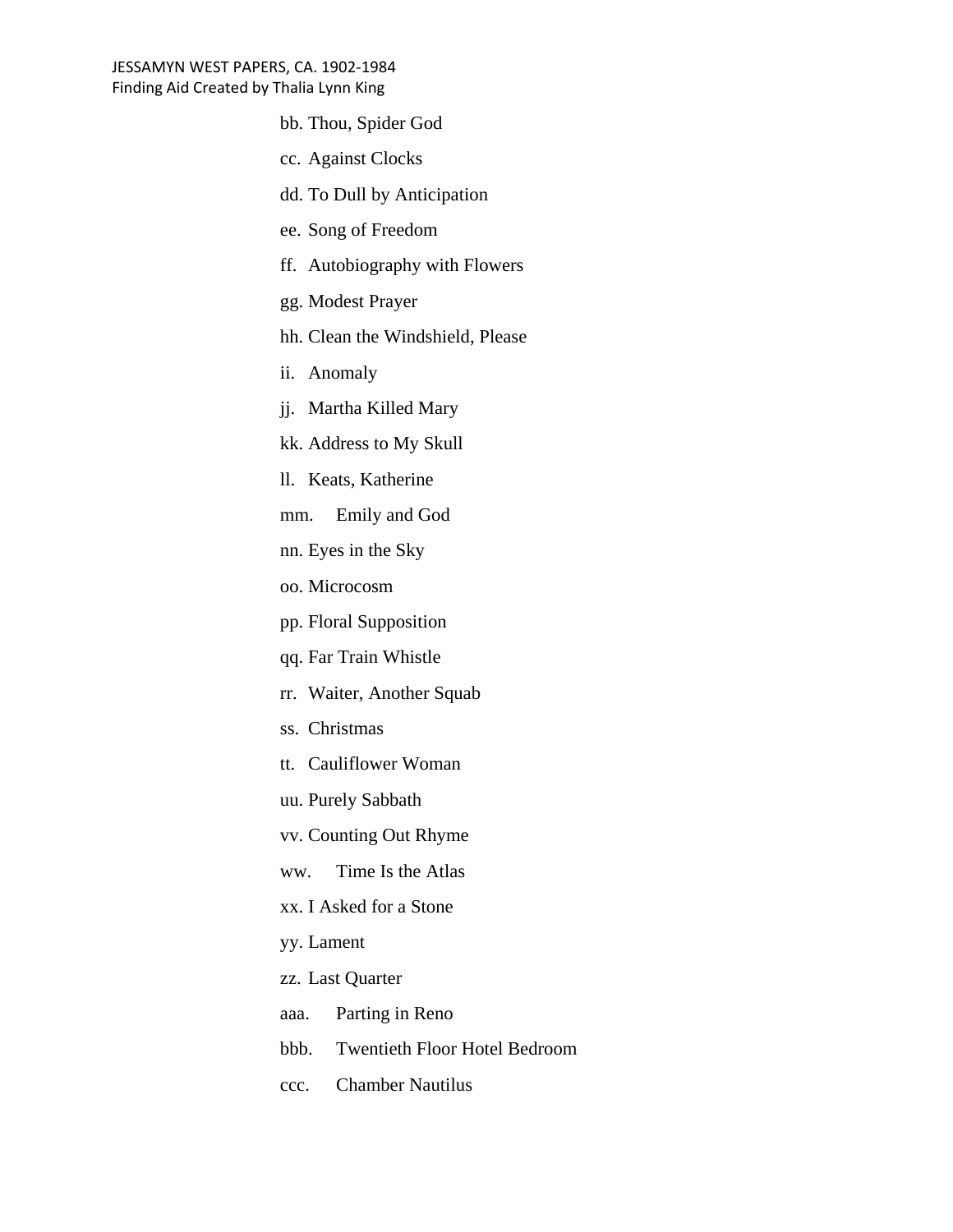bb. Thou, Spider God

cc. Against Clocks

dd. To Dull by Anticipation

ee. Song of Freedom

ff. Autobiography with Flowers

gg. Modest Prayer

hh. Clean the Windshield, Please

ii. Anomaly

jj. Martha Killed Mary

kk. Address to My Skull

ll. Keats, Katherine

mm. Emily and God

nn. Eyes in the Sky

oo. Microcosm

pp. Floral Supposition

qq. Far Train Whistle

rr. Waiter, Another Squab

ss. Christmas

tt. Cauliflower Woman

uu. Purely Sabbath

vv. Counting Out Rhyme

ww. Time Is the Atlas

xx. I Asked for a Stone

yy. Lament

zz. Last Quarter

aaa. Parting in Reno

bbb. Twentieth Floor Hotel Bedroom

ccc. Chamber Nautilus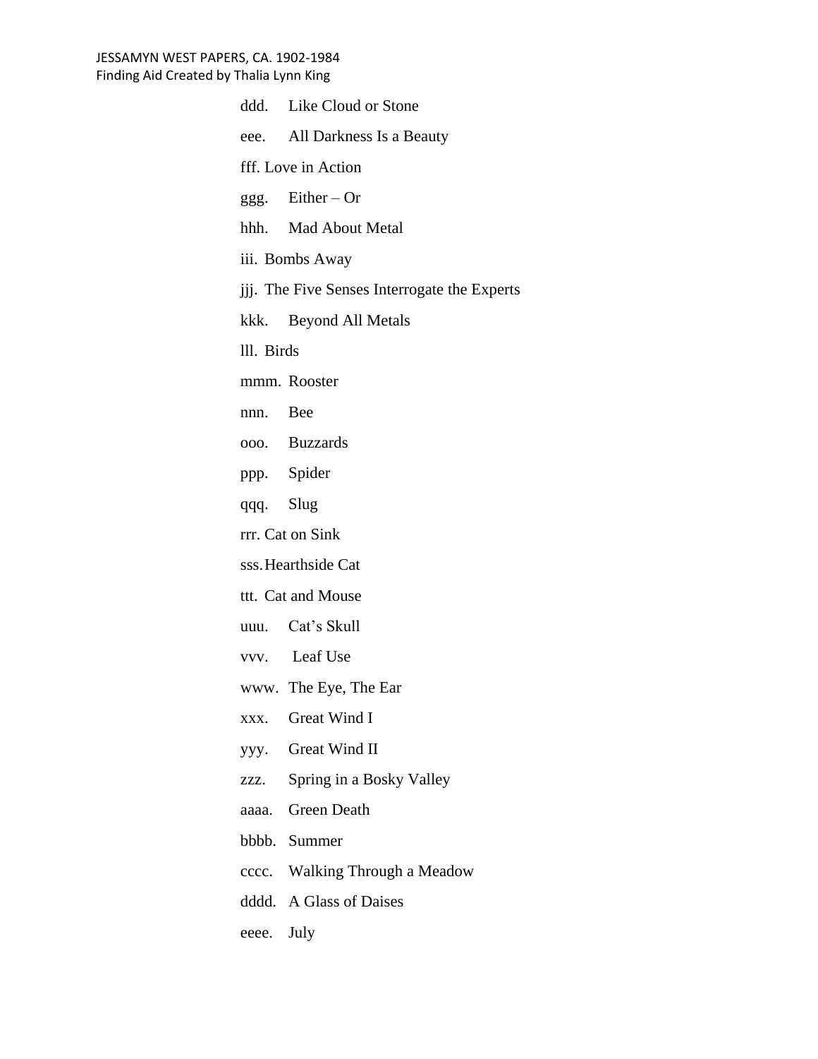ddd. Like Cloud or Stone

eee. All Darkness Is a Beauty

fff. Love in Action

ggg. Either – Or

hhh. Mad About Metal

iii. Bombs Away

jjj. The Five Senses Interrogate the Experts

kkk. Beyond All Metals

lll. Birds

mmm. Rooster

nnn. Bee

ooo. Buzzards

ppp. Spider

qqq. Slug

rrr. Cat on Sink

sss. Hearthside Cat

ttt. Cat and Mouse

uuu. Cat's Skull

vvv. Leaf Use

www. The Eye, The Ear

xxx. Great Wind I

yyy. Great Wind II

zzz. Spring in a Bosky Valley

aaaa. Green Death

bbbb. Summer

cccc. Walking Through a Meadow

dddd. A Glass of Daises

eeee. July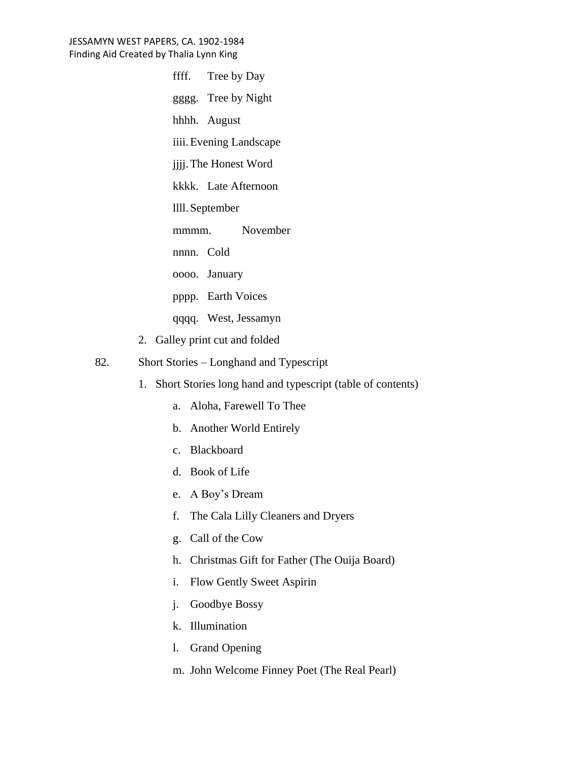ffff. Tree by Day

gggg. Tree by Night

hhhh. August

iiii. Evening Landscape

jjjj. The Honest Word

kkkk. Late Afternoon

llll. September

mmmm. November

nnnn. Cold

oooo. January

pppp. Earth Voices

qqqq. West, Jessamyn

2. Galley print cut and folded

82. Short Stories – Longhand and Typescript

1. Short Stories long hand and typescript (table of contents)

   a. Aloha, Farewell To Thee

   b. Another World Entirely

   c. Blackboard

   d. Book of Life

   e. A Boy's Dream

   f. The Cala Lilly Cleaners and Dryers

   g. Call of the Cow

   h. Christmas Gift for Father (The Ouija Board)

   i. Flow Gently Sweet Aspirin

   j. Goodbye Bossy

   k. Illumination

   l. Grand Opening

   m. John Welcome Finney Poet (The Real Pearl)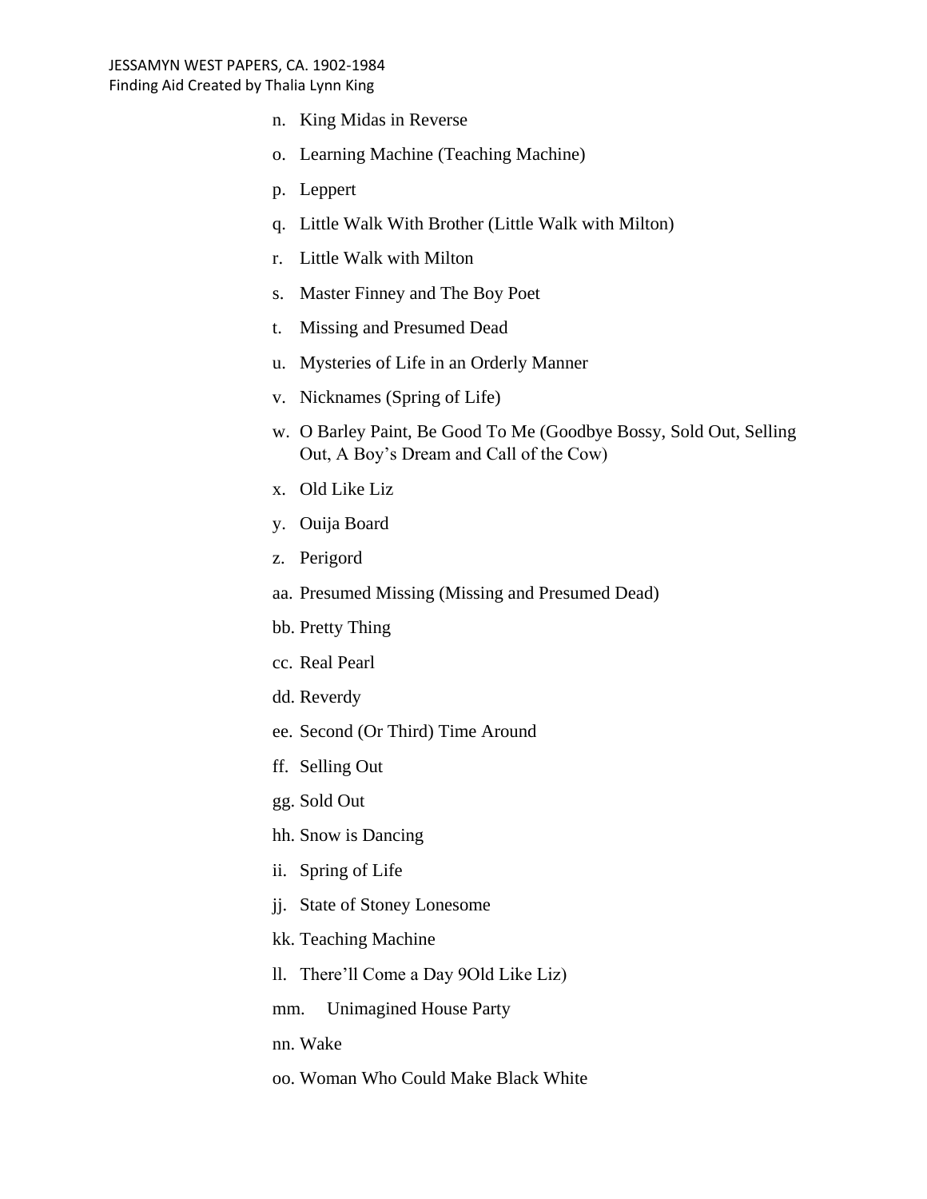n. King Midas in Reverse

o. Learning Machine (Teaching Machine)

p. Leppert

q. Little Walk With Brother (Little Walk with Milton)

r. Little Walk with Milton

s. Master Finney and The Boy Poet

t. Missing and Presumed Dead

u. Mysteries of Life in an Orderly Manner

v. Nicknames (Spring of Life)

w. O Barley Paint, Be Good To Me (Goodbye Bossy, Sold Out, Selling Out, A Boy's Dream and Call of the Cow)

x. Old Like Liz

y. Ouija Board

z. Perigord

aa. Presumed Missing (Missing and Presumed Dead)

bb. Pretty Thing

cc. Real Pearl

dd. Reverdy

ee. Second (Or Third) Time Around

ff. Selling Out

gg. Sold Out

hh. Snow is Dancing

ii. Spring of Life

jj. State of Stoney Lonesome

kk. Teaching Machine

ll. There'll Come a Day 9Old Like Liz)

mm. Unimagined House Party

nn. Wake

oo. Woman Who Could Make Black White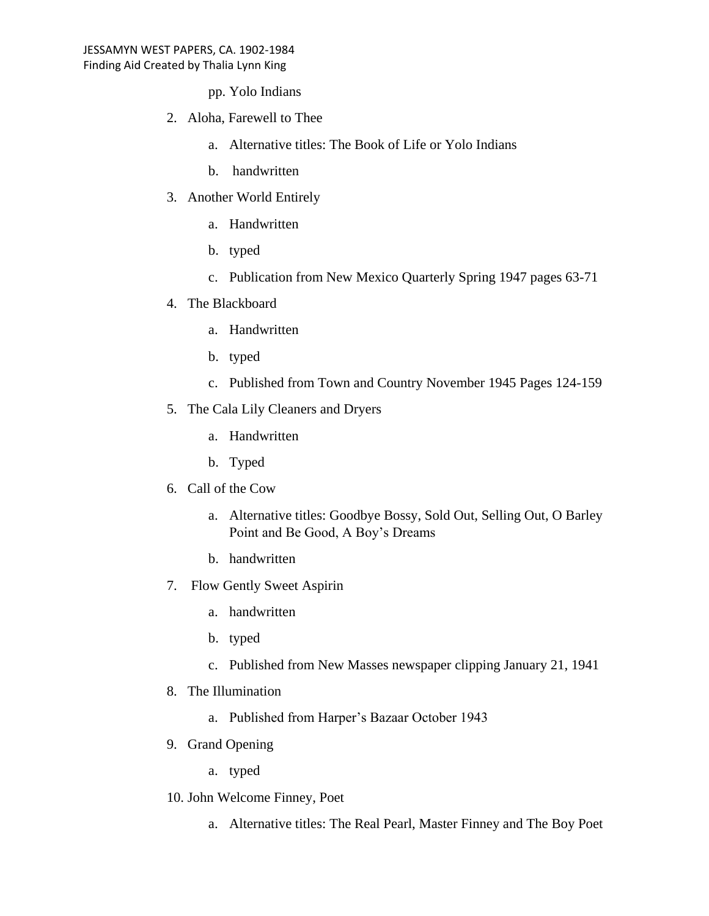pp. Yolo Indians

2. Aloha, Farewell to Thee
    a. Alternative titles: The Book of Life or Yolo Indians
    b. handwritten
3. Another World Entirely
    a. Handwritten
    b. typed
    c. Publication from New Mexico Quarterly Spring 1947 pages 63-71
4. The Blackboard
    a. Handwritten
    b. typed
    c. Published from Town and Country November 1945 Pages 124-159
5. The Cala Lily Cleaners and Dryers
    a. Handwritten
    b. Typed
6. Call of the Cow
    a. Alternative titles: Goodbye Bossy, Sold Out, Selling Out, O Barley Point and Be Good, A Boy's Dreams
    b. handwritten
7. Flow Gently Sweet Aspirin
    a. handwritten
    b. typed
    c. Published from New Masses newspaper clipping January 21, 1941
8. The Illumination
    a. Published from Harper's Bazaar October 1943
9. Grand Opening
    a. typed
10. John Welcome Finney, Poet
    a. Alternative titles: The Real Pearl, Master Finney and The Boy Poet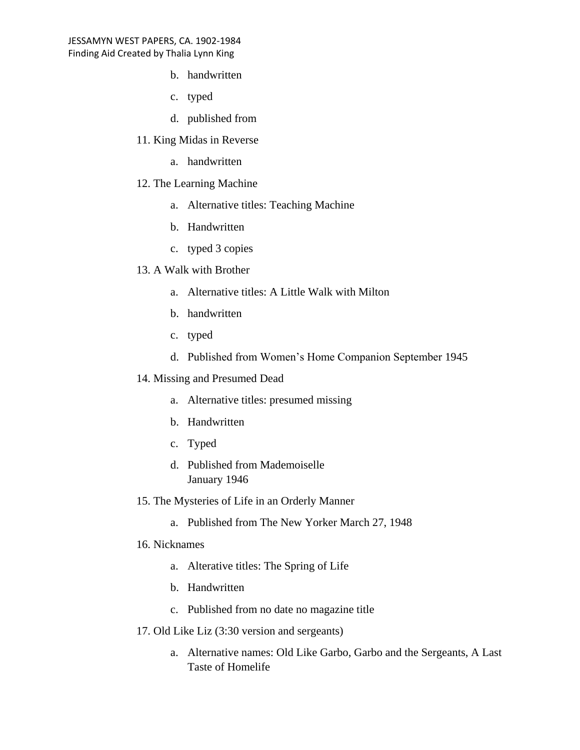b. handwritten

   c. typed

   d. published from

11. King Midas in Reverse

    a. handwritten

12. The Learning Machine

    a. Alternative titles: Teaching Machine

    b. Handwritten

    c. typed 3 copies

13. A Walk with Brother

    a. Alternative titles: A Little Walk with Milton

    b. handwritten

    c. typed

    d. Published from Women's Home Companion September 1945

14. Missing and Presumed Dead

    a. Alternative titles: presumed missing

    b. Handwritten

    c. Typed

    d. Published from Mademoiselle
       January 1946

15. The Mysteries of Life in an Orderly Manner

    a. Published from The New Yorker March 27, 1948

16. Nicknames

    a. Alterative titles: The Spring of Life

    b. Handwritten

    c. Published from no date no magazine title

17. Old Like Liz (3:30 version and sergeants)

    a. Alternative names: Old Like Garbo, Garbo and the Sergeants, A Last Taste of Homelife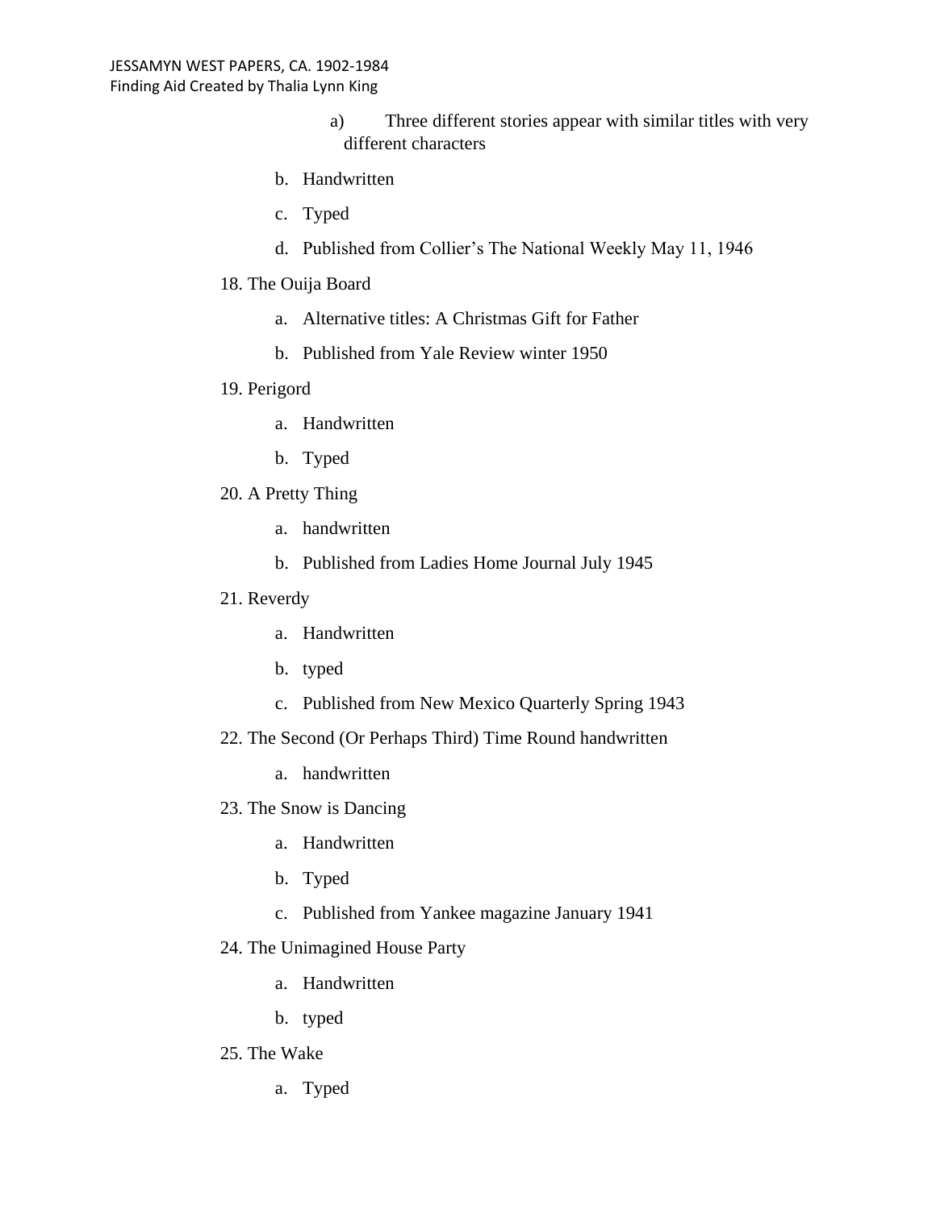a) Three different stories appear with similar titles with very different characters

   b. Handwritten
   c. Typed
   d. Published from Collier's The National Weekly May 11, 1946

18. The Ouija Board
    a. Alternative titles: A Christmas Gift for Father
    b. Published from Yale Review winter 1950
19. Perigord
    a. Handwritten
    b. Typed
20. A Pretty Thing
    a. handwritten
    b. Published from Ladies Home Journal July 1945
21. Reverdy
    a. Handwritten
    b. typed
    c. Published from New Mexico Quarterly Spring 1943
22. The Second (Or Perhaps Third) Time Round handwritten
    a. handwritten
23. The Snow is Dancing
    a. Handwritten
    b. Typed
    c. Published from Yankee magazine January 1941
24. The Unimagined House Party
    a. Handwritten
    b. typed
25. The Wake
    a. Typed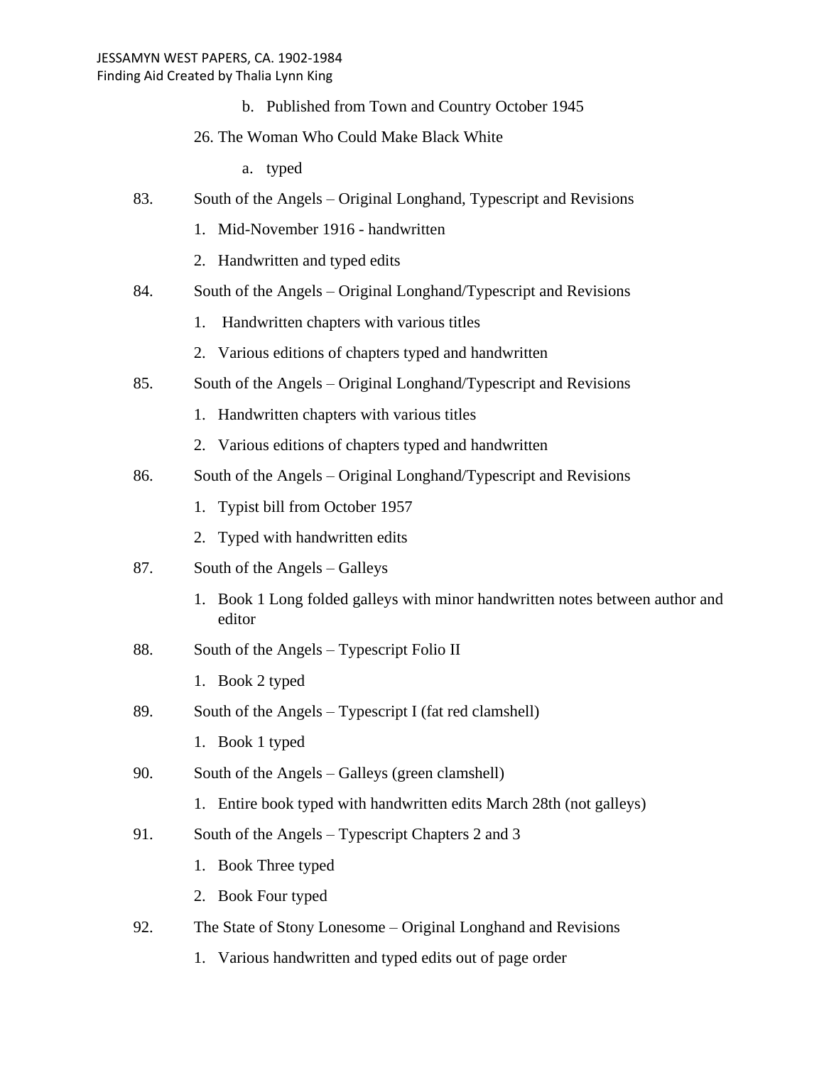b. Published from Town and Country October 1945

26. The Woman Who Could Make Black White

a. typed

83. South of the Angels – Original Longhand, Typescript and Revisions

1. Mid-November 1916 - handwritten
2. Handwritten and typed edits

84. South of the Angels – Original Longhand/Typescript and Revisions

1. Handwritten chapters with various titles
2. Various editions of chapters typed and handwritten

85. South of the Angels – Original Longhand/Typescript and Revisions

1. Handwritten chapters with various titles
2. Various editions of chapters typed and handwritten

86. South of the Angels – Original Longhand/Typescript and Revisions

1. Typist bill from October 1957
2. Typed with handwritten edits

87. South of the Angels – Galleys

1. Book 1 Long folded galleys with minor handwritten notes between author and editor

88. South of the Angels – Typescript Folio II

1. Book 2 typed

89. South of the Angels – Typescript I (fat red clamshell)

1. Book 1 typed

90. South of the Angels – Galleys (green clamshell)

1. Entire book typed with handwritten edits March 28th (not galleys)

91. South of the Angels – Typescript Chapters 2 and 3

1. Book Three typed
2. Book Four typed

92. The State of Stony Lonesome – Original Longhand and Revisions

1. Various handwritten and typed edits out of page order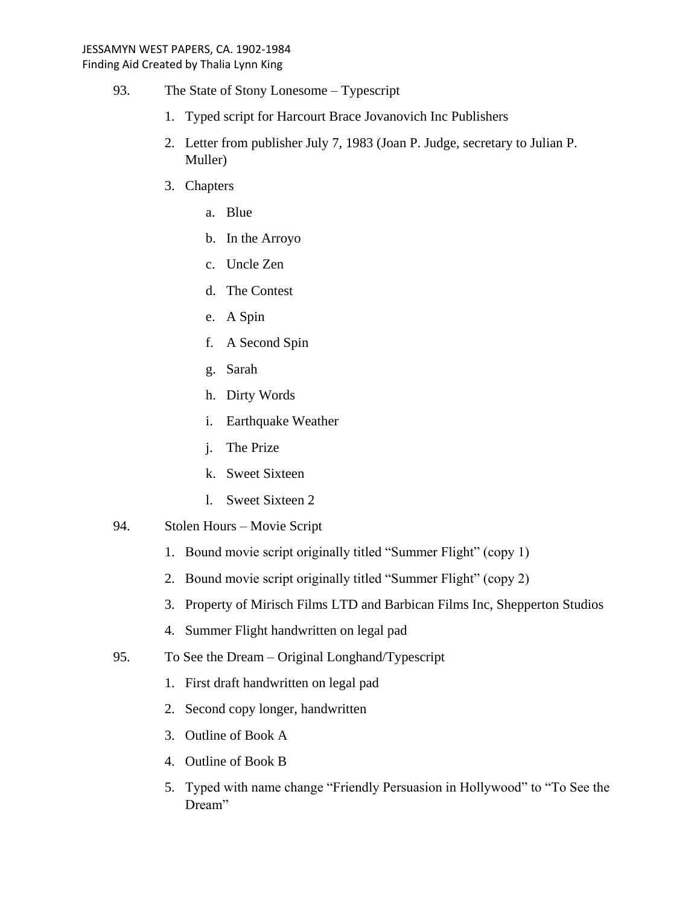93. The State of Stony Lonesome – Typescript

    1. Typed script for Harcourt Brace Jovanovich Inc Publishers
    2. Letter from publisher July 7, 1983 (Joan P. Judge, secretary to Julian P. Muller)
    3. Chapters
        a. Blue
        b. In the Arroyo
        c. Uncle Zen
        d. The Contest
        e. A Spin
        f. A Second Spin
        g. Sarah
        h. Dirty Words
        i. Earthquake Weather
        j. The Prize
        k. Sweet Sixteen
        l. Sweet Sixteen 2

94. Stolen Hours – Movie Script

    1. Bound movie script originally titled "Summer Flight" (copy 1)
    2. Bound movie script originally titled "Summer Flight" (copy 2)
    3. Property of Mirisch Films LTD and Barbican Films Inc, Shepperton Studios
    4. Summer Flight handwritten on legal pad

95. To See the Dream – Original Longhand/Typescript

    1. First draft handwritten on legal pad
    2. Second copy longer, handwritten
    3. Outline of Book A
    4. Outline of Book B
    5. Typed with name change "Friendly Persuasion in Hollywood" to "To See the Dream"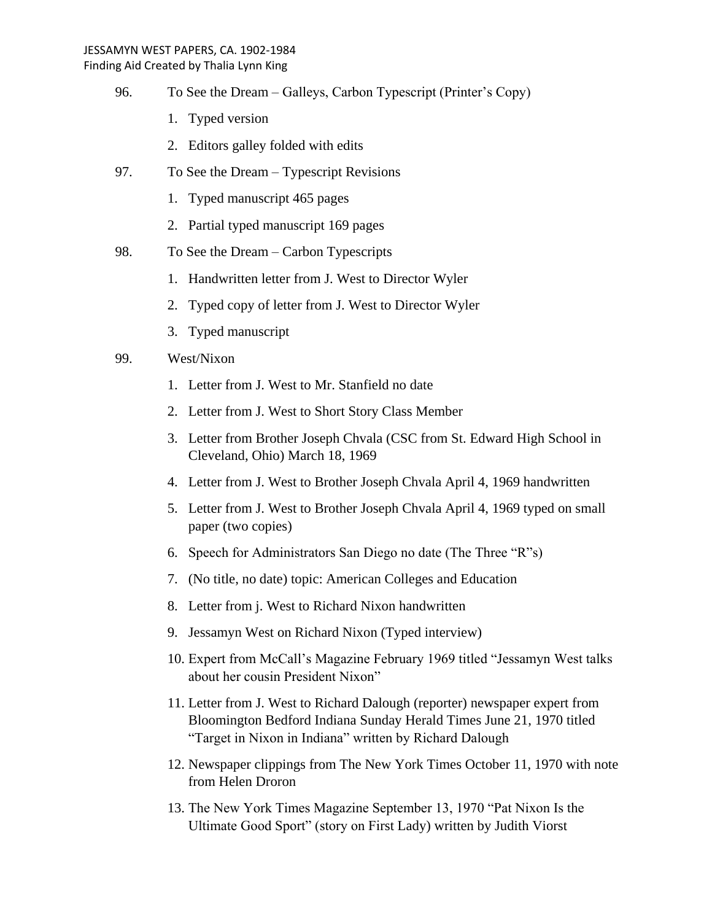96. To See the Dream – Galleys, Carbon Typescript (Printer's Copy)
    1. Typed version
    2. Editors galley folded with edits
97. To See the Dream – Typescript Revisions
    1. Typed manuscript 465 pages
    2. Partial typed manuscript 169 pages
98. To See the Dream – Carbon Typescripts
    1. Handwritten letter from J. West to Director Wyler
    2. Typed copy of letter from J. West to Director Wyler
    3. Typed manuscript
99. West/Nixon
    1. Letter from J. West to Mr. Stanfield no date
    2. Letter from J. West to Short Story Class Member
    3. Letter from Brother Joseph Chvala (CSC from St. Edward High School in Cleveland, Ohio) March 18, 1969
    4. Letter from J. West to Brother Joseph Chvala April 4, 1969 handwritten
    5. Letter from J. West to Brother Joseph Chvala April 4, 1969 typed on small paper (two copies)
    6. Speech for Administrators San Diego no date (The Three "R"s)
    7. (No title, no date) topic: American Colleges and Education
    8. Letter from j. West to Richard Nixon handwritten
    9. Jessamyn West on Richard Nixon (Typed interview)
    10. Expert from McCall's Magazine February 1969 titled "Jessamyn West talks about her cousin President Nixon"
    11. Letter from J. West to Richard Dalough (reporter) newspaper expert from Bloomington Bedford Indiana Sunday Herald Times June 21, 1970 titled "Target in Nixon in Indiana" written by Richard Dalough
    12. Newspaper clippings from The New York Times October 11, 1970 with note from Helen Droron
    13. The New York Times Magazine September 13, 1970 "Pat Nixon Is the Ultimate Good Sport" (story on First Lady) written by Judith Viorst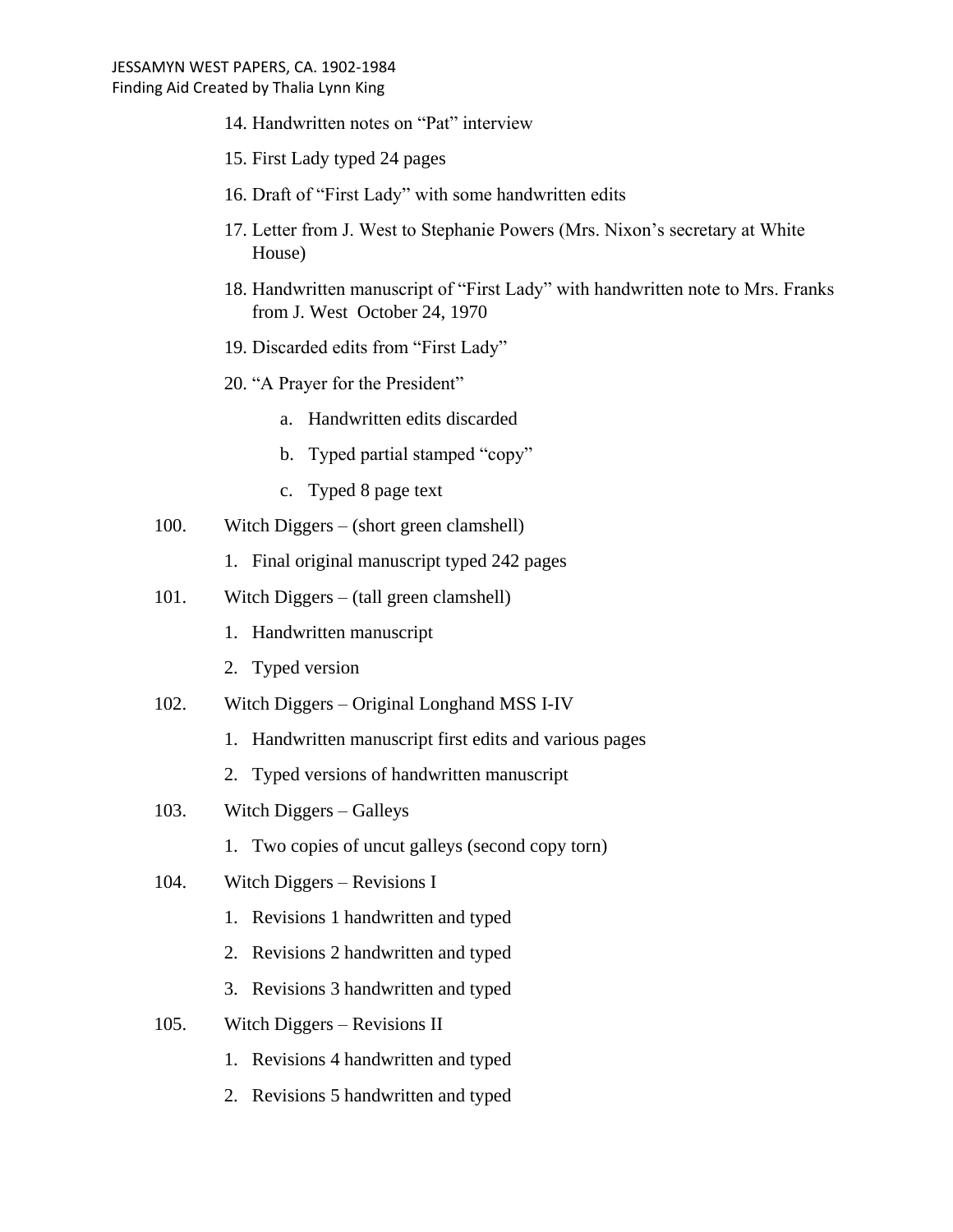14. Handwritten notes on "Pat" interview
15. First Lady typed 24 pages
16. Draft of "First Lady" with some handwritten edits
17. Letter from J. West to Stephanie Powers (Mrs. Nixon's secretary at White House)
18. Handwritten manuscript of "First Lady" with handwritten note to Mrs. Franks from J. West October 24, 1970
19. Discarded edits from "First Lady"
20. "A Prayer for the President"
    a. Handwritten edits discarded
    b. Typed partial stamped "copy"
    c. Typed 8 page text

100. Witch Diggers – (short green clamshell)
    1. Final original manuscript typed 242 pages

101. Witch Diggers – (tall green clamshell)
    1. Handwritten manuscript
    2. Typed version

102. Witch Diggers – Original Longhand MSS I-IV
    1. Handwritten manuscript first edits and various pages
    2. Typed versions of handwritten manuscript

103. Witch Diggers – Galleys
    1. Two copies of uncut galleys (second copy torn)

104. Witch Diggers – Revisions I
    1. Revisions 1 handwritten and typed
    2. Revisions 2 handwritten and typed
    3. Revisions 3 handwritten and typed

105. Witch Diggers – Revisions II
    1. Revisions 4 handwritten and typed
    2. Revisions 5 handwritten and typed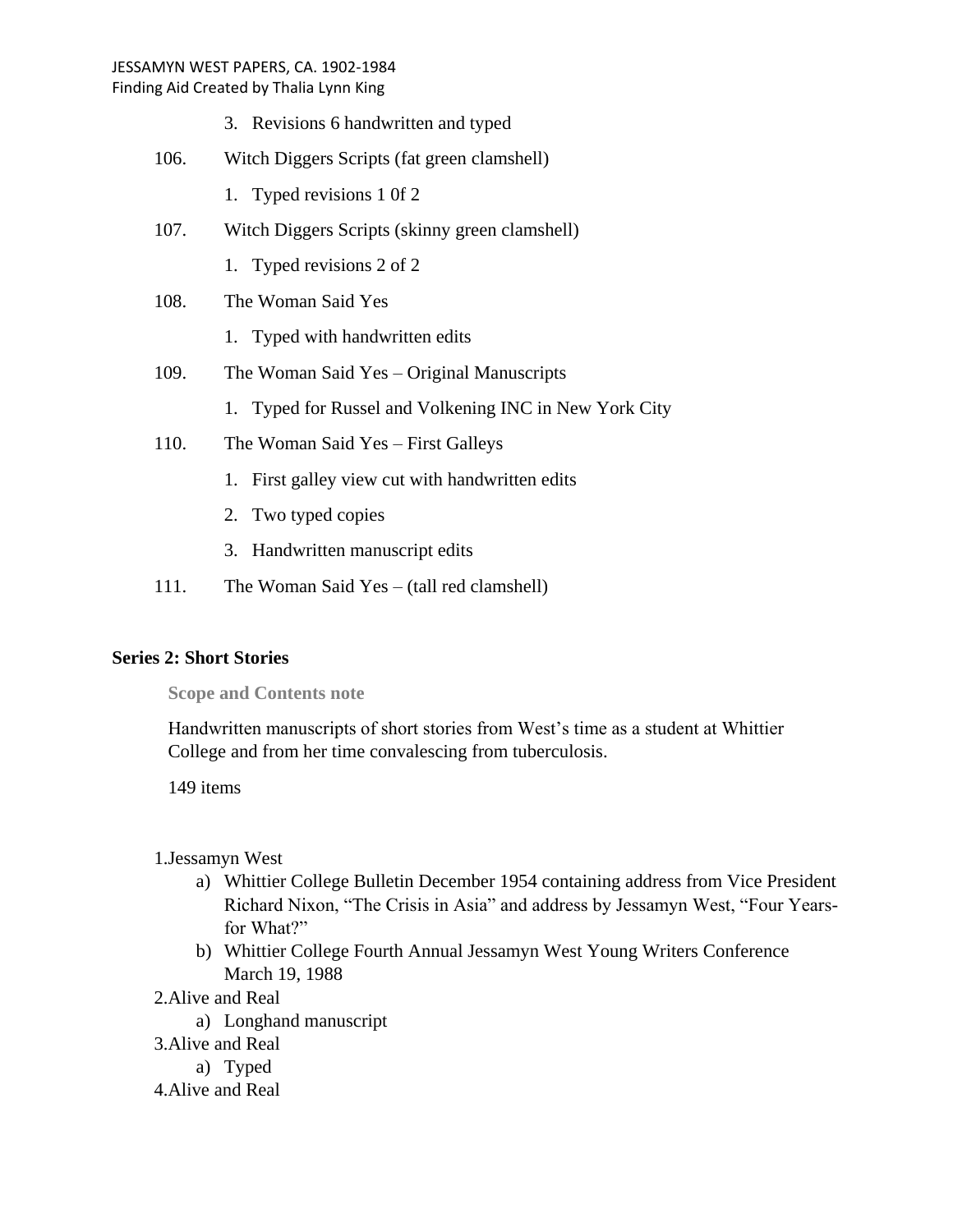3. Revisions 6 handwritten and typed

106. Witch Diggers Scripts (fat green clamshell)

   1. Typed revisions 1 0f 2

107. Witch Diggers Scripts (skinny green clamshell)

   1. Typed revisions 2 of 2

108. The Woman Said Yes

   1. Typed with handwritten edits

109. The Woman Said Yes – Original Manuscripts

   1. Typed for Russel and Volkening INC in New York City

110. The Woman Said Yes – First Galleys

   1. First galley view cut with handwritten edits
   2. Two typed copies
   3. Handwritten manuscript edits

111. The Woman Said Yes – (tall red clamshell)

## Series 2: Short Stories

**Scope and Contents note**

Handwritten manuscripts of short stories from West's time as a student at Whittier College and from her time convalescing from tuberculosis.

149 items

1. Jessamyn West
   a) Whittier College Bulletin December 1954 containing address from Vice President Richard Nixon, "The Crisis in Asia" and address by Jessamyn West, "Four Years-for What?"
   b) Whittier College Fourth Annual Jessamyn West Young Writers Conference March 19, 1988
2. Alive and Real
   a) Longhand manuscript
3. Alive and Real
   a) Typed
4. Alive and Real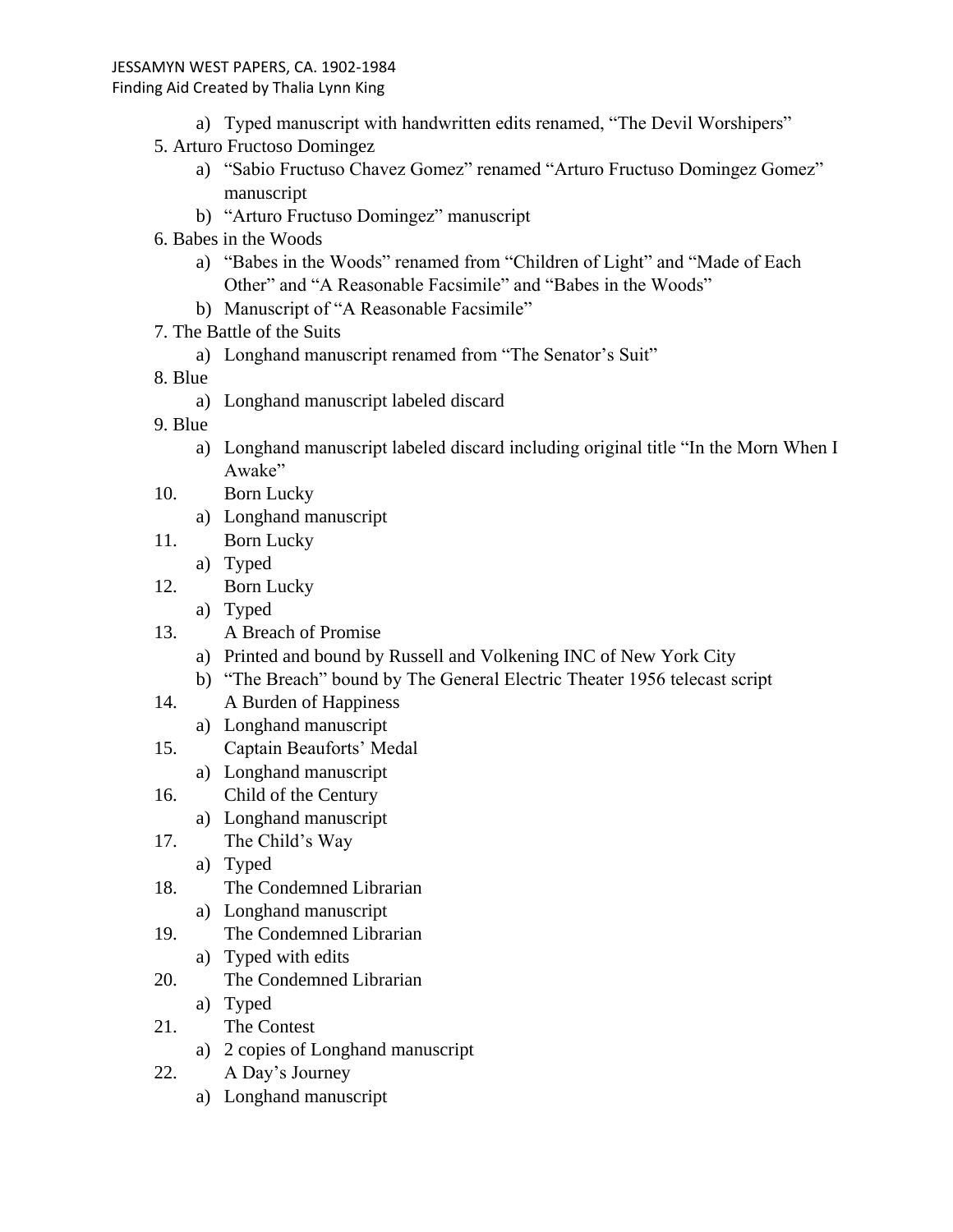a) Typed manuscript with handwritten edits renamed, “The Devil Worshipers”

5. Arturo Fructoso Domingez
    a) “Sabio Fructuso Chavez Gomez” renamed “Arturo Fructuso Domingez Gomez” manuscript
    b) “Arturo Fructuso Domingez” manuscript
6. Babes in the Woods
    a) “Babes in the Woods” renamed from “Children of Light” and “Made of Each Other” and “A Reasonable Facsimile” and “Babes in the Woods”
    b) Manuscript of “A Reasonable Facsimile”
7. The Battle of the Suits
    a) Longhand manuscript renamed from “The Senator’s Suit”
8. Blue
    a) Longhand manuscript labeled discard
9. Blue
    a) Longhand manuscript labeled discard including original title “In the Morn When I Awake”
10. Born Lucky
    a) Longhand manuscript
11. Born Lucky
    a) Typed
12. Born Lucky
    a) Typed
13. A Breach of Promise
    a) Printed and bound by Russell and Volkening INC of New York City
    b) “The Breach” bound by The General Electric Theater 1956 telecast script
14. A Burden of Happiness
    a) Longhand manuscript
15. Captain Beauforts’ Medal
    a) Longhand manuscript
16. Child of the Century
    a) Longhand manuscript
17. The Child’s Way
    a) Typed
18. The Condemned Librarian
    a) Longhand manuscript
19. The Condemned Librarian
    a) Typed with edits
20. The Condemned Librarian
    a) Typed
21. The Contest
    a) 2 copies of Longhand manuscript
22. A Day’s Journey
    a) Longhand manuscript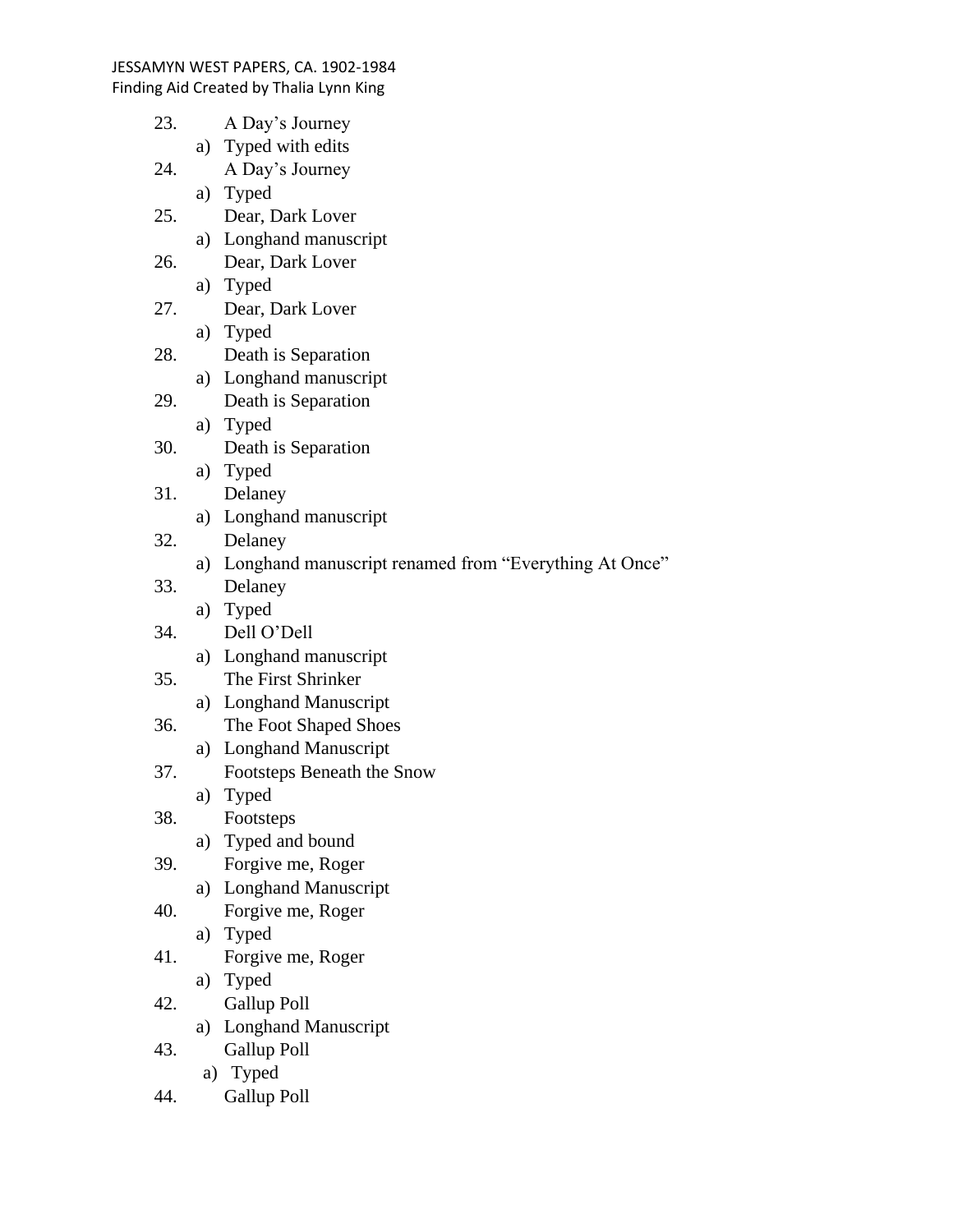23. A Day's Journey
    a) Typed with edits
24. A Day's Journey
    a) Typed
25. Dear, Dark Lover
    a) Longhand manuscript
26. Dear, Dark Lover
    a) Typed
27. Dear, Dark Lover
    a) Typed
28. Death is Separation
    a) Longhand manuscript
29. Death is Separation
    a) Typed
30. Death is Separation
    a) Typed
31. Delaney
    a) Longhand manuscript
32. Delaney
    a) Longhand manuscript renamed from "Everything At Once"
33. Delaney
    a) Typed
34. Dell O'Dell
    a) Longhand manuscript
35. The First Shrinker
    a) Longhand Manuscript
36. The Foot Shaped Shoes
    a) Longhand Manuscript
37. Footsteps Beneath the Snow
    a) Typed
38. Footsteps
    a) Typed and bound
39. Forgive me, Roger
    a) Longhand Manuscript
40. Forgive me, Roger
    a) Typed
41. Forgive me, Roger
    a) Typed
42. Gallup Poll
    a) Longhand Manuscript
43. Gallup Poll
    a) Typed
44. Gallup Poll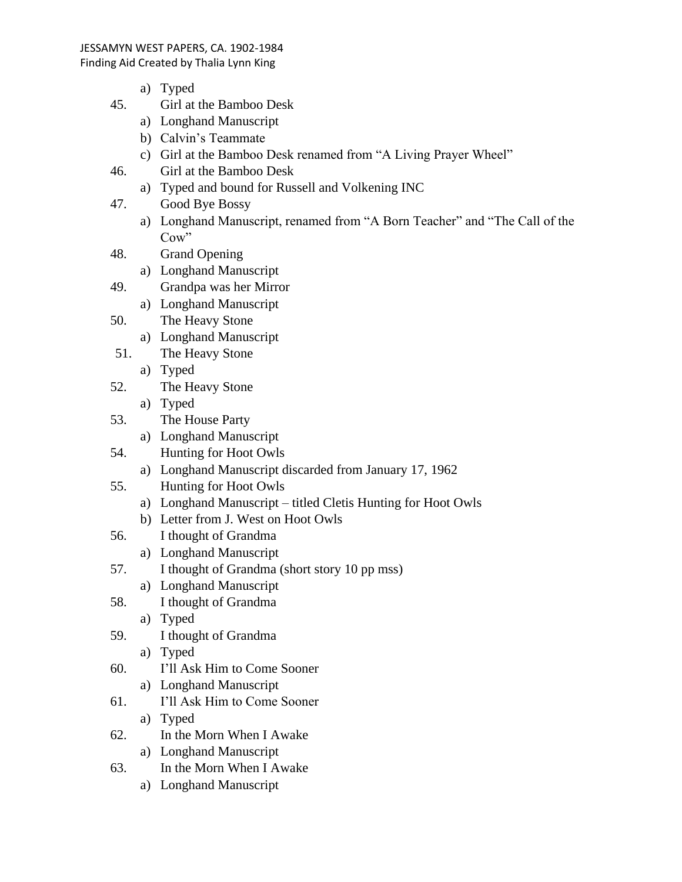a) Typed

45. Girl at the Bamboo Desk
   a) Longhand Manuscript
   b) Calvin's Teammate
   c) Girl at the Bamboo Desk renamed from "A Living Prayer Wheel"

46. Girl at the Bamboo Desk
   a) Typed and bound for Russell and Volkening INC

47. Good Bye Bossy
   a) Longhand Manuscript, renamed from "A Born Teacher" and "The Call of the Cow"

48. Grand Opening
   a) Longhand Manuscript

49. Grandpa was her Mirror
   a) Longhand Manuscript

50. The Heavy Stone
   a) Longhand Manuscript

51. The Heavy Stone
   a) Typed

52. The Heavy Stone
   a) Typed

53. The House Party
   a) Longhand Manuscript

54. Hunting for Hoot Owls
   a) Longhand Manuscript discarded from January 17, 1962

55. Hunting for Hoot Owls
   a) Longhand Manuscript – titled Cletis Hunting for Hoot Owls
   b) Letter from J. West on Hoot Owls

56. I thought of Grandma
   a) Longhand Manuscript

57. I thought of Grandma (short story 10 pp mss)
   a) Longhand Manuscript

58. I thought of Grandma
   a) Typed

59. I thought of Grandma
   a) Typed

60. I'll Ask Him to Come Sooner
   a) Longhand Manuscript

61. I'll Ask Him to Come Sooner
   a) Typed

62. In the Morn When I Awake
   a) Longhand Manuscript

63. In the Morn When I Awake
   a) Longhand Manuscript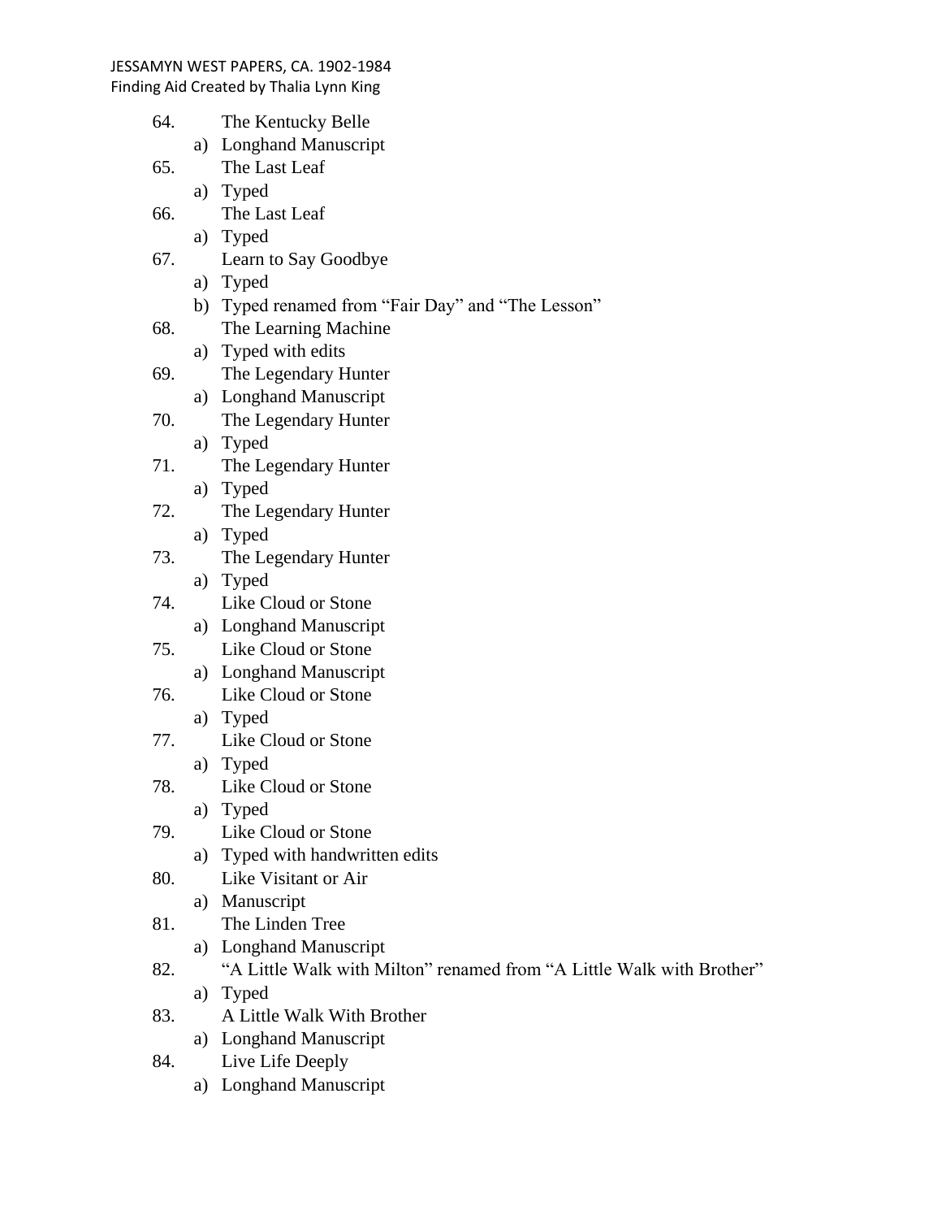64. The Kentucky Belle
    a) Longhand Manuscript
65. The Last Leaf
    a) Typed
66. The Last Leaf
    a) Typed
67. Learn to Say Goodbye
    a) Typed
    b) Typed renamed from "Fair Day" and "The Lesson"
68. The Learning Machine
    a) Typed with edits
69. The Legendary Hunter
    a) Longhand Manuscript
70. The Legendary Hunter
    a) Typed
71. The Legendary Hunter
    a) Typed
72. The Legendary Hunter
    a) Typed
73. The Legendary Hunter
    a) Typed
74. Like Cloud or Stone
    a) Longhand Manuscript
75. Like Cloud or Stone
    a) Longhand Manuscript
76. Like Cloud or Stone
    a) Typed
77. Like Cloud or Stone
    a) Typed
78. Like Cloud or Stone
    a) Typed
79. Like Cloud or Stone
    a) Typed with handwritten edits
80. Like Visitant or Air
    a) Manuscript
81. The Linden Tree
    a) Longhand Manuscript
82. "A Little Walk with Milton" renamed from "A Little Walk with Brother"
    a) Typed
83. A Little Walk With Brother
    a) Longhand Manuscript
84. Live Life Deeply
    a) Longhand Manuscript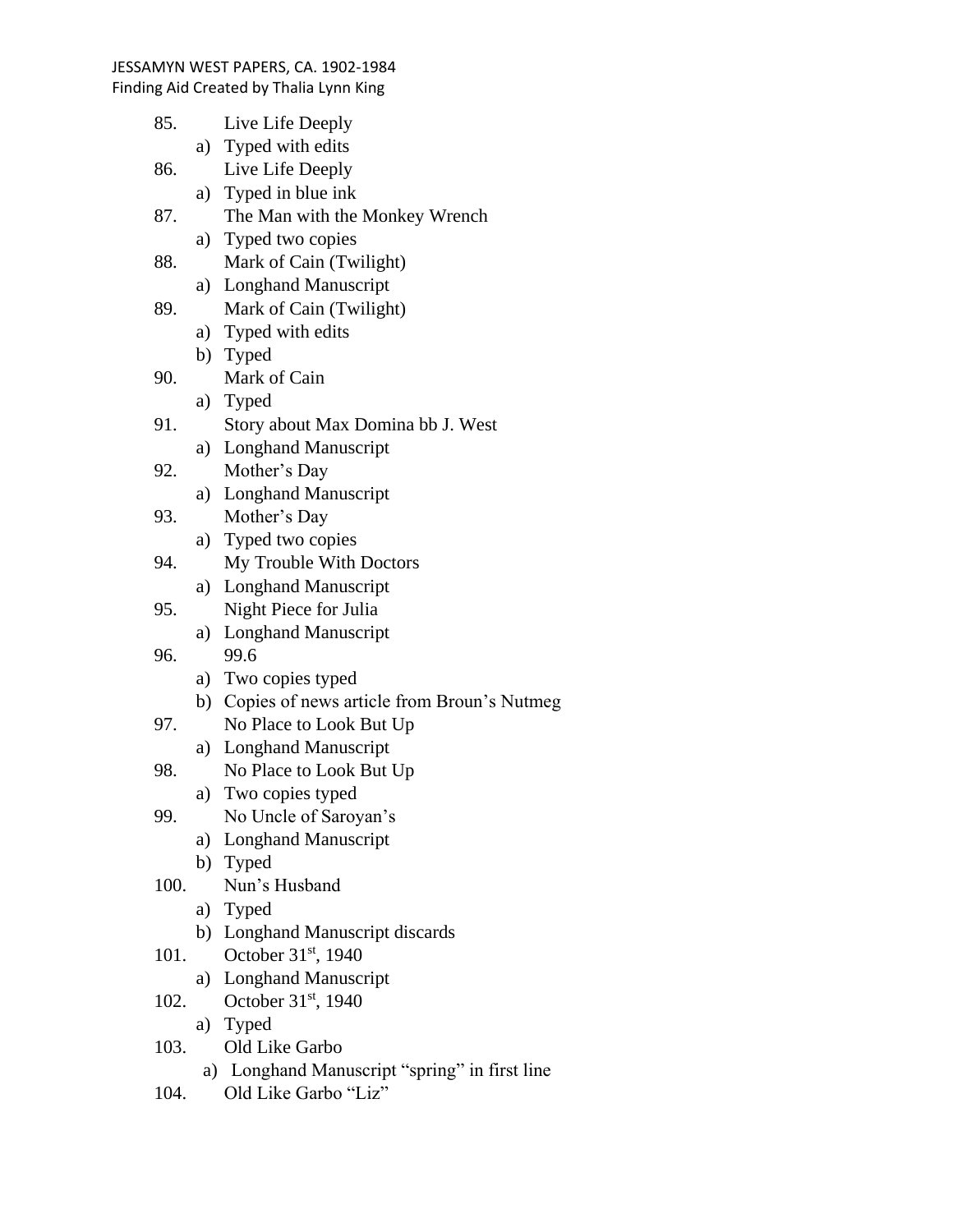85. Live Life Deeply
    a) Typed with edits
86. Live Life Deeply
    a) Typed in blue ink
87. The Man with the Monkey Wrench
    a) Typed two copies
88. Mark of Cain (Twilight)
    a) Longhand Manuscript
89. Mark of Cain (Twilight)
    a) Typed with edits
    b) Typed
90. Mark of Cain
    a) Typed
91. Story about Max Domina bb J. West
    a) Longhand Manuscript
92. Mother's Day
    a) Longhand Manuscript
93. Mother's Day
    a) Typed two copies
94. My Trouble With Doctors
    a) Longhand Manuscript
95. Night Piece for Julia
    a) Longhand Manuscript
96. 99.6
    a) Two copies typed
    b) Copies of news article from Broun's Nutmeg
97. No Place to Look But Up
    a) Longhand Manuscript
98. No Place to Look But Up
    a) Two copies typed
99. No Uncle of Saroyan's
    a) Longhand Manuscript
    b) Typed
100. Nun's Husband
    a) Typed
    b) Longhand Manuscript discards
101. October 31st, 1940
    a) Longhand Manuscript
102. October 31st, 1940
    a) Typed
103. Old Like Garbo
    a) Longhand Manuscript "spring" in first line
104. Old Like Garbo "Liz"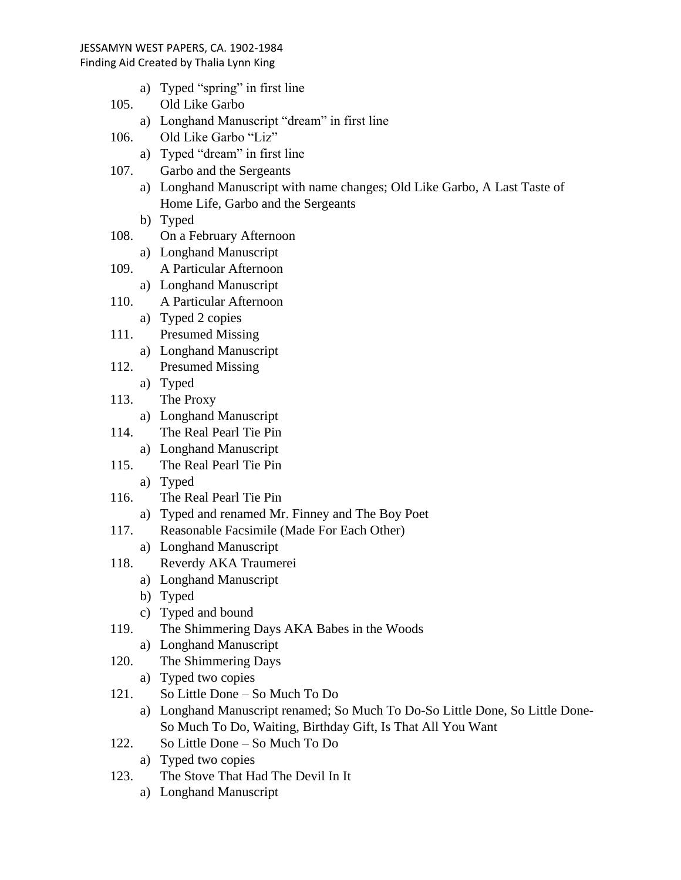a) Typed "spring" in first line

105. Old Like Garbo
   a) Longhand Manuscript "dream" in first line

106. Old Like Garbo "Liz"
   a) Typed "dream" in first line

107. Garbo and the Sergeants
   a) Longhand Manuscript with name changes; Old Like Garbo, A Last Taste of Home Life, Garbo and the Sergeants
   b) Typed

108. On a February Afternoon
   a) Longhand Manuscript

109. A Particular Afternoon
   a) Longhand Manuscript

110. A Particular Afternoon
   a) Typed 2 copies

111. Presumed Missing
   a) Longhand Manuscript

112. Presumed Missing
   a) Typed

113. The Proxy
   a) Longhand Manuscript

114. The Real Pearl Tie Pin
   a) Longhand Manuscript

115. The Real Pearl Tie Pin
   a) Typed

116. The Real Pearl Tie Pin
   a) Typed and renamed Mr. Finney and The Boy Poet

117. Reasonable Facsimile (Made For Each Other)
   a) Longhand Manuscript

118. Reverdy AKA Traumerei
   a) Longhand Manuscript
   b) Typed
   c) Typed and bound

119. The Shimmering Days AKA Babes in the Woods
   a) Longhand Manuscript

120. The Shimmering Days
   a) Typed two copies

121. So Little Done – So Much To Do
   a) Longhand Manuscript renamed; So Much To Do-So Little Done, So Little Done-So Much To Do, Waiting, Birthday Gift, Is That All You Want

122. So Little Done – So Much To Do
   a) Typed two copies

123. The Stove That Had The Devil In It
   a) Longhand Manuscript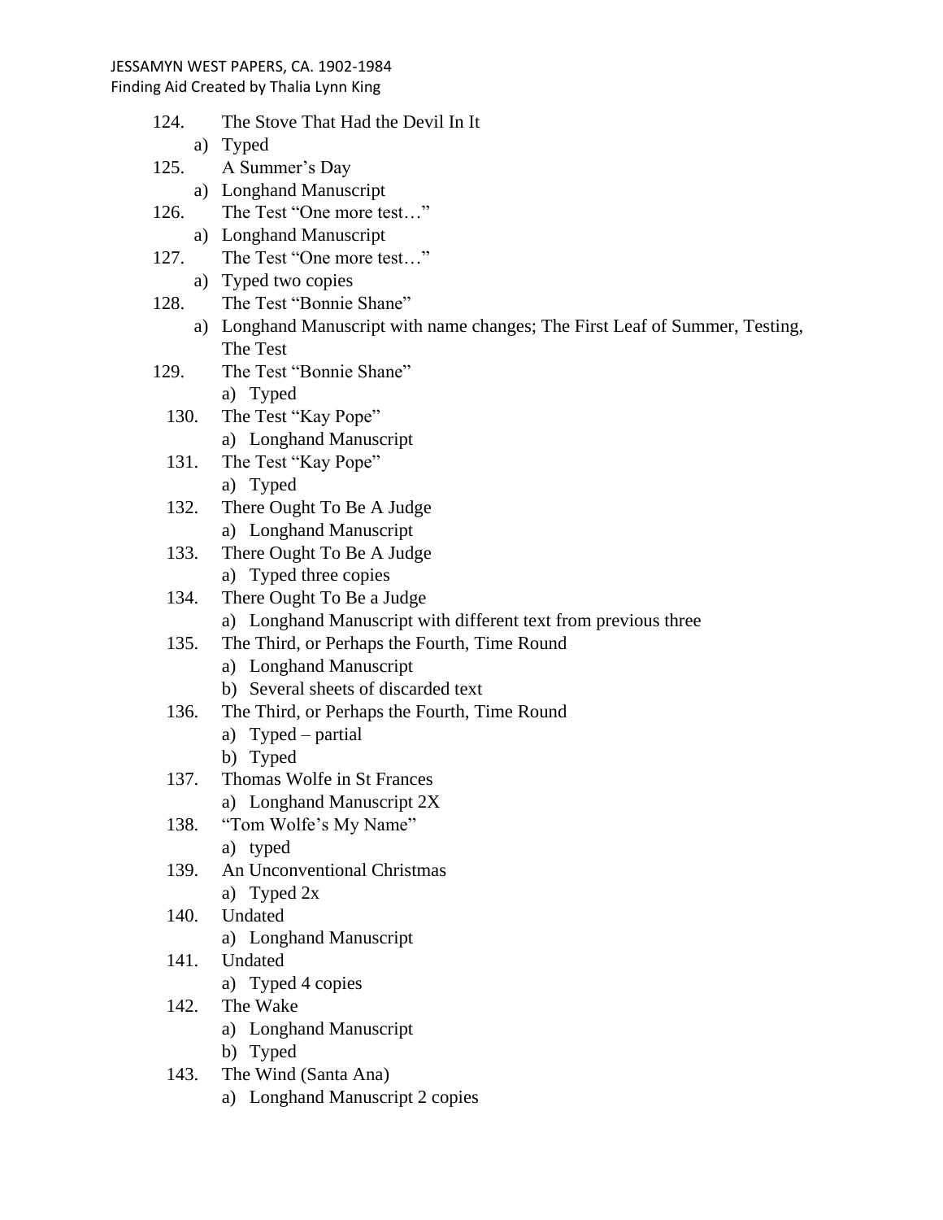124. The Stove That Had the Devil In It
    a) Typed
125. A Summer's Day
    a) Longhand Manuscript
126. The Test "One more test…"
    a) Longhand Manuscript
127. The Test "One more test…"
    a) Typed two copies
128. The Test "Bonnie Shane"
    a) Longhand Manuscript with name changes; The First Leaf of Summer, Testing, The Test
129. The Test "Bonnie Shane"
    a) Typed
130. The Test "Kay Pope"
    a) Longhand Manuscript
131. The Test "Kay Pope"
    a) Typed
132. There Ought To Be A Judge
    a) Longhand Manuscript
133. There Ought To Be A Judge
    a) Typed three copies
134. There Ought To Be a Judge
    a) Longhand Manuscript with different text from previous three
135. The Third, or Perhaps the Fourth, Time Round
    a) Longhand Manuscript
    b) Several sheets of discarded text
136. The Third, or Perhaps the Fourth, Time Round
    a) Typed – partial
    b) Typed
137. Thomas Wolfe in St Frances
    a) Longhand Manuscript 2X
138. "Tom Wolfe's My Name"
    a) typed
139. An Unconventional Christmas
    a) Typed 2x
140. Undated
    a) Longhand Manuscript
141. Undated
    a) Typed 4 copies
142. The Wake
    a) Longhand Manuscript
    b) Typed
143. The Wind (Santa Ana)
    a) Longhand Manuscript 2 copies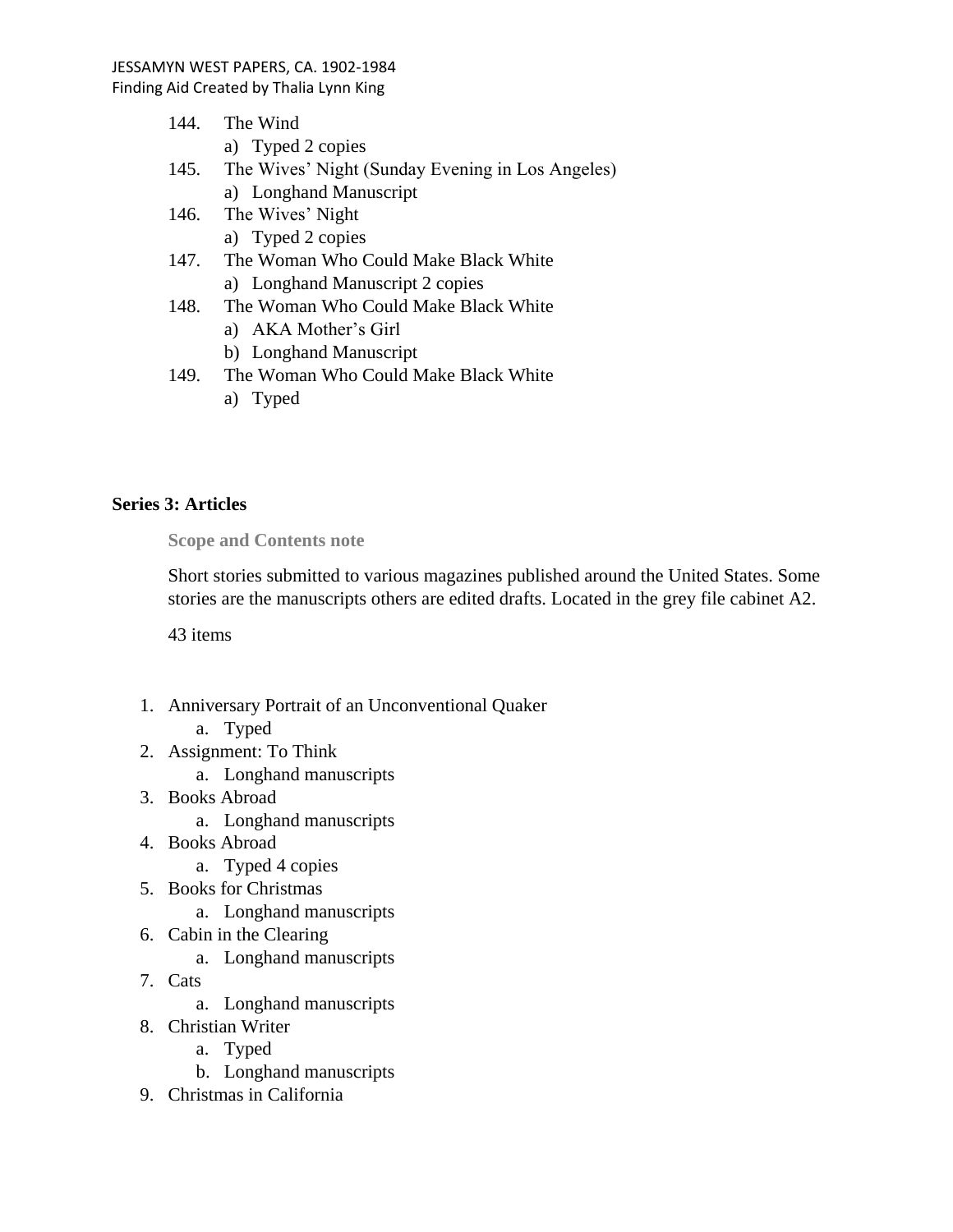144. The Wind
    a) Typed 2 copies
145. The Wives' Night (Sunday Evening in Los Angeles)
    a) Longhand Manuscript
146. The Wives' Night
    a) Typed 2 copies
147. The Woman Who Could Make Black White
    a) Longhand Manuscript 2 copies
148. The Woman Who Could Make Black White
    a) AKA Mother's Girl
    b) Longhand Manuscript
149. The Woman Who Could Make Black White
    a) Typed

**Series 3: Articles**

**Scope and Contents note**

Short stories submitted to various magazines published around the United States. Some stories are the manuscripts others are edited drafts. Located in the grey file cabinet A2.

43 items

1. Anniversary Portrait of an Unconventional Quaker
    a. Typed
2. Assignment: To Think
    a. Longhand manuscripts
3. Books Abroad
    a. Longhand manuscripts
4. Books Abroad
    a. Typed 4 copies
5. Books for Christmas
    a. Longhand manuscripts
6. Cabin in the Clearing
    a. Longhand manuscripts
7. Cats
    a. Longhand manuscripts
8. Christian Writer
    a. Typed
    b. Longhand manuscripts
9. Christmas in California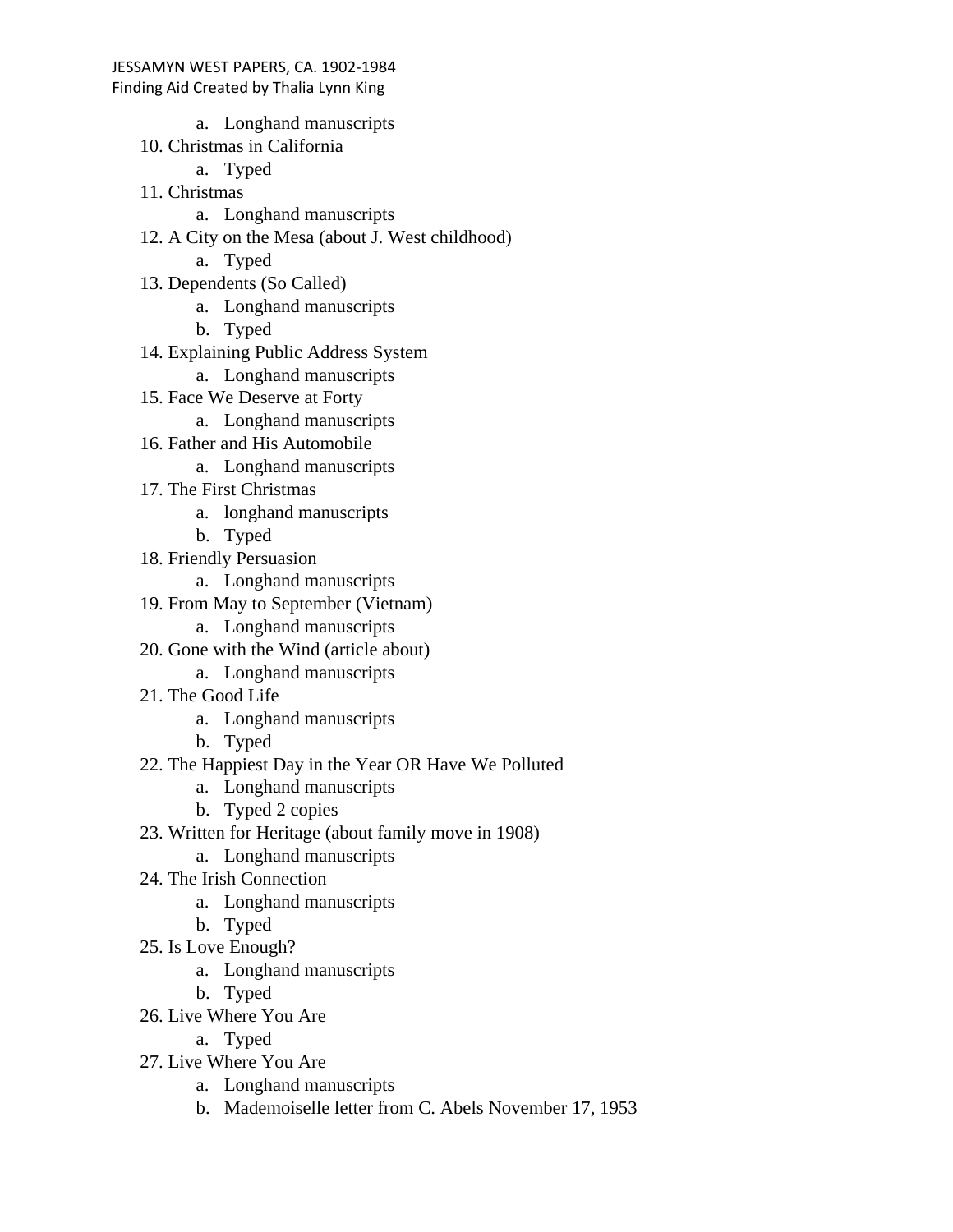- a. Longhand manuscripts

10. Christmas in California
    - a. Typed
11. Christmas
    - a. Longhand manuscripts
12. A City on the Mesa (about J. West childhood)
    - a. Typed
13. Dependents (So Called)
    - a. Longhand manuscripts
    - b. Typed
14. Explaining Public Address System
    - a. Longhand manuscripts
15. Face We Deserve at Forty
    - a. Longhand manuscripts
16. Father and His Automobile
    - a. Longhand manuscripts
17. The First Christmas
    - a. longhand manuscripts
    - b. Typed
18. Friendly Persuasion
    - a. Longhand manuscripts
19. From May to September (Vietnam)
    - a. Longhand manuscripts
20. Gone with the Wind (article about)
    - a. Longhand manuscripts
21. The Good Life
    - a. Longhand manuscripts
    - b. Typed
22. The Happiest Day in the Year OR Have We Polluted
    - a. Longhand manuscripts
    - b. Typed 2 copies
23. Written for Heritage (about family move in 1908)
    - a. Longhand manuscripts
24. The Irish Connection
    - a. Longhand manuscripts
    - b. Typed
25. Is Love Enough?
    - a. Longhand manuscripts
    - b. Typed
26. Live Where You Are
    - a. Typed
27. Live Where You Are
    - a. Longhand manuscripts
    - b. Mademoiselle letter from C. Abels November 17, 1953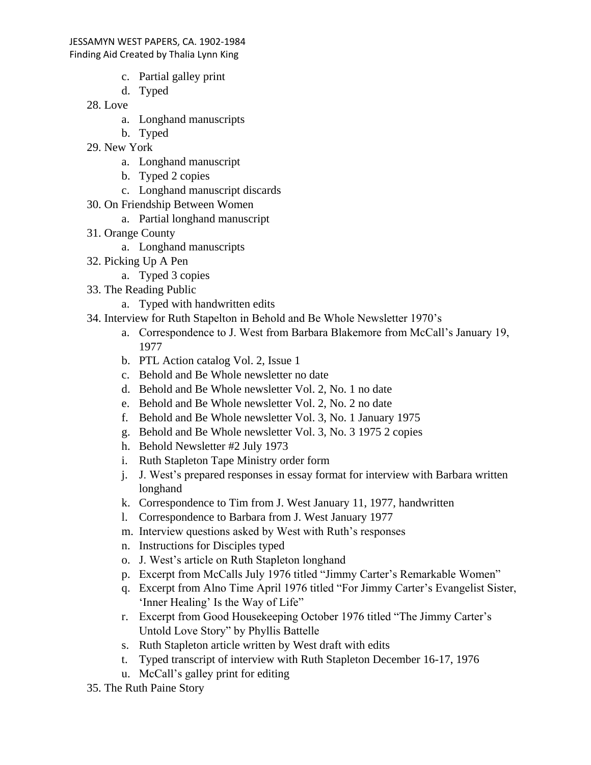c. Partial galley print
    d. Typed
28. Love
    a. Longhand manuscripts
    b. Typed
29. New York
    a. Longhand manuscript
    b. Typed 2 copies
    c. Longhand manuscript discards
30. On Friendship Between Women
    a. Partial longhand manuscript
31. Orange County
    a. Longhand manuscripts
32. Picking Up A Pen
    a. Typed 3 copies
33. The Reading Public
    a. Typed with handwritten edits
34. Interview for Ruth Stapelton in Behold and Be Whole Newsletter 1970's
    a. Correspondence to J. West from Barbara Blakemore from McCall's January 19, 1977
    b. PTL Action catalog Vol. 2, Issue 1
    c. Behold and Be Whole newsletter no date
    d. Behold and Be Whole newsletter Vol. 2, No. 1 no date
    e. Behold and Be Whole newsletter Vol. 2, No. 2 no date
    f. Behold and Be Whole newsletter Vol. 3, No. 1 January 1975
    g. Behold and Be Whole newsletter Vol. 3, No. 3 1975 2 copies
    h. Behold Newsletter #2 July 1973
    i. Ruth Stapleton Tape Ministry order form
    j. J. West's prepared responses in essay format for interview with Barbara written longhand
    k. Correspondence to Tim from J. West January 11, 1977, handwritten
    l. Correspondence to Barbara from J. West January 1977
    m. Interview questions asked by West with Ruth's responses
    n. Instructions for Disciples typed
    o. J. West's article on Ruth Stapleton longhand
    p. Excerpt from McCalls July 1976 titled "Jimmy Carter's Remarkable Women"
    q. Excerpt from Alno Time April 1976 titled "For Jimmy Carter's Evangelist Sister, 'Inner Healing' Is the Way of Life"
    r. Excerpt from Good Housekeeping October 1976 titled "The Jimmy Carter's Untold Love Story" by Phyllis Battelle
    s. Ruth Stapleton article written by West draft with edits
    t. Typed transcript of interview with Ruth Stapleton December 16-17, 1976
    u. McCall's galley print for editing
35. The Ruth Paine Story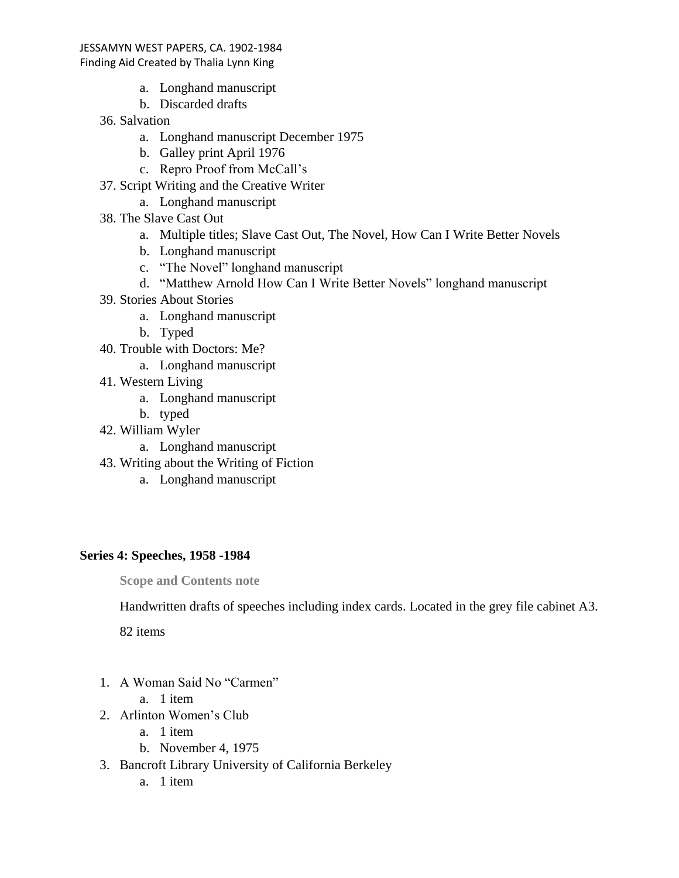a. Longhand manuscript
  b. Discarded drafts

36. Salvation
    a. Longhand manuscript December 1975
    b. Galley print April 1976
    c. Repro Proof from McCall's
37. Script Writing and the Creative Writer
    a. Longhand manuscript
38. The Slave Cast Out
    a. Multiple titles; Slave Cast Out, The Novel, How Can I Write Better Novels
    b. Longhand manuscript
    c. "The Novel" longhand manuscript
    d. "Matthew Arnold How Can I Write Better Novels" longhand manuscript
39. Stories About Stories
    a. Longhand manuscript
    b. Typed
40. Trouble with Doctors: Me?
    a. Longhand manuscript
41. Western Living
    a. Longhand manuscript
    b. typed
42. William Wyler
    a. Longhand manuscript
43. Writing about the Writing of Fiction
    a. Longhand manuscript

**Series 4: Speeches, 1958 -1984**

**Scope and Contents note**

Handwritten drafts of speeches including index cards. Located in the grey file cabinet A3.

82 items

1. A Woman Said No "Carmen"
   a. 1 item
2. Arlinton Women's Club
   a. 1 item
   b. November 4, 1975
3. Bancroft Library University of California Berkeley
   a. 1 item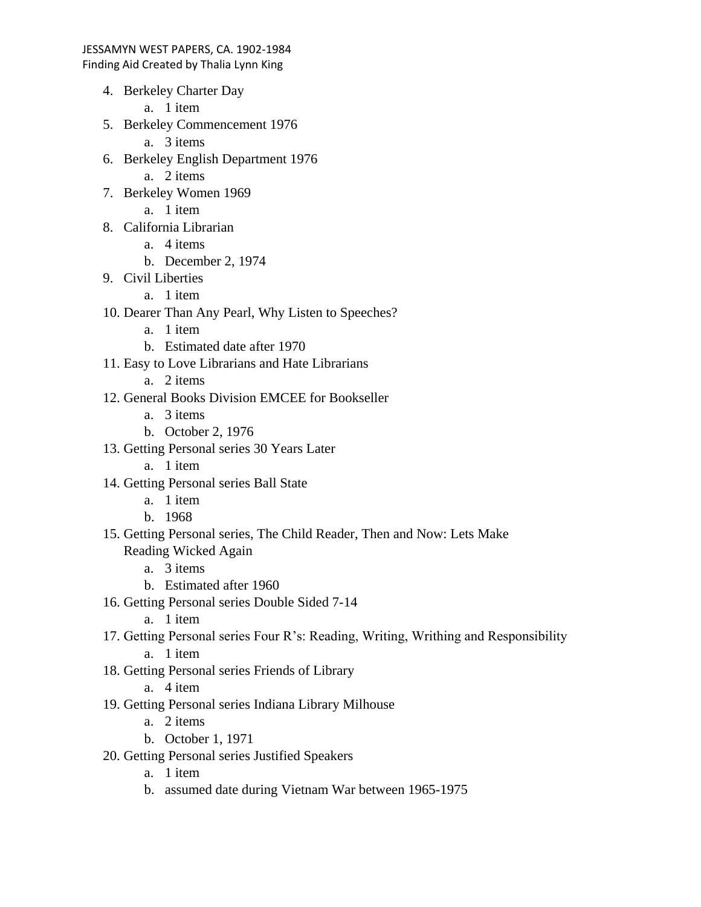4. Berkeley Charter Day
    a. 1 item
5. Berkeley Commencement 1976
    a. 3 items
6. Berkeley English Department 1976
    a. 2 items
7. Berkeley Women 1969
    a. 1 item
8. California Librarian
    a. 4 items
    b. December 2, 1974
9. Civil Liberties
    a. 1 item
10. Dearer Than Any Pearl, Why Listen to Speeches?
    a. 1 item
    b. Estimated date after 1970
11. Easy to Love Librarians and Hate Librarians
    a. 2 items
12. General Books Division EMCEE for Bookseller
    a. 3 items
    b. October 2, 1976
13. Getting Personal series 30 Years Later
    a. 1 item
14. Getting Personal series Ball State
    a. 1 item
    b. 1968
15. Getting Personal series, The Child Reader, Then and Now: Lets Make Reading Wicked Again
    a. 3 items
    b. Estimated after 1960
16. Getting Personal series Double Sided 7-14
    a. 1 item
17. Getting Personal series Four R's: Reading, Writing, Writhing and Responsibility
    a. 1 item
18. Getting Personal series Friends of Library
    a. 4 item
19. Getting Personal series Indiana Library Milhouse
    a. 2 items
    b. October 1, 1971
20. Getting Personal series Justified Speakers
    a. 1 item
    b. assumed date during Vietnam War between 1965-1975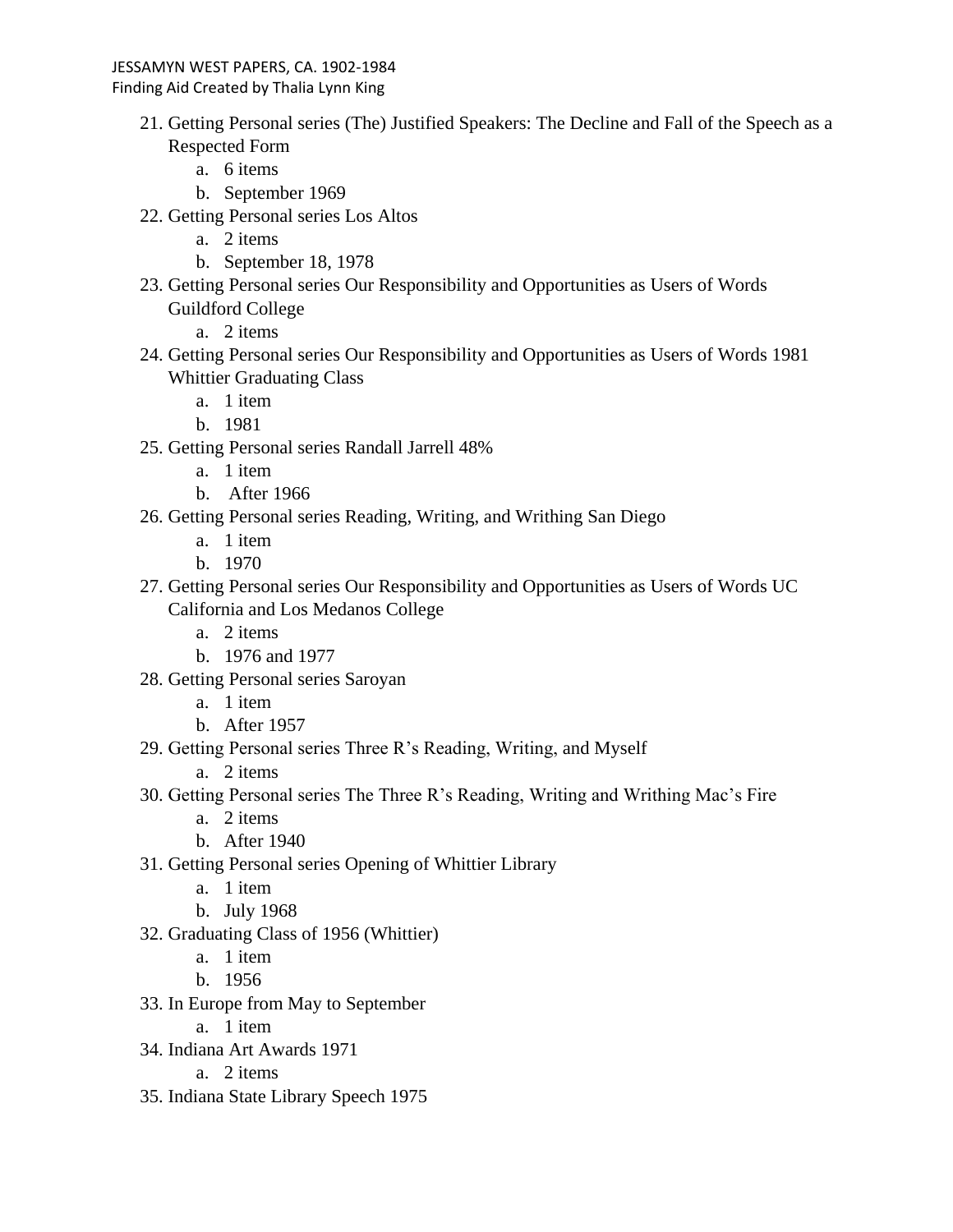21. Getting Personal series (The) Justified Speakers: The Decline and Fall of the Speech as a Respected Form
    a. 6 items
    b. September 1969
22. Getting Personal series Los Altos
    a. 2 items
    b. September 18, 1978
23. Getting Personal series Our Responsibility and Opportunities as Users of Words Guildford College
    a. 2 items
24. Getting Personal series Our Responsibility and Opportunities as Users of Words 1981 Whittier Graduating Class
    a. 1 item
    b. 1981
25. Getting Personal series Randall Jarrell 48%
    a. 1 item
    b. After 1966
26. Getting Personal series Reading, Writing, and Writhing San Diego
    a. 1 item
    b. 1970
27. Getting Personal series Our Responsibility and Opportunities as Users of Words UC California and Los Medanos College
    a. 2 items
    b. 1976 and 1977
28. Getting Personal series Saroyan
    a. 1 item
    b. After 1957
29. Getting Personal series Three R's Reading, Writing, and Myself
    a. 2 items
30. Getting Personal series The Three R's Reading, Writing and Writhing Mac's Fire
    a. 2 items
    b. After 1940
31. Getting Personal series Opening of Whittier Library
    a. 1 item
    b. July 1968
32. Graduating Class of 1956 (Whittier)
    a. 1 item
    b. 1956
33. In Europe from May to September
    a. 1 item
34. Indiana Art Awards 1971
    a. 2 items
35. Indiana State Library Speech 1975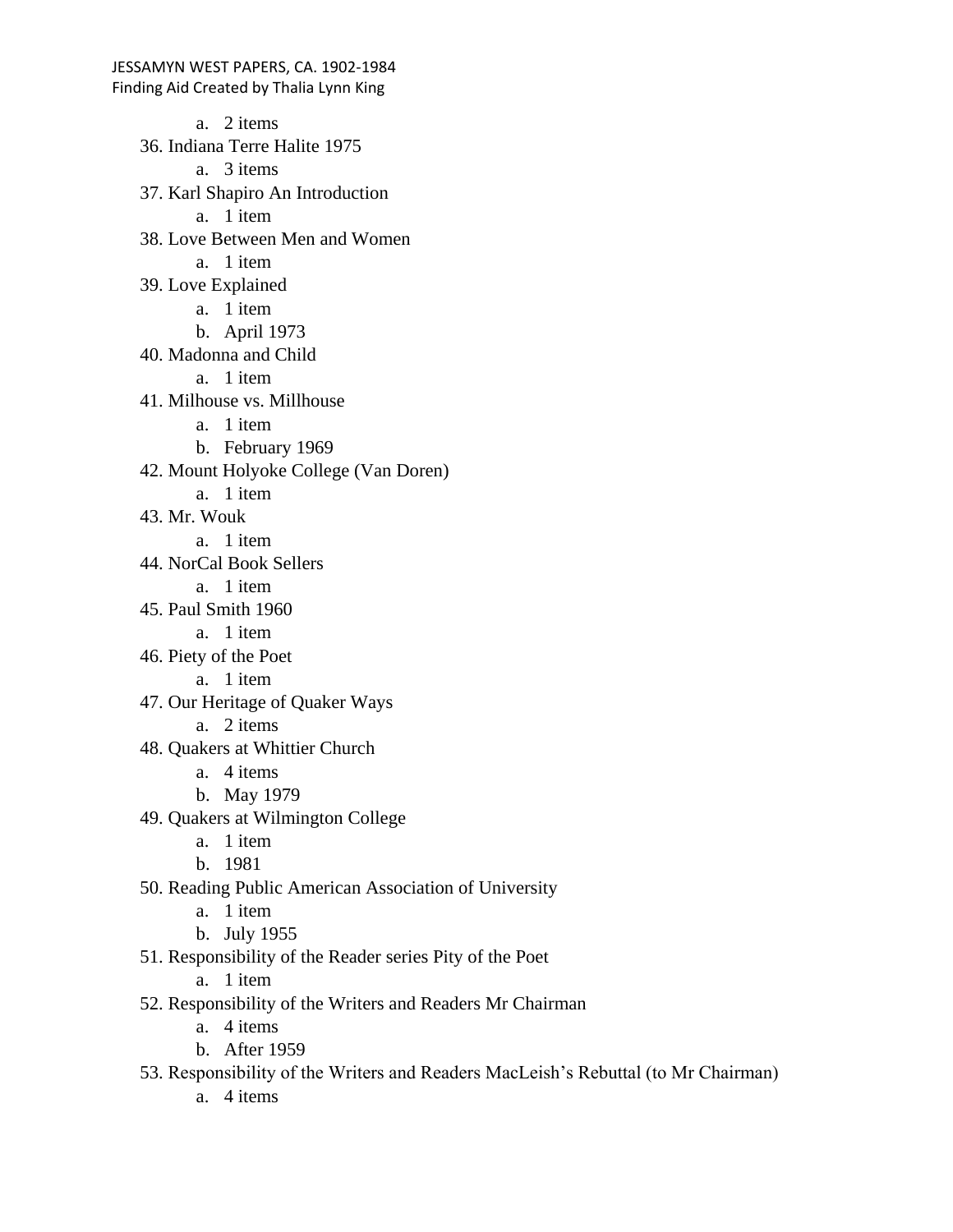- a. 2 items

36. Indiana Terre Halite 1975
    - a. 3 items
37. Karl Shapiro An Introduction
    - a. 1 item
38. Love Between Men and Women
    - a. 1 item
39. Love Explained
    - a. 1 item
    - b. April 1973
40. Madonna and Child
    - a. 1 item
41. Milhouse vs. Millhouse
    - a. 1 item
    - b. February 1969
42. Mount Holyoke College (Van Doren)
    - a. 1 item
43. Mr. Wouk
    - a. 1 item
44. NorCal Book Sellers
    - a. 1 item
45. Paul Smith 1960
    - a. 1 item
46. Piety of the Poet
    - a. 1 item
47. Our Heritage of Quaker Ways
    - a. 2 items
48. Quakers at Whittier Church
    - a. 4 items
    - b. May 1979
49. Quakers at Wilmington College
    - a. 1 item
    - b. 1981
50. Reading Public American Association of University
    - a. 1 item
    - b. July 1955
51. Responsibility of the Reader series Pity of the Poet
    - a. 1 item
52. Responsibility of the Writers and Readers Mr Chairman
    - a. 4 items
    - b. After 1959
53. Responsibility of the Writers and Readers MacLeish's Rebuttal (to Mr Chairman)
    - a. 4 items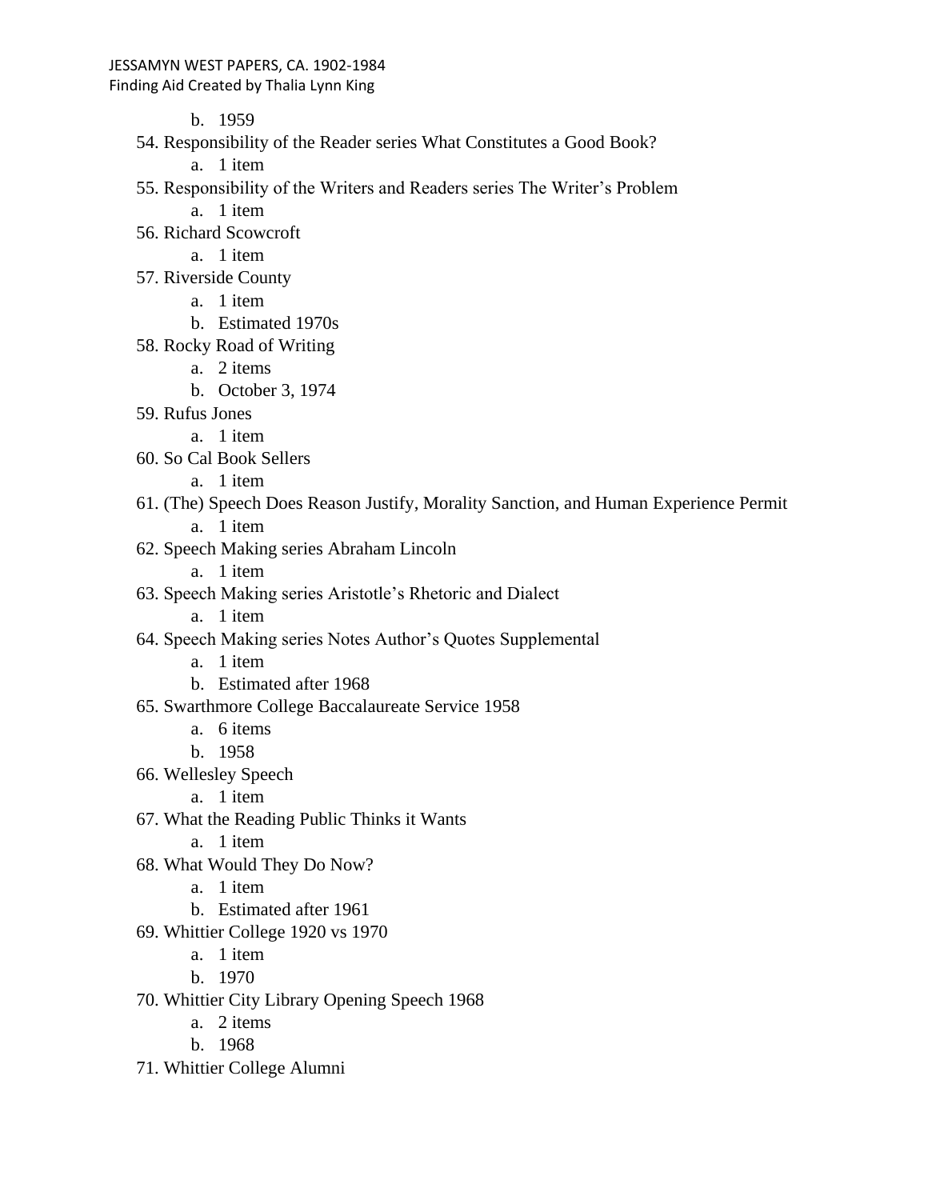b. 1959

54. Responsibility of the Reader series What Constitutes a Good Book?
    a. 1 item
55. Responsibility of the Writers and Readers series The Writer's Problem
    a. 1 item
56. Richard Scowcroft
    a. 1 item
57. Riverside County
    a. 1 item
    b. Estimated 1970s
58. Rocky Road of Writing
    a. 2 items
    b. October 3, 1974
59. Rufus Jones
    a. 1 item
60. So Cal Book Sellers
    a. 1 item
61. (The) Speech Does Reason Justify, Morality Sanction, and Human Experience Permit
    a. 1 item
62. Speech Making series Abraham Lincoln
    a. 1 item
63. Speech Making series Aristotle's Rhetoric and Dialect
    a. 1 item
64. Speech Making series Notes Author's Quotes Supplemental
    a. 1 item
    b. Estimated after 1968
65. Swarthmore College Baccalaureate Service 1958
    a. 6 items
    b. 1958
66. Wellesley Speech
    a. 1 item
67. What the Reading Public Thinks it Wants
    a. 1 item
68. What Would They Do Now?
    a. 1 item
    b. Estimated after 1961
69. Whittier College 1920 vs 1970
    a. 1 item
    b. 1970
70. Whittier City Library Opening Speech 1968
    a. 2 items
    b. 1968
71. Whittier College Alumni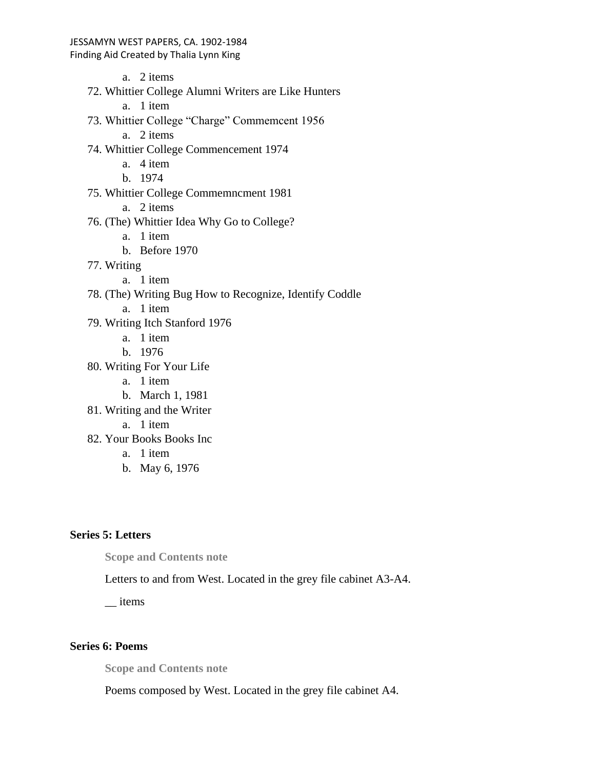a. 2 items

72. Whittier College Alumni Writers are Like Hunters
    a. 1 item
73. Whittier College "Charge" Commemcent 1956
    a. 2 items
74. Whittier College Commencement 1974
    a. 4 item
    b. 1974
75. Whittier College Commemncment 1981
    a. 2 items
76. (The) Whittier Idea Why Go to College?
    a. 1 item
    b. Before 1970
77. Writing
    a. 1 item
78. (The) Writing Bug How to Recognize, Identify Coddle
    a. 1 item
79. Writing Itch Stanford 1976
    a. 1 item
    b. 1976
80. Writing For Your Life
    a. 1 item
    b. March 1, 1981
81. Writing and the Writer
    a. 1 item
82. Your Books Books Inc
    a. 1 item
    b. May 6, 1976

**Series 5: Letters**

**Scope and Contents note**

Letters to and from West. Located in the grey file cabinet A3-A4.

__ items

**Series 6: Poems**

**Scope and Contents note**

Poems composed by West. Located in the grey file cabinet A4.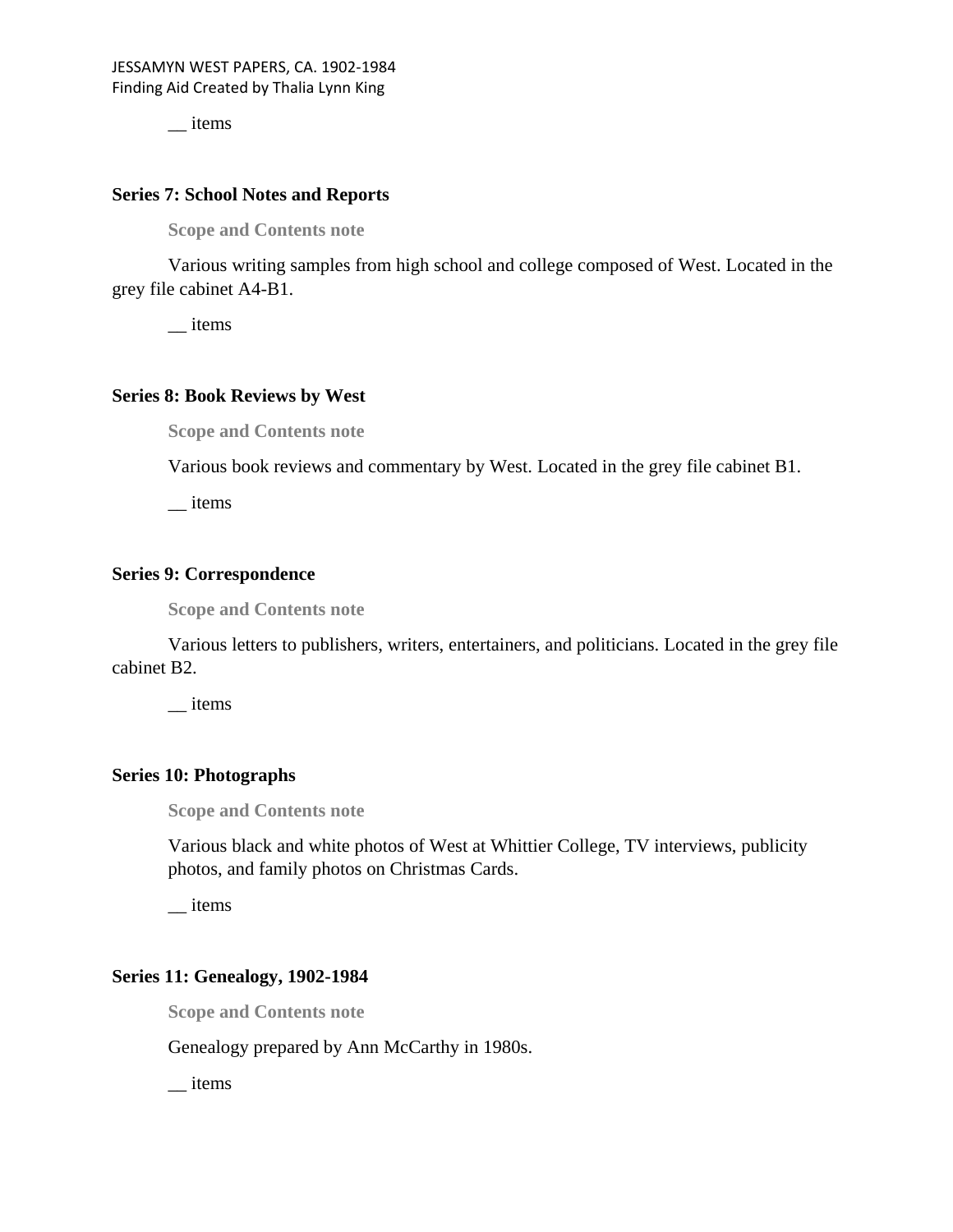__ items

**Series 7: School Notes and Reports**

**Scope and Contents note**

Various writing samples from high school and college composed of West. Located in the grey file cabinet A4-B1.

__ items

**Series 8: Book Reviews by West**

**Scope and Contents note**

Various book reviews and commentary by West. Located in the grey file cabinet B1.

__ items

**Series 9: Correspondence**

**Scope and Contents note**

Various letters to publishers, writers, entertainers, and politicians. Located in the grey file cabinet B2.

__ items

**Series 10: Photographs**

**Scope and Contents note**

Various black and white photos of West at Whittier College, TV interviews, publicity photos, and family photos on Christmas Cards.

__ items

**Series 11: Genealogy, 1902-1984**

**Scope and Contents note**

Genealogy prepared by Ann McCarthy in 1980s.

__ items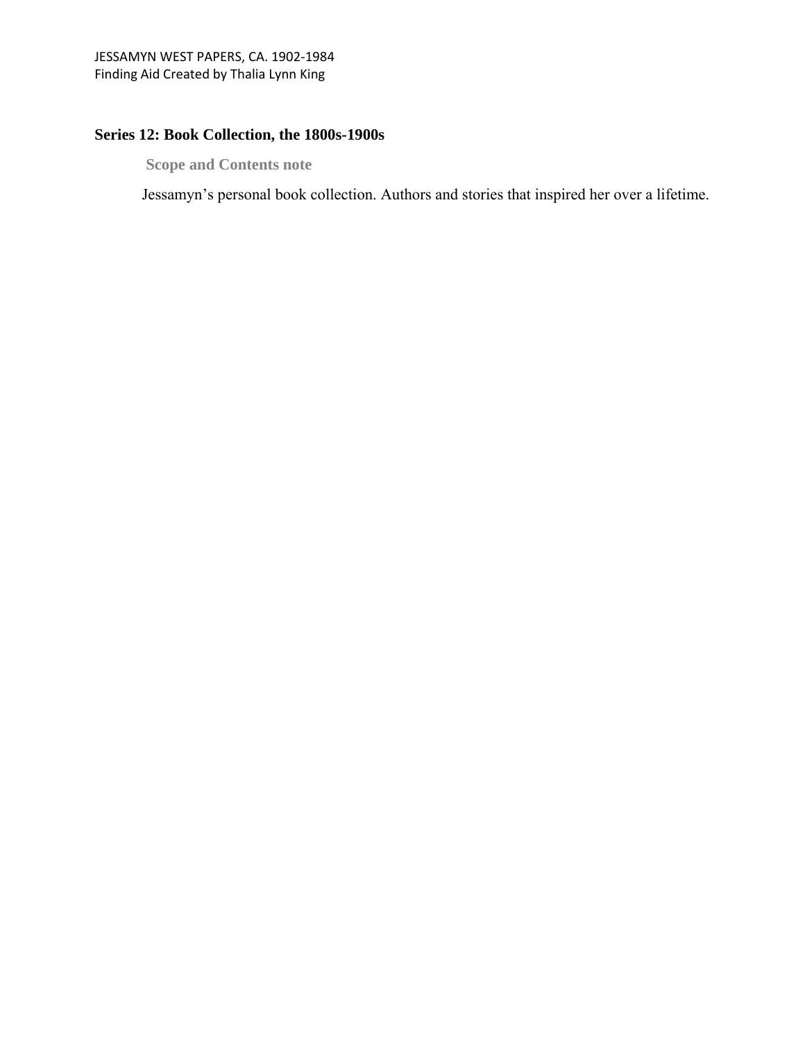## Series 12: Book Collection, the 1800s-1900s

**Scope and Contents note**

Jessamyn's personal book collection. Authors and stories that inspired her over a lifetime.